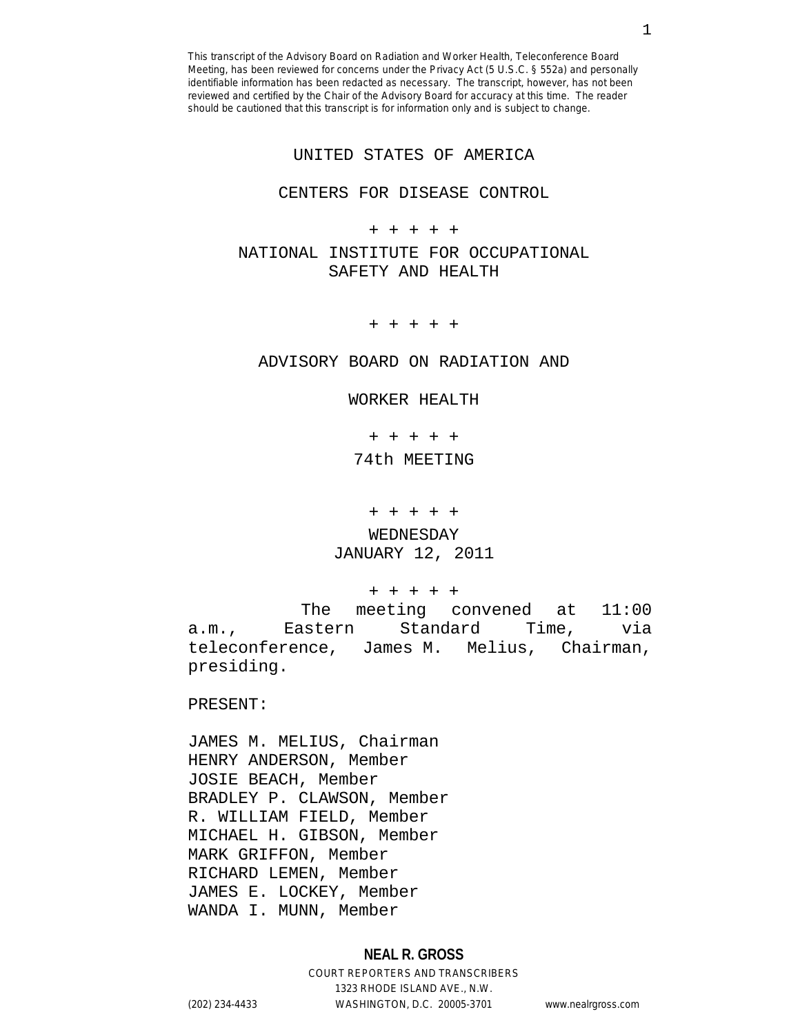This transcript of the Advisory Board on Radiation and Worker Health, Teleconference Board Meeting, has been reviewed for concerns under the Privacy Act (5 U.S.C. § 552a) and personally identifiable information has been redacted as necessary. The transcript, however, has not been reviewed and certified by the Chair of the Advisory Board for accuracy at this time. The reader should be cautioned that this transcript is for information only and is subject to change.

UNITED STATES OF AMERICA

CENTERS FOR DISEASE CONTROL

+ + + + +

NATIONAL INSTITUTE FOR OCCUPATIONAL SAFETY AND HEALTH

+ + + + +

ADVISORY BOARD ON RADIATION AND

WORKER HEALTH

+ + + + +

74th MEETING

+ + + + +

WEDNESDAY
JANUARY 12, 2011

+ + + + +

The meeting convened at 11:00 a.m., Eastern Standard Time, via teleconference, James M. Melius, Chairman, presiding.

PRESENT:

JAMES M. MELIUS, Chairman
HENRY ANDERSON, Member
JOSIE BEACH, Member
BRADLEY P. CLAWSON, Member
R. WILLIAM FIELD, Member
MICHAEL H. GIBSON, Member
MARK GRIFFON, Member
RICHARD LEMEN, Member
JAMES E. LOCKEY, Member
WANDA I. MUNN, Member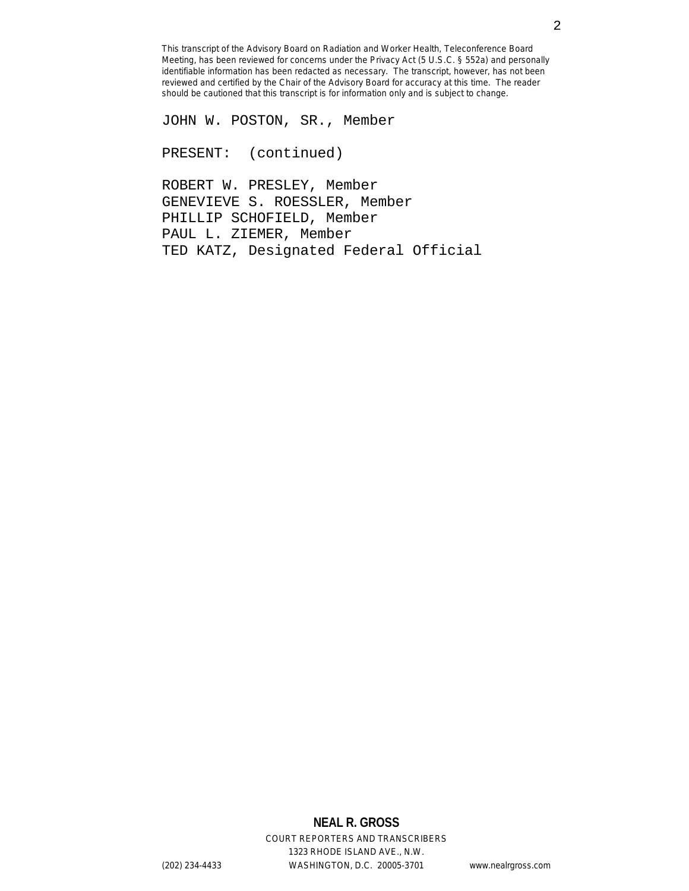JOHN W. POSTON, SR., Member

PRESENT:  (continued)

ROBERT W. PRESLEY, Member
GENEVIEVE S. ROESSLER, Member
PHILLIP SCHOFIELD, Member
PAUL L. ZIEMER, Member
TED KATZ, Designated Federal Official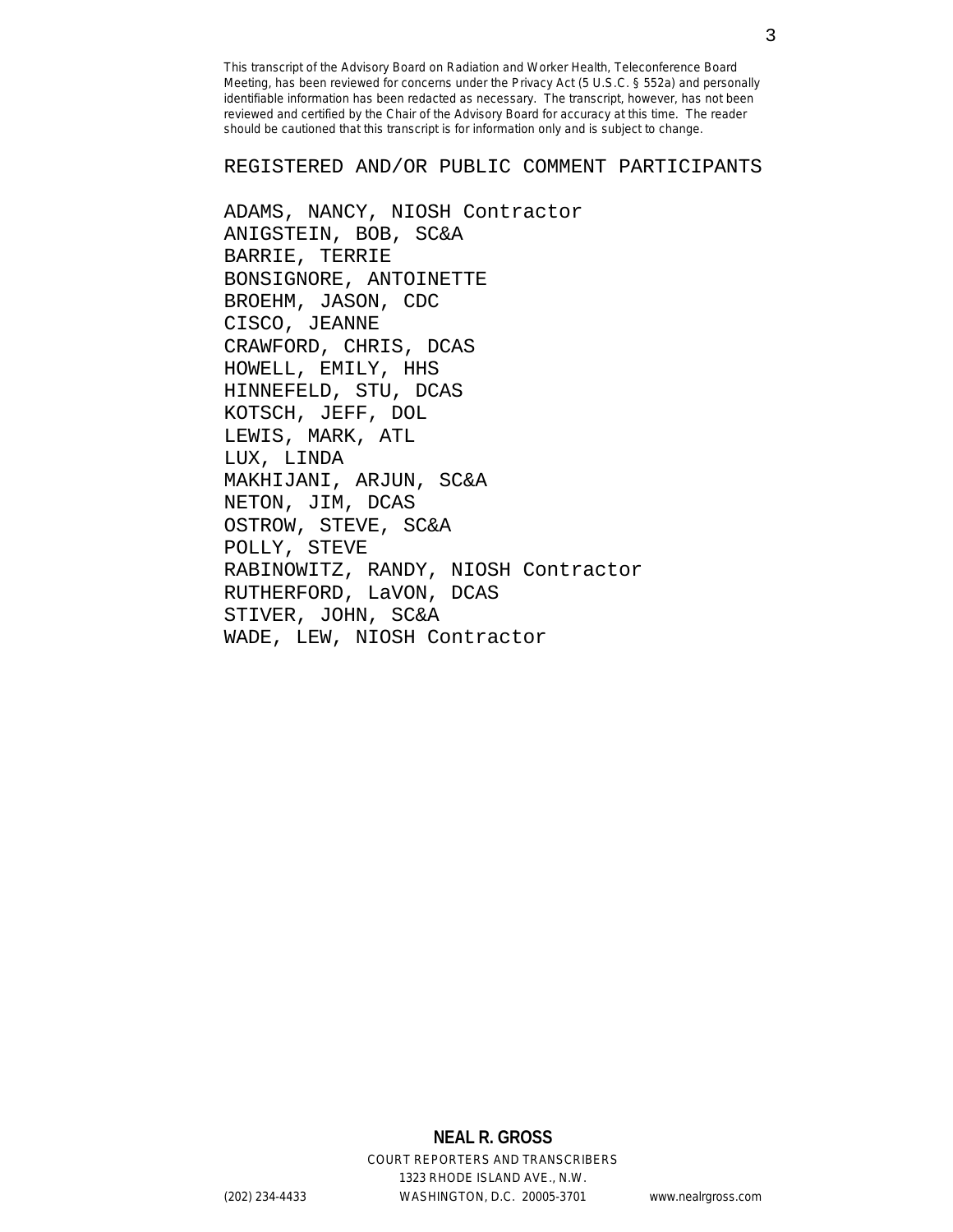This transcript of the Advisory Board on Radiation and Worker Health, Teleconference Board Meeting, has been reviewed for concerns under the Privacy Act (5 U.S.C. § 552a) and personally identifiable information has been redacted as necessary. The transcript, however, has not been reviewed and certified by the Chair of the Advisory Board for accuracy at this time. The reader should be cautioned that this transcript is for information only and is subject to change.

## REGISTERED AND/OR PUBLIC COMMENT PARTICIPANTS

ADAMS, NANCY, NIOSH Contractor
ANIGSTEIN, BOB, SC&A
BARRIE, TERRIE
BONSIGNORE, ANTOINETTE
BROEHM, JASON, CDC
CISCO, JEANNE
CRAWFORD, CHRIS, DCAS
HOWELL, EMILY, HHS
HINNEFELD, STU, DCAS
KOTSCH, JEFF, DOL
LEWIS, MARK, ATL
LUX, LINDA
MAKHIJANI, ARJUN, SC&A
NETON, JIM, DCAS
OSTROW, STEVE, SC&A
POLLY, STEVE
RABINOWITZ, RANDY, NIOSH Contractor
RUTHERFORD, LaVON, DCAS
STIVER, JOHN, SC&A
WADE, LEW, NIOSH Contractor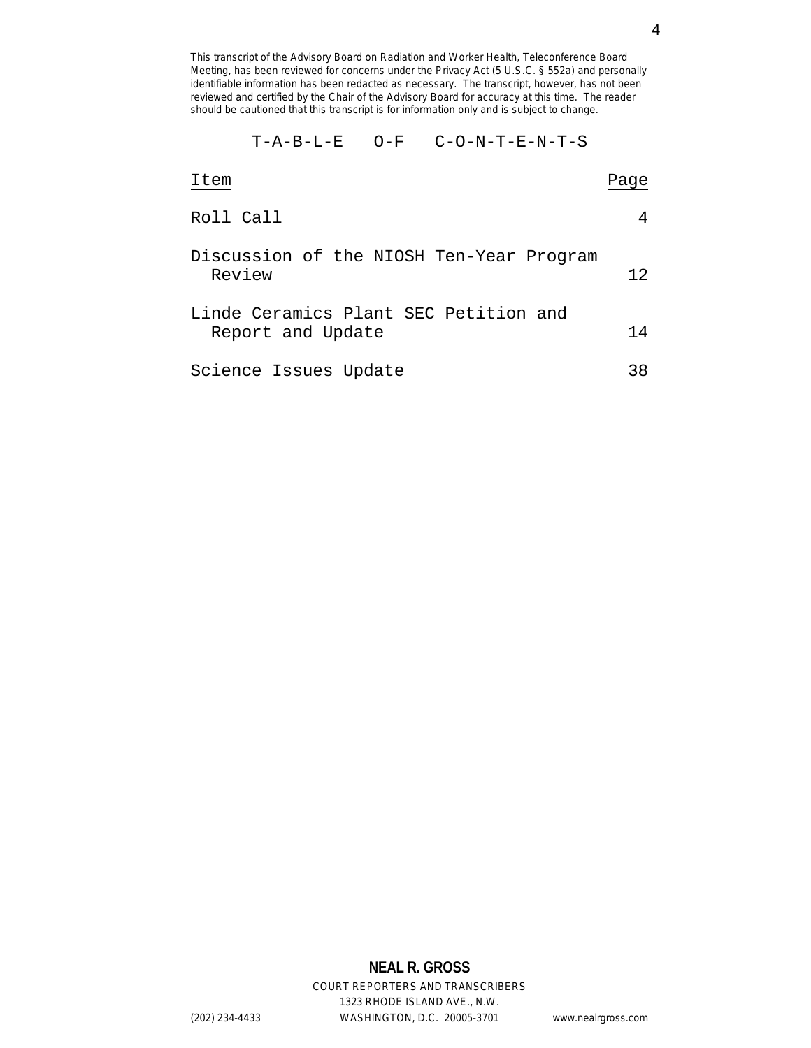This transcript of the Advisory Board on Radiation and Worker Health, Teleconference Board Meeting, has been reviewed for concerns under the Privacy Act (5 U.S.C. § 552a) and personally identifiable information has been redacted as necessary. The transcript, however, has not been reviewed and certified by the Chair of the Advisory Board for accuracy at this time. The reader should be cautioned that this transcript is for information only and is subject to change.

# T-A-B-L-E O-F C-O-N-T-E-N-T-S

| Item | Page |
| --- | --- |
| Roll Call | 4 |
| Discussion of the NIOSH Ten-Year Program Review | 12 |
| Linde Ceramics Plant SEC Petition and Report and Update | 14 |
| Science Issues Update | 38 |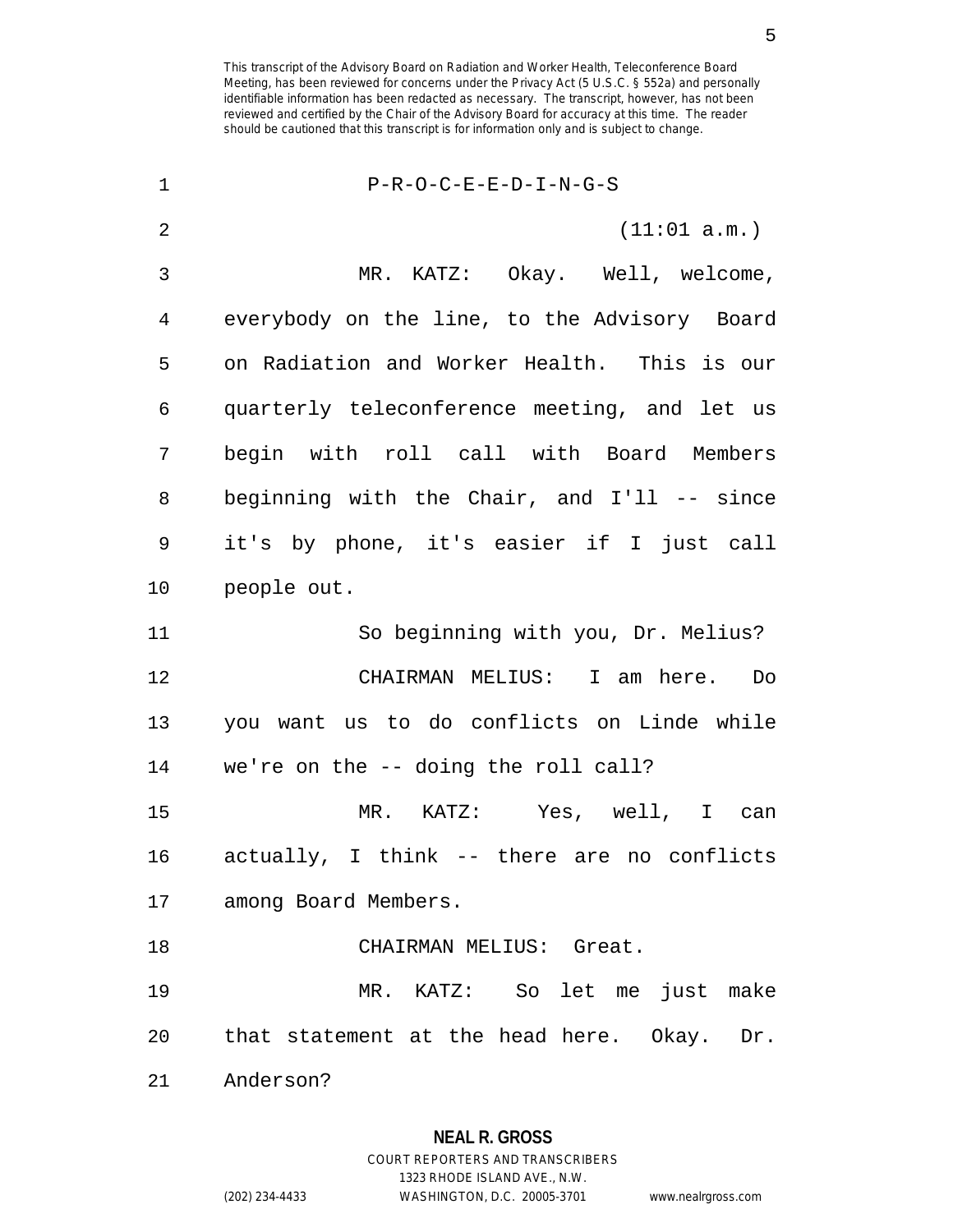P-R-O-C-E-E-D-I-N-G-S

(11:01 a.m.)

MR. KATZ: Okay. Well, welcome, everybody on the line, to the Advisory Board on Radiation and Worker Health. This is our quarterly teleconference meeting, and let us begin with roll call with Board Members beginning with the Chair, and I'll -- since it's by phone, it's easier if I just call people out.

So beginning with you, Dr. Melius?

CHAIRMAN MELIUS: I am here. Do you want us to do conflicts on Linde while we're on the -- doing the roll call?

MR. KATZ: Yes, well, I can actually, I think -- there are no conflicts among Board Members.

CHAIRMAN MELIUS: Great.

MR. KATZ: So let me just make that statement at the head here. Okay. Dr. Anderson?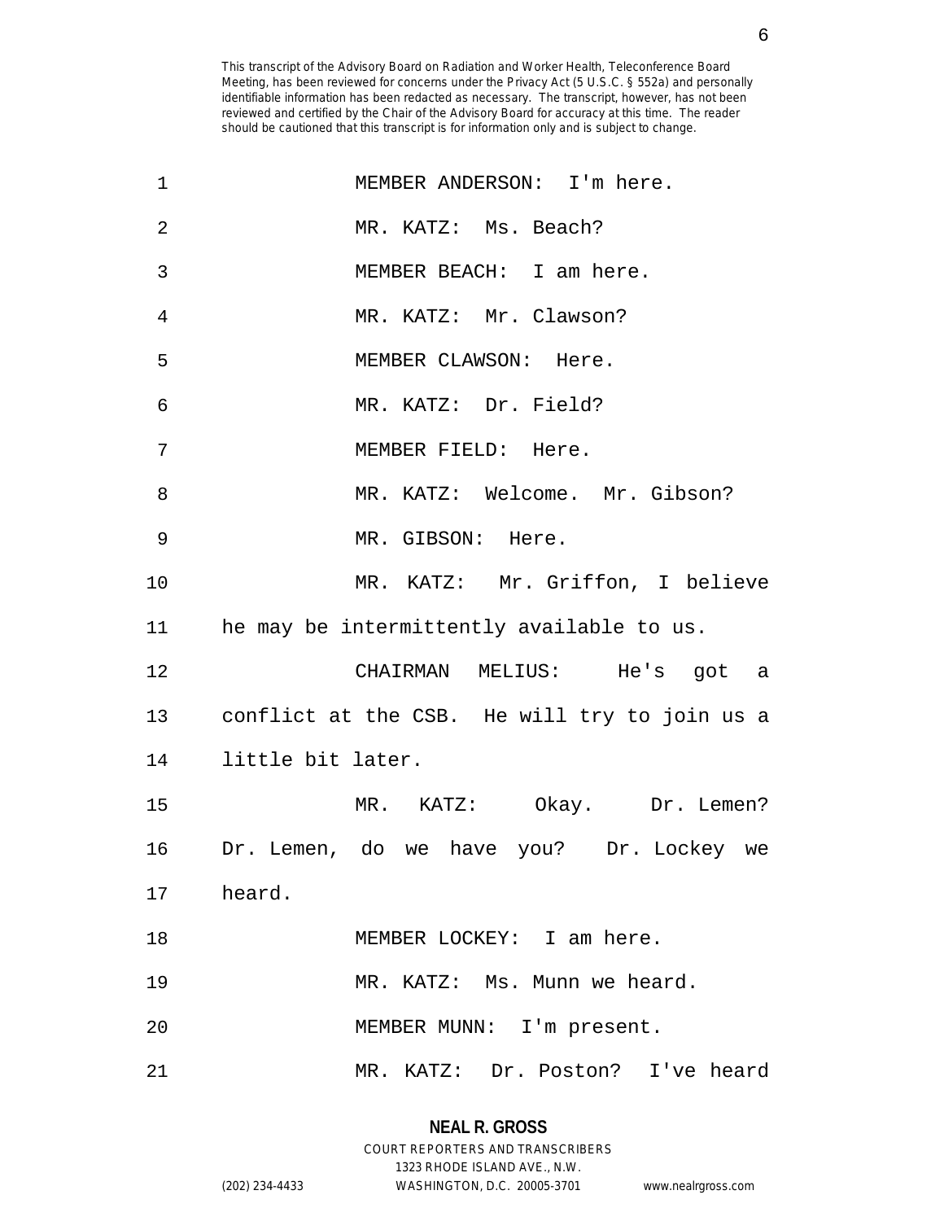MEMBER ANDERSON: I'm here.

MR. KATZ: Ms. Beach?

MEMBER BEACH: I am here.

MR. KATZ: Mr. Clawson?

MEMBER CLAWSON: Here.

MR. KATZ: Dr. Field?

MEMBER FIELD: Here.

MR. KATZ: Welcome. Mr. Gibson?

MR. GIBSON: Here.

MR. KATZ: Mr. Griffon, I believe he may be intermittently available to us.

CHAIRMAN MELIUS: He's got a conflict at the CSB. He will try to join us a little bit later.

MR. KATZ: Okay. Dr. Lemen? Dr. Lemen, do we have you? Dr. Lockey we heard.

MEMBER LOCKEY: I am here.

MR. KATZ: Ms. Munn we heard.

MEMBER MUNN: I'm present.

MR. KATZ: Dr. Poston? I've heard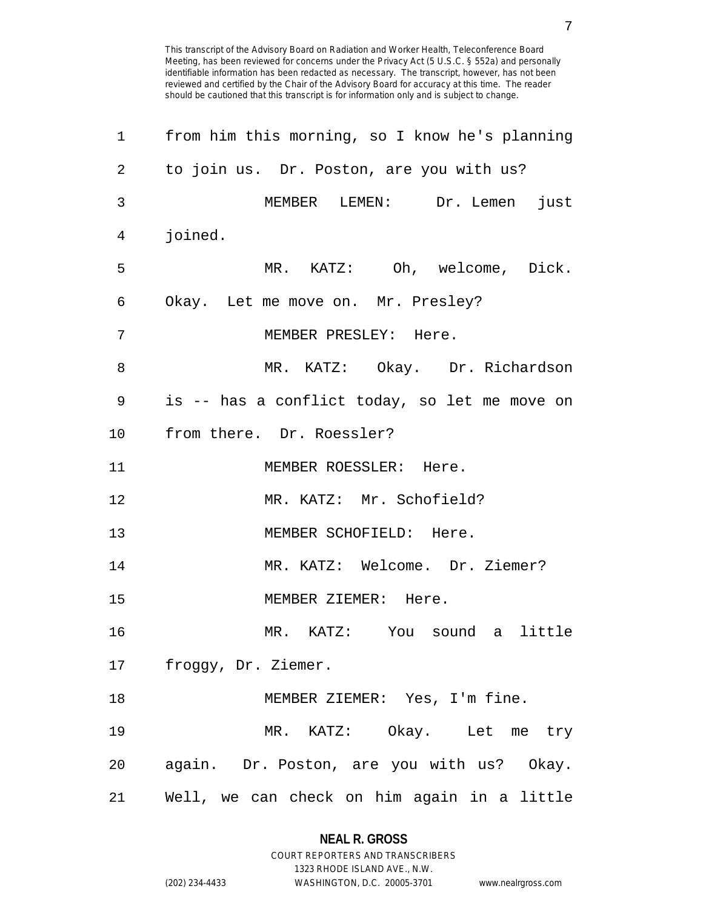This transcript of the Advisory Board on Radiation and Worker Health, Teleconference Board Meeting, has been reviewed for concerns under the Privacy Act (5 U.S.C. § 552a) and personally identifiable information has been redacted as necessary. The transcript, however, has not been reviewed and certified by the Chair of the Advisory Board for accuracy at this time. The reader should be cautioned that this transcript is for information only and is subject to change.

from him this morning, so I know he's planning to join us. Dr. Poston, are you with us?

MEMBER LEMEN: Dr. Lemen just joined.

MR. KATZ: Oh, welcome, Dick. Okay. Let me move on. Mr. Presley?

MEMBER PRESLEY: Here.

MR. KATZ: Okay. Dr. Richardson is -- has a conflict today, so let me move on from there. Dr. Roessler?

MEMBER ROESSLER: Here.

MR. KATZ: Mr. Schofield?

MEMBER SCHOFIELD: Here.

MR. KATZ: Welcome. Dr. Ziemer?

MEMBER ZIEMER: Here.

MR. KATZ: You sound a little froggy, Dr. Ziemer.

MEMBER ZIEMER: Yes, I'm fine.

MR. KATZ: Okay. Let me try again. Dr. Poston, are you with us? Okay. Well, we can check on him again in a little

**NEAL R. GROSS**
COURT REPORTERS AND TRANSCRIBERS
1323 RHODE ISLAND AVE., N.W.
(202) 234-4433 WASHINGTON, D.C. 20005-3701 www.nealrgross.com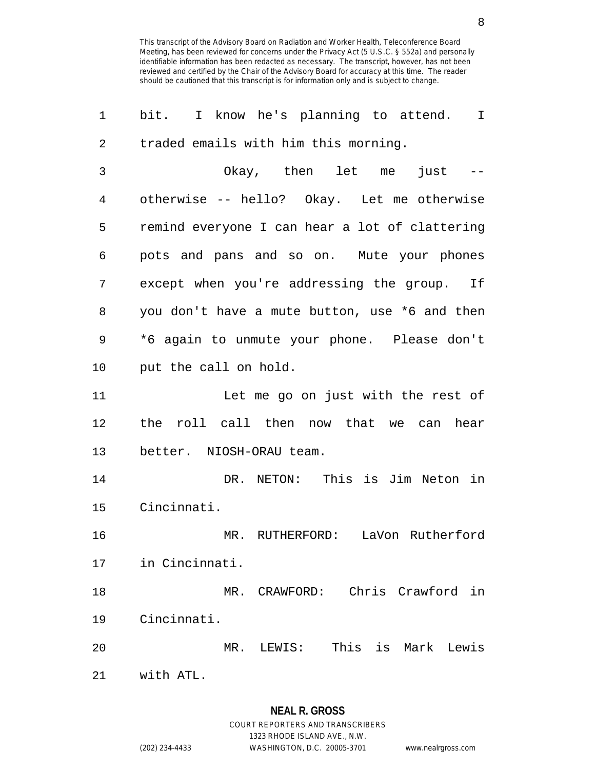bit. I know he's planning to attend. I traded emails with him this morning.

Okay, then let me just -- otherwise -- hello? Okay. Let me otherwise remind everyone I can hear a lot of clattering pots and pans and so on. Mute your phones except when you're addressing the group. If you don't have a mute button, use *6 and then *6 again to unmute your phone. Please don't put the call on hold.

Let me go on just with the rest of the roll call then now that we can hear better. NIOSH-ORAU team.

DR. NETON: This is Jim Neton in Cincinnati.

MR. RUTHERFORD: LaVon Rutherford in Cincinnati.

MR. CRAWFORD: Chris Crawford in Cincinnati.

MR. LEWIS: This is Mark Lewis with ATL.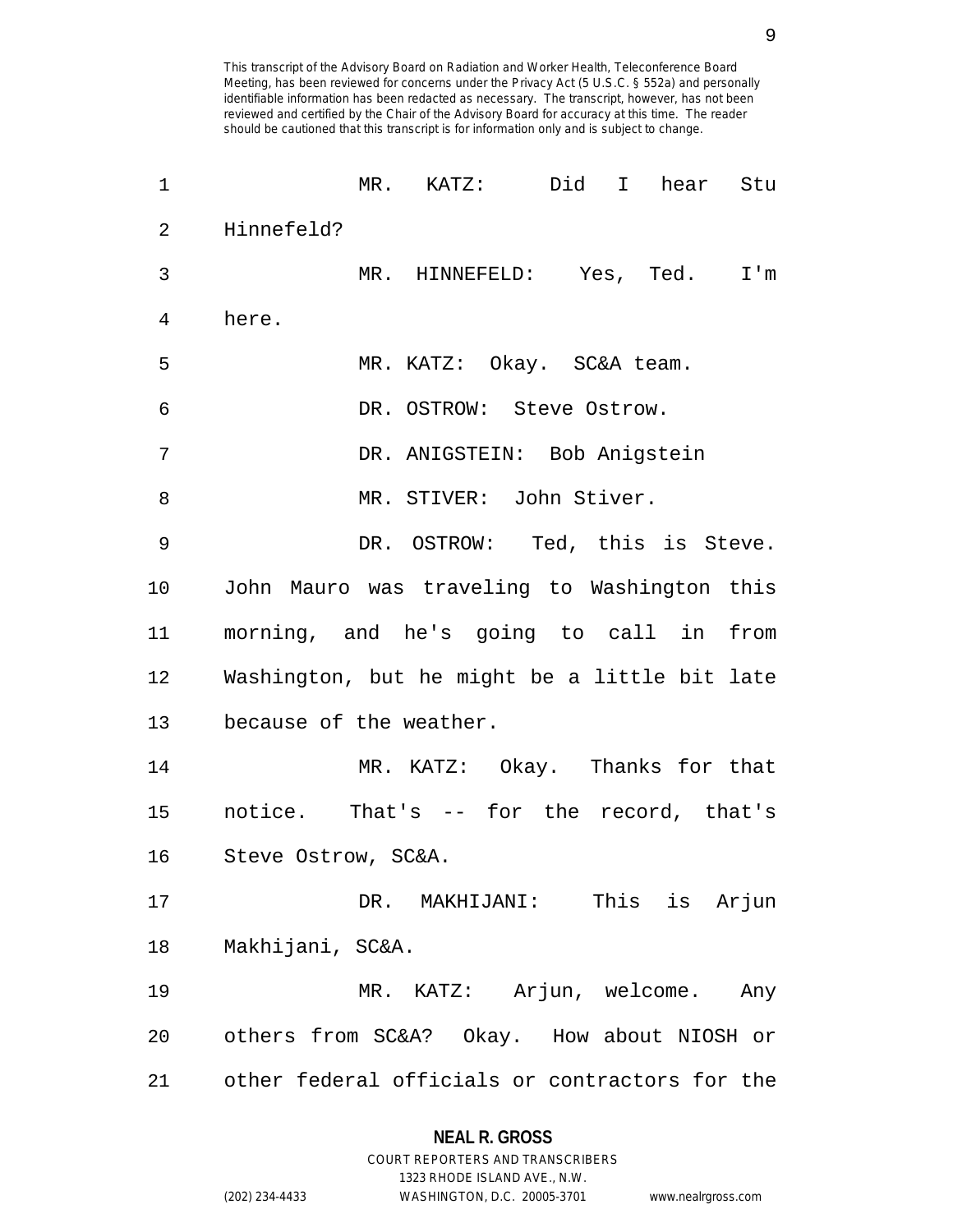This transcript of the Advisory Board on Radiation and Worker Health, Teleconference Board Meeting, has been reviewed for concerns under the Privacy Act (5 U.S.C. § 552a) and personally identifiable information has been redacted as necessary. The transcript, however, has not been reviewed and certified by the Chair of the Advisory Board for accuracy at this time. The reader should be cautioned that this transcript is for information only and is subject to change.

1 MR. KATZ: Did I hear Stu
2 Hinnefeld?
3 MR. HINNEFELD: Yes, Ted. I'm
4 here.
5 MR. KATZ: Okay. SC&A team.
6 DR. OSTROW: Steve Ostrow.
7 DR. ANIGSTEIN: Bob Anigstein
8 MR. STIVER: John Stiver.
9 DR. OSTROW: Ted, this is Steve.
10 John Mauro was traveling to Washington this
11 morning, and he's going to call in from
12 Washington, but he might be a little bit late
13 because of the weather.
14 MR. KATZ: Okay. Thanks for that
15 notice. That's -- for the record, that's
16 Steve Ostrow, SC&A.
17 DR. MAKHIJANI: This is Arjun
18 Makhijani, SC&A.
19 MR. KATZ: Arjun, welcome. Any
20 others from SC&A? Okay. How about NIOSH or
21 other federal officials or contractors for the

**NEAL R. GROSS**
COURT REPORTERS AND TRANSCRIBERS
1323 RHODE ISLAND AVE., N.W.
(202) 234-4433 WASHINGTON, D.C. 20005-3701 www.nealrgross.com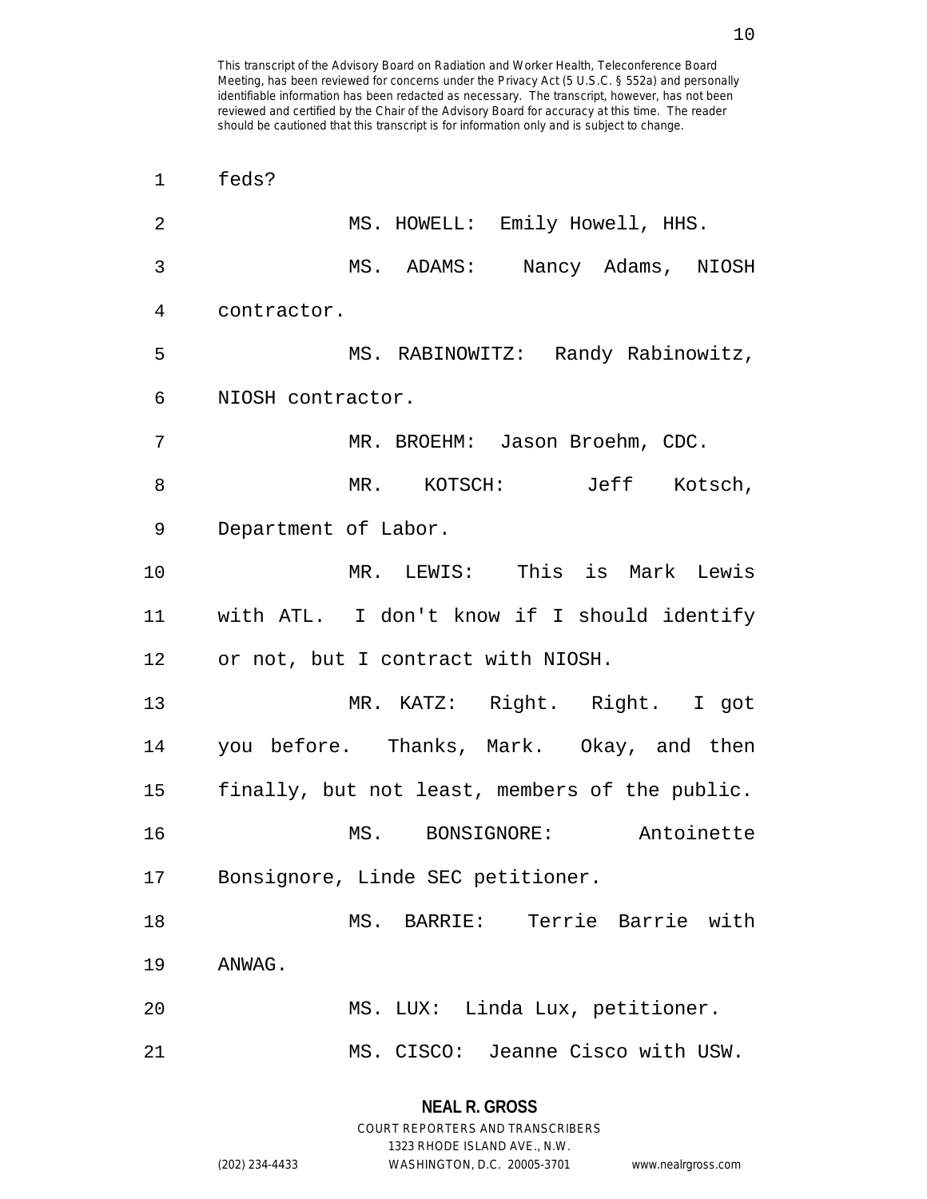feds?

MS. HOWELL: Emily Howell, HHS.

MS. ADAMS: Nancy Adams, NIOSH contractor.

MS. RABINOWITZ: Randy Rabinowitz, NIOSH contractor.

MR. BROEHM: Jason Broehm, CDC.

MR. KOTSCH: Jeff Kotsch, Department of Labor.

MR. LEWIS: This is Mark Lewis with ATL. I don't know if I should identify or not, but I contract with NIOSH.

MR. KATZ: Right. Right. I got you before. Thanks, Mark. Okay, and then finally, but not least, members of the public.

MS. BONSIGNORE: Antoinette Bonsignore, Linde SEC petitioner.

MS. BARRIE: Terrie Barrie with ANWAG.

MS. LUX: Linda Lux, petitioner.

MS. CISCO: Jeanne Cisco with USW.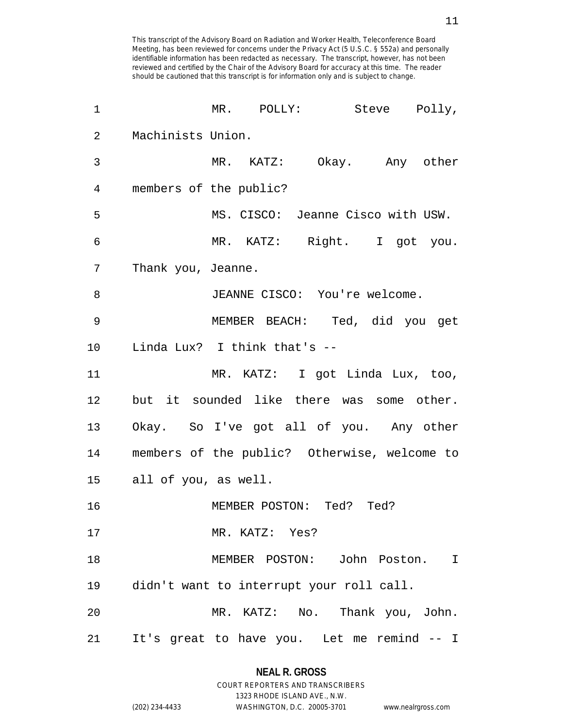MR. POLLY: Steve Polly, Machinists Union.

MR. KATZ: Okay. Any other members of the public?

MS. CISCO: Jeanne Cisco with USW.

MR. KATZ: Right. I got you. Thank you, Jeanne.

JEANNE CISCO: You're welcome.

MEMBER BEACH: Ted, did you get Linda Lux? I think that's --

MR. KATZ: I got Linda Lux, too, but it sounded like there was some other. Okay. So I've got all of you. Any other members of the public? Otherwise, welcome to all of you, as well.

MEMBER POSTON: Ted? Ted?

MR. KATZ: Yes?

MEMBER POSTON: John Poston. I didn't want to interrupt your roll call.

MR. KATZ: No. Thank you, John. It's great to have you. Let me remind -- I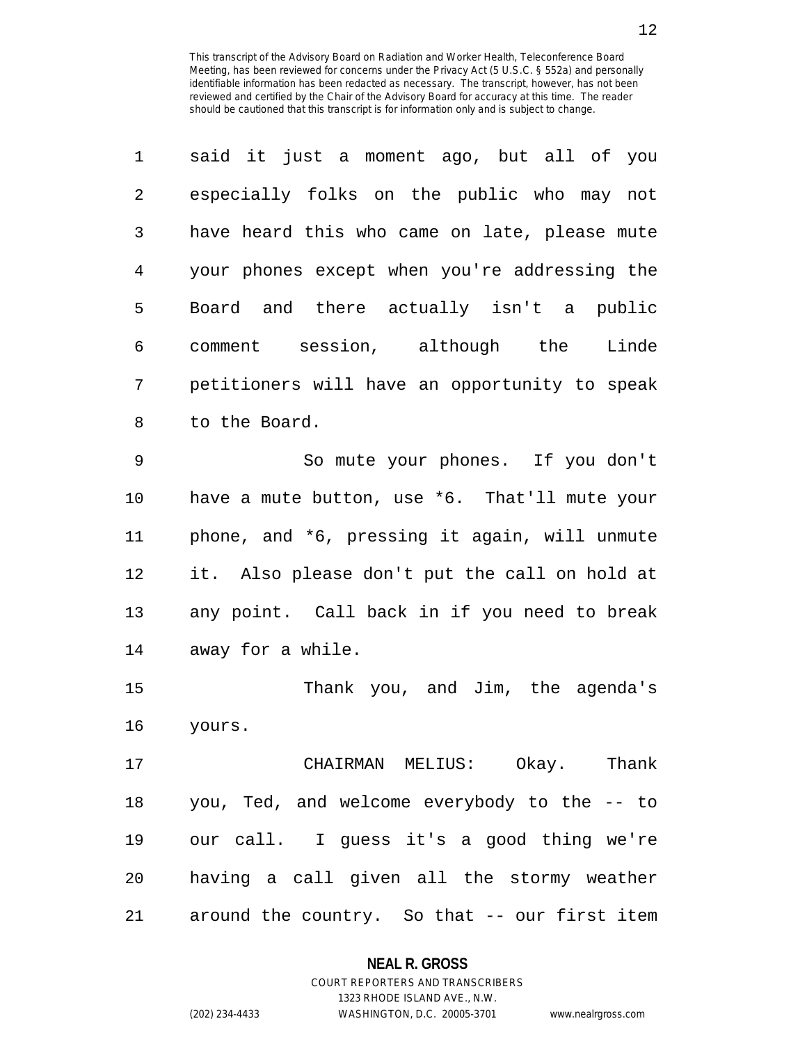said it just a moment ago, but all of you especially folks on the public who may not have heard this who came on late, please mute your phones except when you're addressing the Board and there actually isn't a public comment session, although the Linde petitioners will have an opportunity to speak to the Board.

So mute your phones. If you don't have a mute button, use *6. That'll mute your phone, and *6, pressing it again, will unmute it. Also please don't put the call on hold at any point. Call back in if you need to break away for a while.

Thank you, and Jim, the agenda's yours.

CHAIRMAN MELIUS: Okay. Thank you, Ted, and welcome everybody to the -- to our call. I guess it's a good thing we're having a call given all the stormy weather around the country. So that -- our first item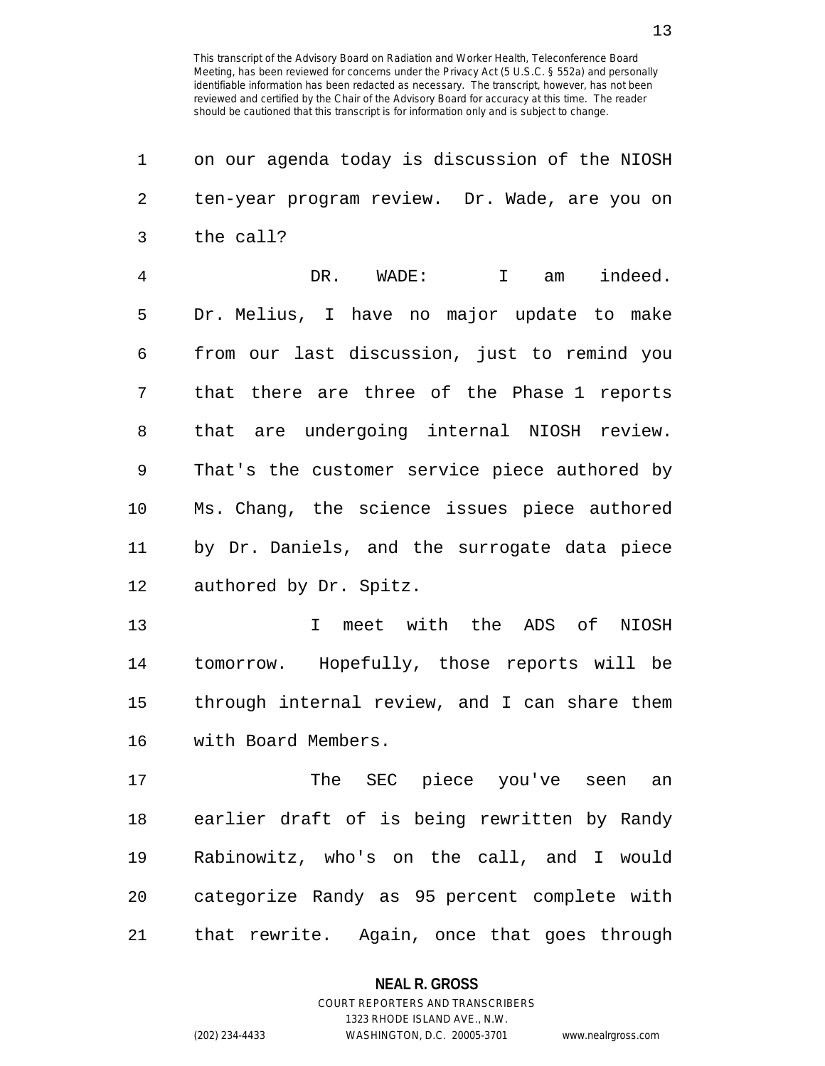on our agenda today is discussion of the NIOSH ten-year program review. Dr. Wade, are you on the call?

DR. WADE: I am indeed. Dr. Melius, I have no major update to make from our last discussion, just to remind you that there are three of the Phase 1 reports that are undergoing internal NIOSH review. That's the customer service piece authored by Ms. Chang, the science issues piece authored by Dr. Daniels, and the surrogate data piece authored by Dr. Spitz.

I meet with the ADS of NIOSH tomorrow. Hopefully, those reports will be through internal review, and I can share them with Board Members.

The SEC piece you've seen an earlier draft of is being rewritten by Randy Rabinowitz, who's on the call, and I would categorize Randy as 95 percent complete with that rewrite. Again, once that goes through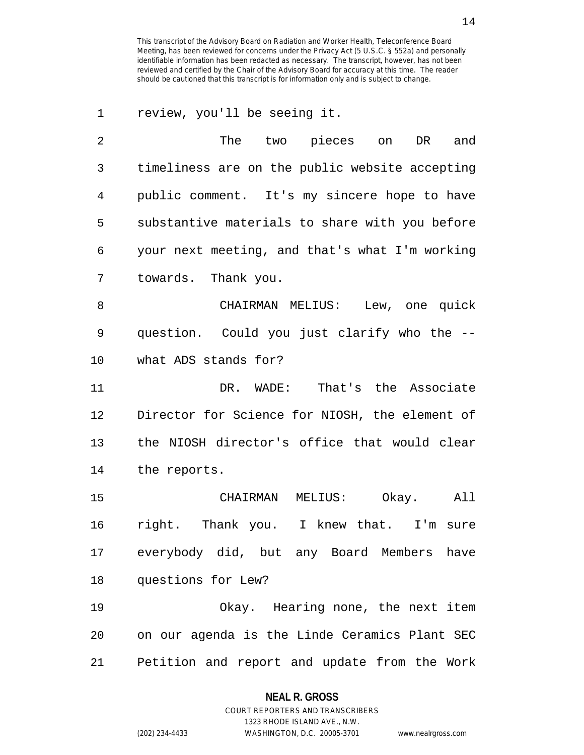review, you'll be seeing it.

The two pieces on DR and timeliness are on the public website accepting public comment. It's my sincere hope to have substantive materials to share with you before your next meeting, and that's what I'm working towards. Thank you.

CHAIRMAN MELIUS: Lew, one quick question. Could you just clarify who the -- what ADS stands for?

DR. WADE: That's the Associate Director for Science for NIOSH, the element of the NIOSH director's office that would clear the reports.

CHAIRMAN MELIUS: Okay. All right. Thank you. I knew that. I'm sure everybody did, but any Board Members have questions for Lew?

Okay. Hearing none, the next item on our agenda is the Linde Ceramics Plant SEC Petition and report and update from the Work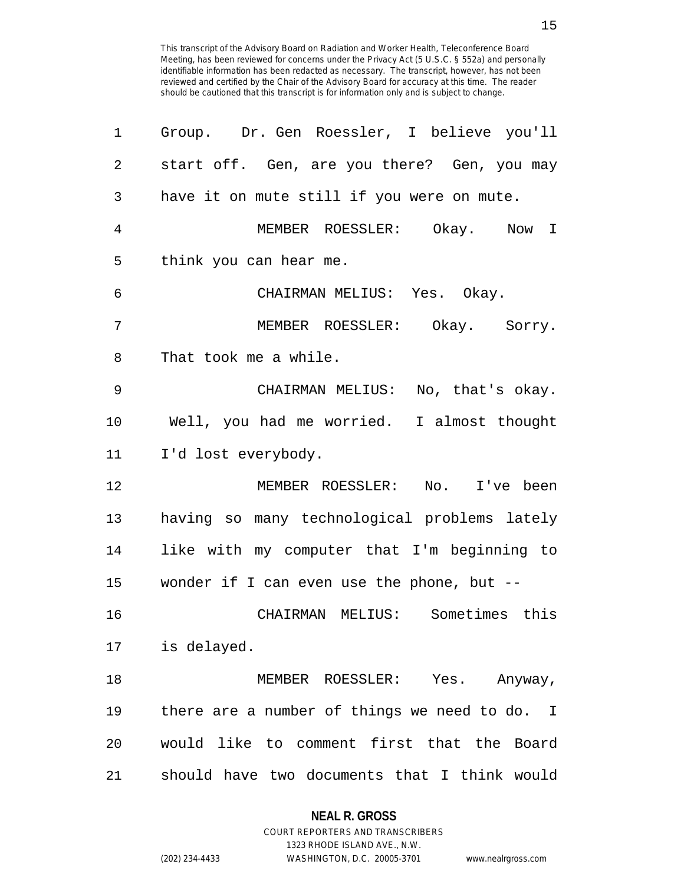Group. Dr. Gen Roessler, I believe you'll start off. Gen, are you there? Gen, you may have it on mute still if you were on mute.

MEMBER ROESSLER: Okay. Now I think you can hear me.

CHAIRMAN MELIUS: Yes. Okay.

MEMBER ROESSLER: Okay. Sorry. That took me a while.

CHAIRMAN MELIUS: No, that's okay. Well, you had me worried. I almost thought I'd lost everybody.

MEMBER ROESSLER: No. I've been having so many technological problems lately like with my computer that I'm beginning to wonder if I can even use the phone, but --

CHAIRMAN MELIUS: Sometimes this is delayed.

MEMBER ROESSLER: Yes. Anyway, there are a number of things we need to do. I would like to comment first that the Board should have two documents that I think would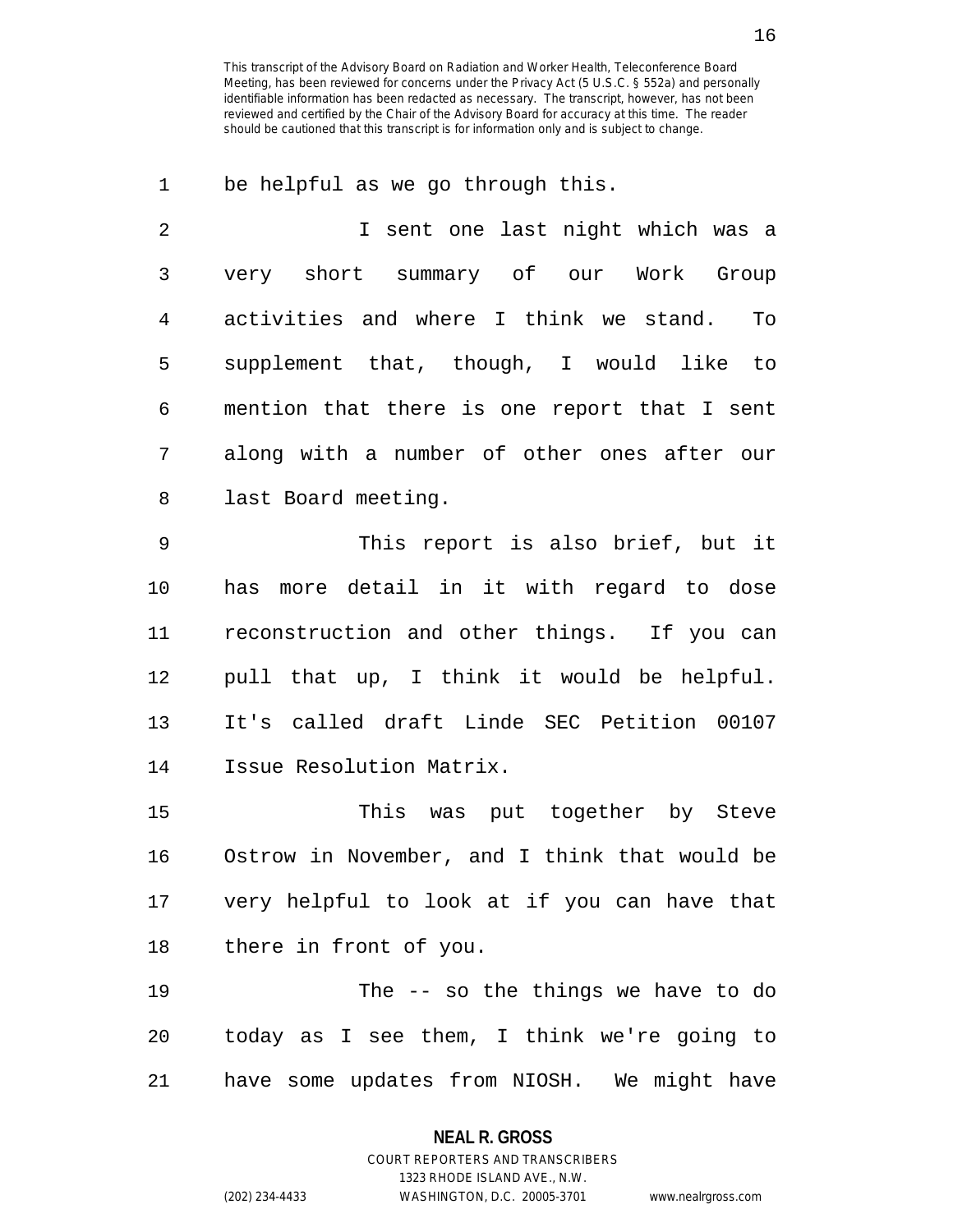be helpful as we go through this.

I sent one last night which was a very short summary of our Work Group activities and where I think we stand. To supplement that, though, I would like to mention that there is one report that I sent along with a number of other ones after our last Board meeting.

This report is also brief, but it has more detail in it with regard to dose reconstruction and other things. If you can pull that up, I think it would be helpful. It's called draft Linde SEC Petition 00107 Issue Resolution Matrix.

This was put together by Steve Ostrow in November, and I think that would be very helpful to look at if you can have that there in front of you.

The -- so the things we have to do today as I see them, I think we're going to have some updates from NIOSH. We might have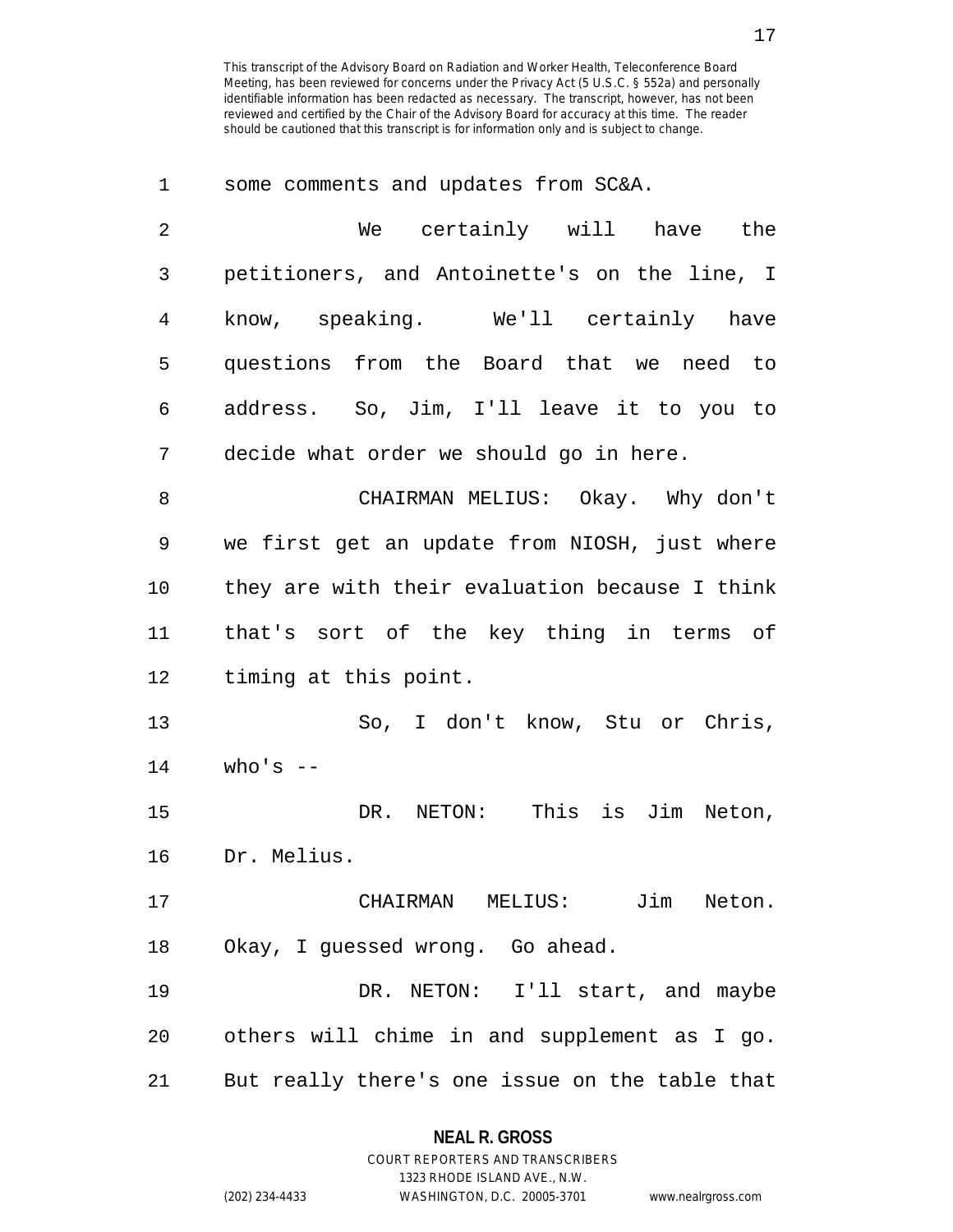some comments and updates from SC&A.

We certainly will have the petitioners, and Antoinette's on the line, I know, speaking. We'll certainly have questions from the Board that we need to address. So, Jim, I'll leave it to you to decide what order we should go in here.

CHAIRMAN MELIUS: Okay. Why don't we first get an update from NIOSH, just where they are with their evaluation because I think that's sort of the key thing in terms of timing at this point.

So, I don't know, Stu or Chris, who's --

DR. NETON: This is Jim Neton, Dr. Melius.

CHAIRMAN MELIUS: Jim Neton. Okay, I guessed wrong. Go ahead.

DR. NETON: I'll start, and maybe others will chime in and supplement as I go. But really there's one issue on the table that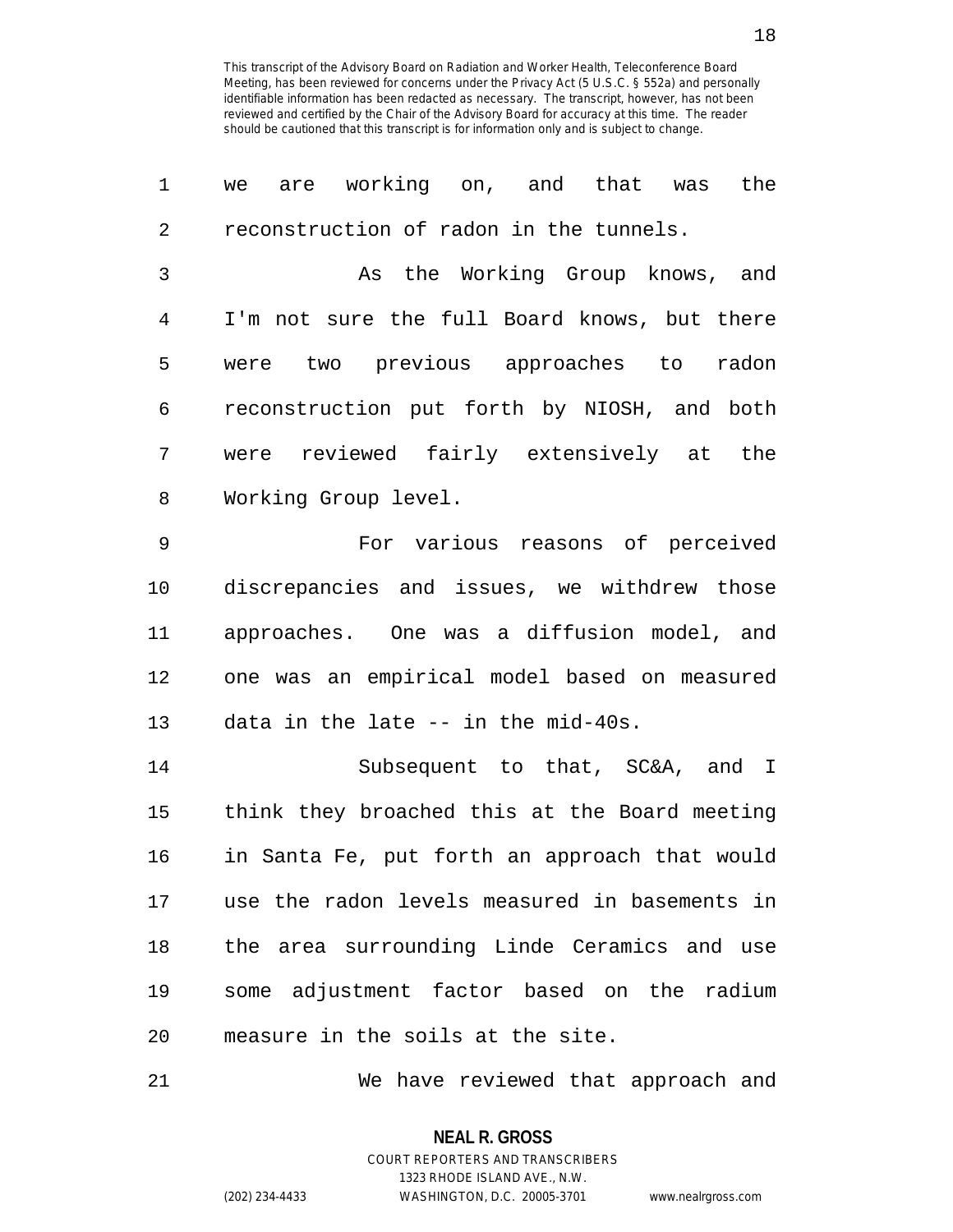This transcript of the Advisory Board on Radiation and Worker Health, Teleconference Board Meeting, has been reviewed for concerns under the Privacy Act (5 U.S.C. § 552a) and personally identifiable information has been redacted as necessary. The transcript, however, has not been reviewed and certified by the Chair of the Advisory Board for accuracy at this time. The reader should be cautioned that this transcript is for information only and is subject to change.

we are working on, and that was the reconstruction of radon in the tunnels.

As the Working Group knows, and I'm not sure the full Board knows, but there were two previous approaches to radon reconstruction put forth by NIOSH, and both were reviewed fairly extensively at the Working Group level.

For various reasons of perceived discrepancies and issues, we withdrew those approaches. One was a diffusion model, and one was an empirical model based on measured data in the late -- in the mid-40s.

Subsequent to that, SC&A, and I think they broached this at the Board meeting in Santa Fe, put forth an approach that would use the radon levels measured in basements in the area surrounding Linde Ceramics and use some adjustment factor based on the radium measure in the soils at the site.

We have reviewed that approach and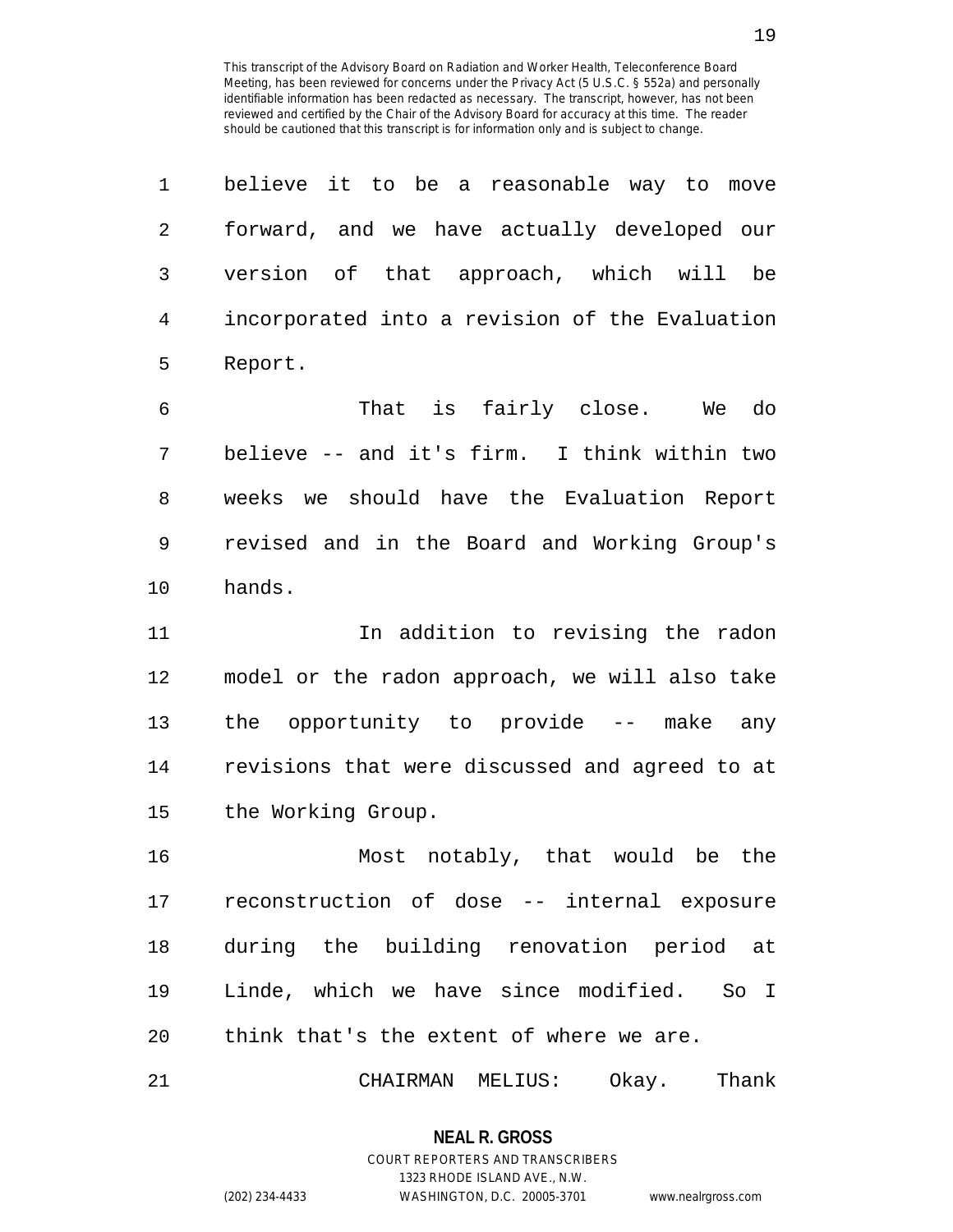believe it to be a reasonable way to move forward, and we have actually developed our version of that approach, which will be incorporated into a revision of the Evaluation Report.

That is fairly close. We do believe -- and it's firm. I think within two weeks we should have the Evaluation Report revised and in the Board and Working Group's hands.

In addition to revising the radon model or the radon approach, we will also take the opportunity to provide -- make any revisions that were discussed and agreed to at the Working Group.

Most notably, that would be the reconstruction of dose -- internal exposure during the building renovation period at Linde, which we have since modified. So I think that's the extent of where we are.

CHAIRMAN MELIUS: Okay. Thank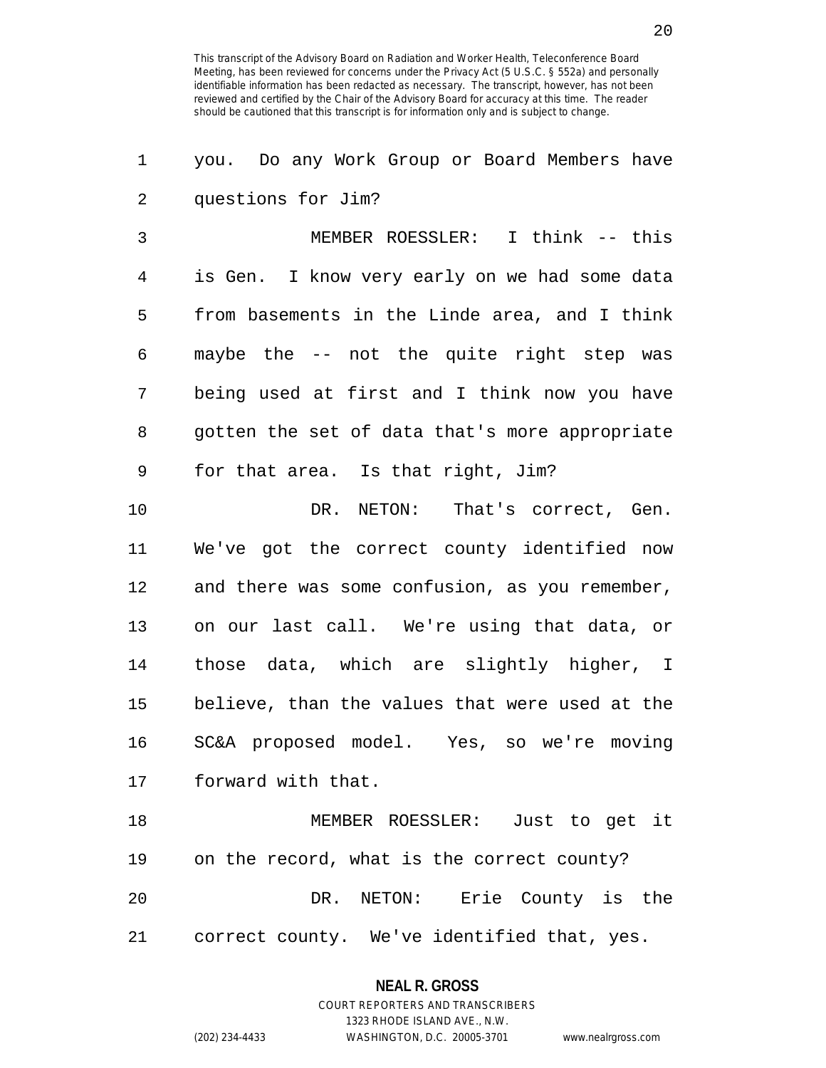you. Do any Work Group or Board Members have questions for Jim?

MEMBER ROESSLER: I think -- this is Gen. I know very early on we had some data from basements in the Linde area, and I think maybe the -- not the quite right step was being used at first and I think now you have gotten the set of data that's more appropriate for that area. Is that right, Jim?

DR. NETON: That's correct, Gen. We've got the correct county identified now and there was some confusion, as you remember, on our last call. We're using that data, or those data, which are slightly higher, I believe, than the values that were used at the SC&A proposed model. Yes, so we're moving forward with that.

MEMBER ROESSLER: Just to get it on the record, what is the correct county?

DR. NETON: Erie County is the correct county. We've identified that, yes.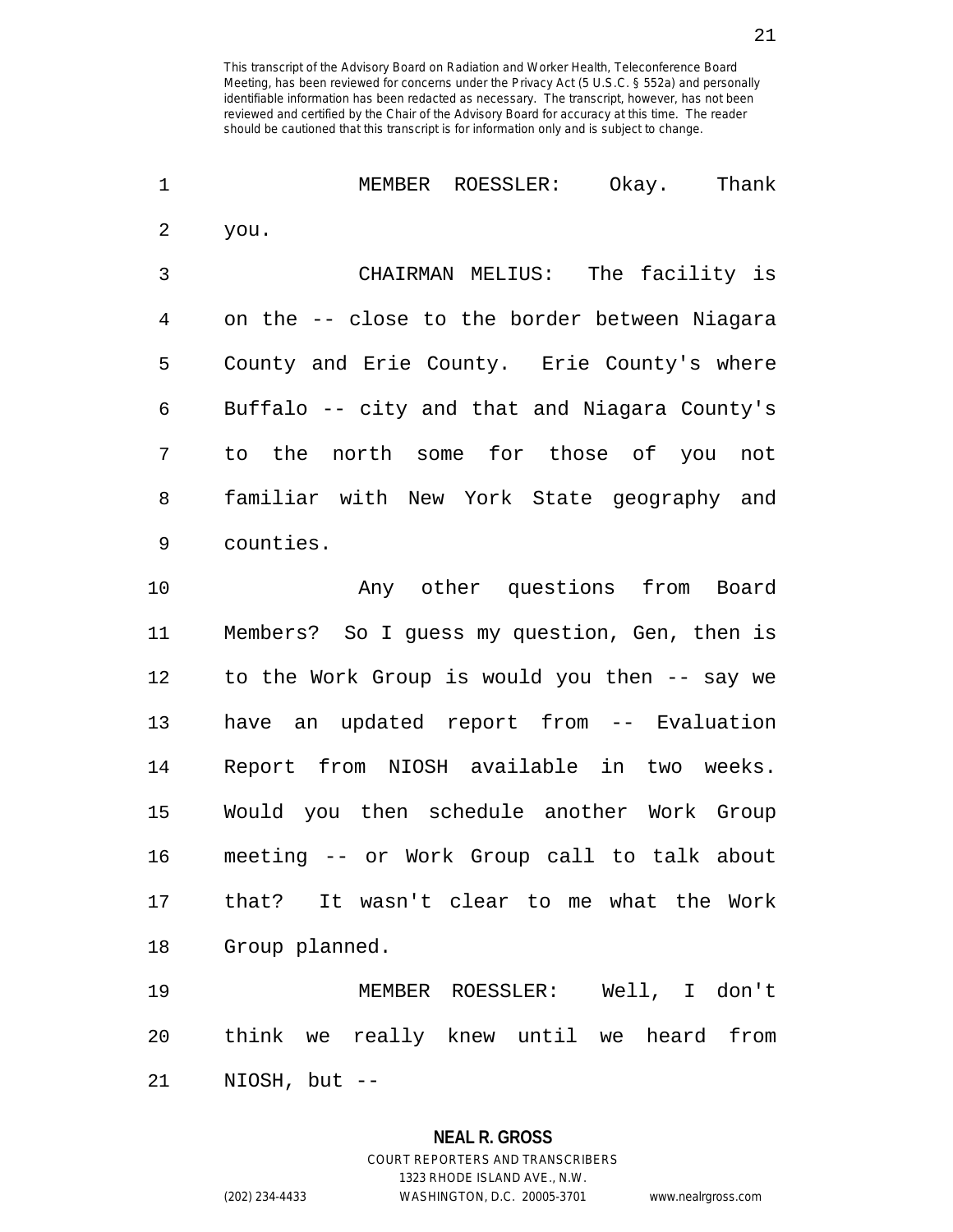MEMBER ROESSLER: Okay. Thank you.

CHAIRMAN MELIUS: The facility is on the -- close to the border between Niagara County and Erie County. Erie County's where Buffalo -- city and that and Niagara County's to the north some for those of you not familiar with New York State geography and counties.

Any other questions from Board Members? So I guess my question, Gen, then is to the Work Group is would you then -- say we have an updated report from -- Evaluation Report from NIOSH available in two weeks. Would you then schedule another Work Group meeting -- or Work Group call to talk about that? It wasn't clear to me what the Work Group planned.

MEMBER ROESSLER: Well, I don't think we really knew until we heard from NIOSH, but --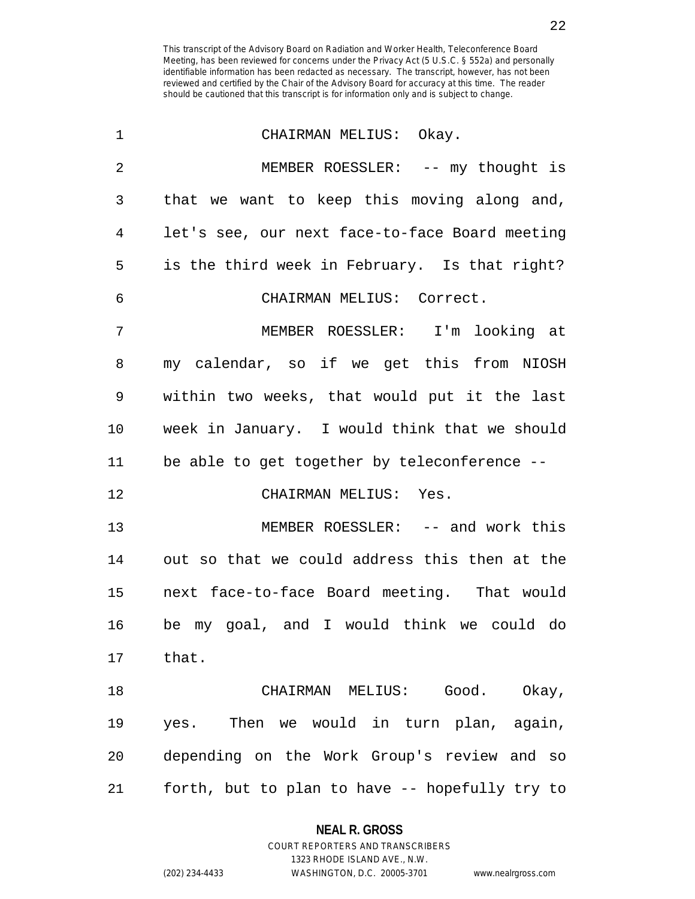CHAIRMAN MELIUS: Okay.

MEMBER ROESSLER: -- my thought is that we want to keep this moving along and, let's see, our next face-to-face Board meeting is the third week in February. Is that right?

CHAIRMAN MELIUS: Correct.

MEMBER ROESSLER: I'm looking at my calendar, so if we get this from NIOSH within two weeks, that would put it the last week in January. I would think that we should be able to get together by teleconference --

CHAIRMAN MELIUS: Yes.

MEMBER ROESSLER: -- and work this out so that we could address this then at the next face-to-face Board meeting. That would be my goal, and I would think we could do that.

CHAIRMAN MELIUS: Good. Okay, yes. Then we would in turn plan, again, depending on the Work Group's review and so forth, but to plan to have -- hopefully try to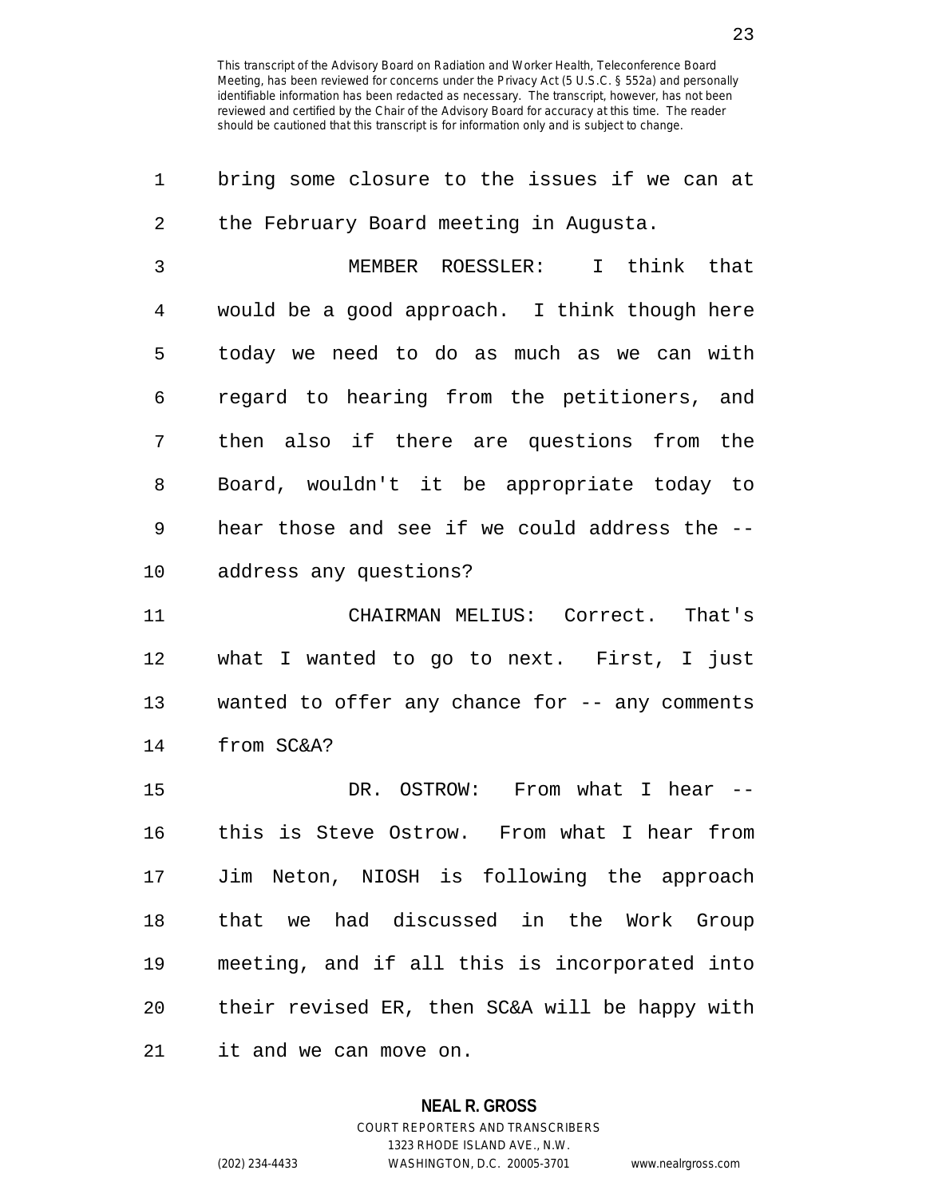This transcript of the Advisory Board on Radiation and Worker Health, Teleconference Board Meeting, has been reviewed for concerns under the Privacy Act (5 U.S.C. § 552a) and personally identifiable information has been redacted as necessary. The transcript, however, has not been reviewed and certified by the Chair of the Advisory Board for accuracy at this time. The reader should be cautioned that this transcript is for information only and is subject to change.

1 bring some closure to the issues if we can at
2 the February Board meeting in Augusta.
3 MEMBER ROESSLER: I think that
4 would be a good approach. I think though here
5 today we need to do as much as we can with
6 regard to hearing from the petitioners, and
7 then also if there are questions from the
8 Board, wouldn't it be appropriate today to
9 hear those and see if we could address the --
10 address any questions?
11 CHAIRMAN MELIUS: Correct. That's
12 what I wanted to go to next. First, I just
13 wanted to offer any chance for -- any comments
14 from SC&A?
15 DR. OSTROW: From what I hear --
16 this is Steve Ostrow. From what I hear from
17 Jim Neton, NIOSH is following the approach
18 that we had discussed in the Work Group
19 meeting, and if all this is incorporated into
20 their revised ER, then SC&A will be happy with
21 it and we can move on.

**NEAL R. GROSS**
COURT REPORTERS AND TRANSCRIBERS
1323 RHODE ISLAND AVE., N.W.
(202) 234-4433 WASHINGTON, D.C. 20005-3701 www.nealrgross.com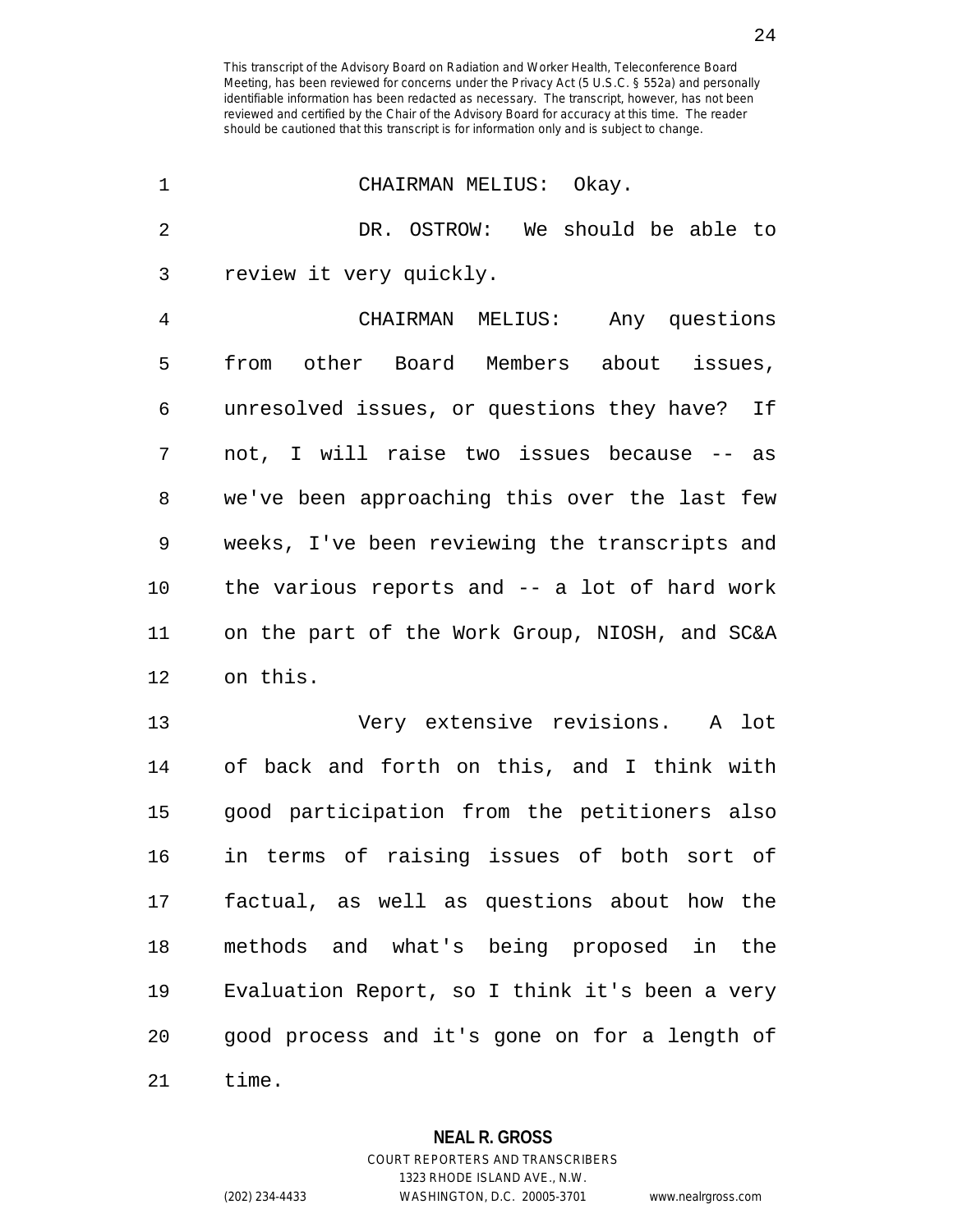CHAIRMAN MELIUS: Okay.

DR. OSTROW: We should be able to review it very quickly.

CHAIRMAN MELIUS: Any questions from other Board Members about issues, unresolved issues, or questions they have? If not, I will raise two issues because -- as we've been approaching this over the last few weeks, I've been reviewing the transcripts and the various reports and -- a lot of hard work on the part of the Work Group, NIOSH, and SC&A on this.

Very extensive revisions. A lot of back and forth on this, and I think with good participation from the petitioners also in terms of raising issues of both sort of factual, as well as questions about how the methods and what's being proposed in the Evaluation Report, so I think it's been a very good process and it's gone on for a length of time.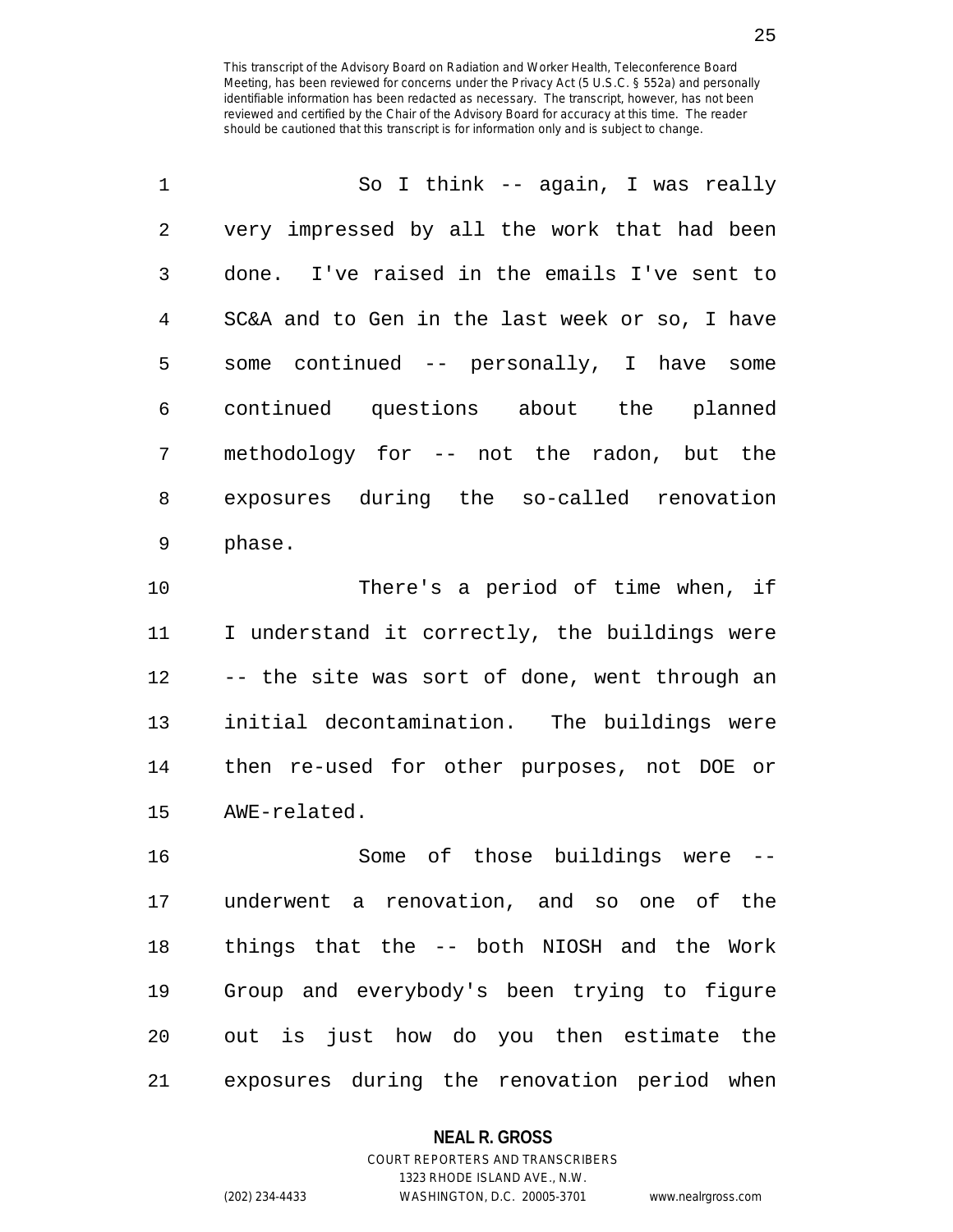So I think -- again, I was really very impressed by all the work that had been done. I've raised in the emails I've sent to SC&A and to Gen in the last week or so, I have some continued -- personally, I have some continued questions about the planned methodology for -- not the radon, but the exposures during the so-called renovation phase.

There's a period of time when, if I understand it correctly, the buildings were -- the site was sort of done, went through an initial decontamination. The buildings were then re-used for other purposes, not DOE or AWE-related.

Some of those buildings were -- underwent a renovation, and so one of the things that the -- both NIOSH and the Work Group and everybody's been trying to figure out is just how do you then estimate the exposures during the renovation period when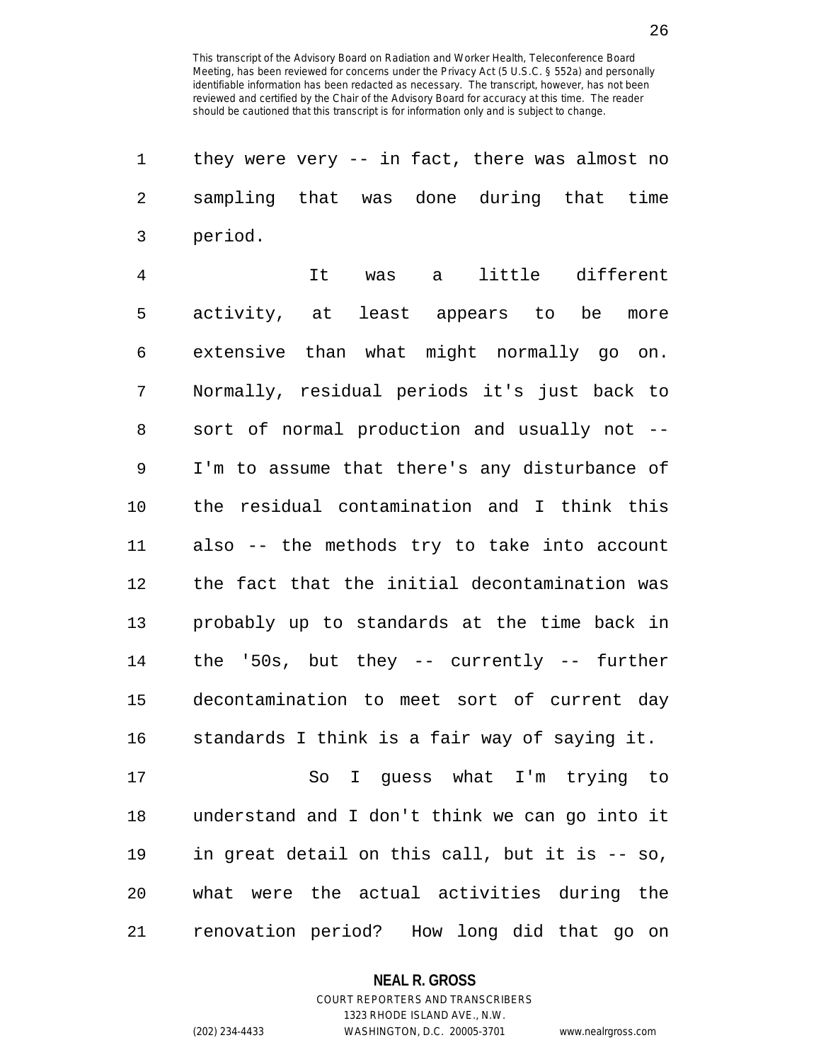they were very -- in fact, there was almost no sampling that was done during that time period.

It was a little different activity, at least appears to be more extensive than what might normally go on. Normally, residual periods it's just back to sort of normal production and usually not -- I'm to assume that there's any disturbance of the residual contamination and I think this also -- the methods try to take into account the fact that the initial decontamination was probably up to standards at the time back in the '50s, but they -- currently -- further decontamination to meet sort of current day standards I think is a fair way of saying it.

So I guess what I'm trying to understand and I don't think we can go into it in great detail on this call, but it is -- so, what were the actual activities during the renovation period? How long did that go on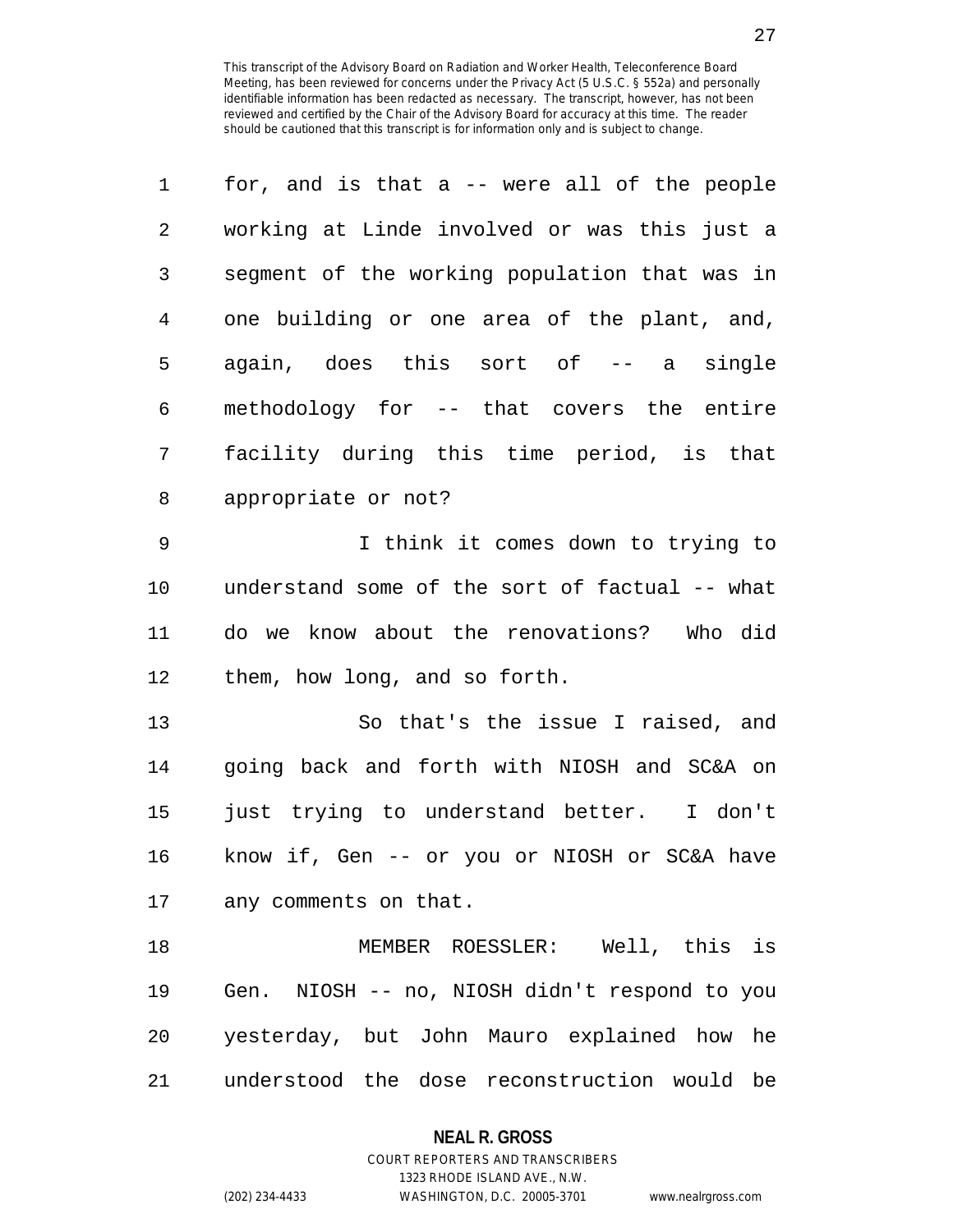for, and is that a -- were all of the people working at Linde involved or was this just a segment of the working population that was in one building or one area of the plant, and, again, does this sort of -- a single methodology for -- that covers the entire facility during this time period, is that appropriate or not?

I think it comes down to trying to understand some of the sort of factual -- what do we know about the renovations? Who did them, how long, and so forth.

So that's the issue I raised, and going back and forth with NIOSH and SC&A on just trying to understand better. I don't know if, Gen -- or you or NIOSH or SC&A have any comments on that.

MEMBER ROESSLER: Well, this is Gen. NIOSH -- no, NIOSH didn't respond to you yesterday, but John Mauro explained how he understood the dose reconstruction would be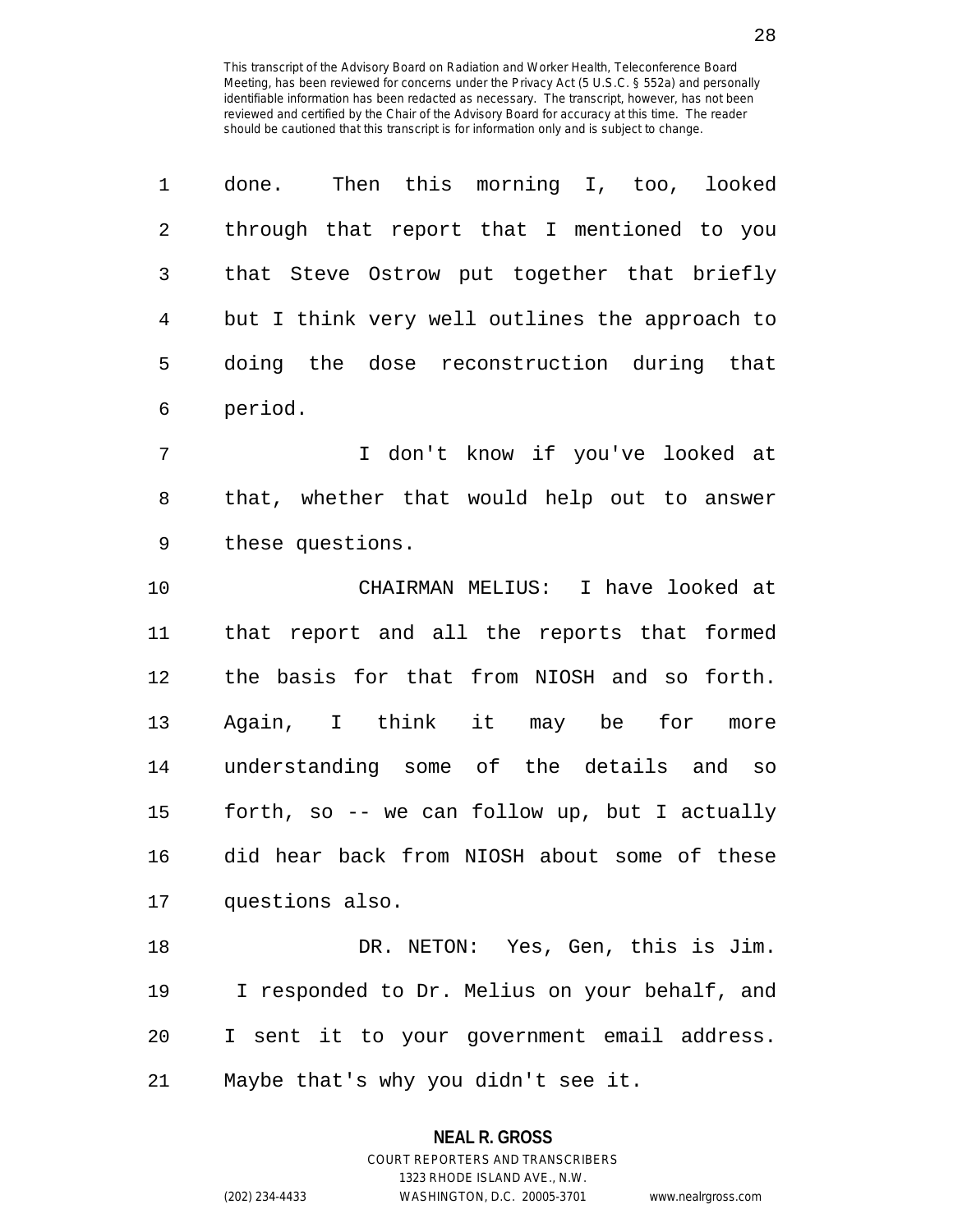done. Then this morning I, too, looked through that report that I mentioned to you that Steve Ostrow put together that briefly but I think very well outlines the approach to doing the dose reconstruction during that period.

I don't know if you've looked at that, whether that would help out to answer these questions.

CHAIRMAN MELIUS: I have looked at that report and all the reports that formed the basis for that from NIOSH and so forth. Again, I think it may be for more understanding some of the details and so forth, so -- we can follow up, but I actually did hear back from NIOSH about some of these questions also.

DR. NETON: Yes, Gen, this is Jim. I responded to Dr. Melius on your behalf, and I sent it to your government email address. Maybe that's why you didn't see it.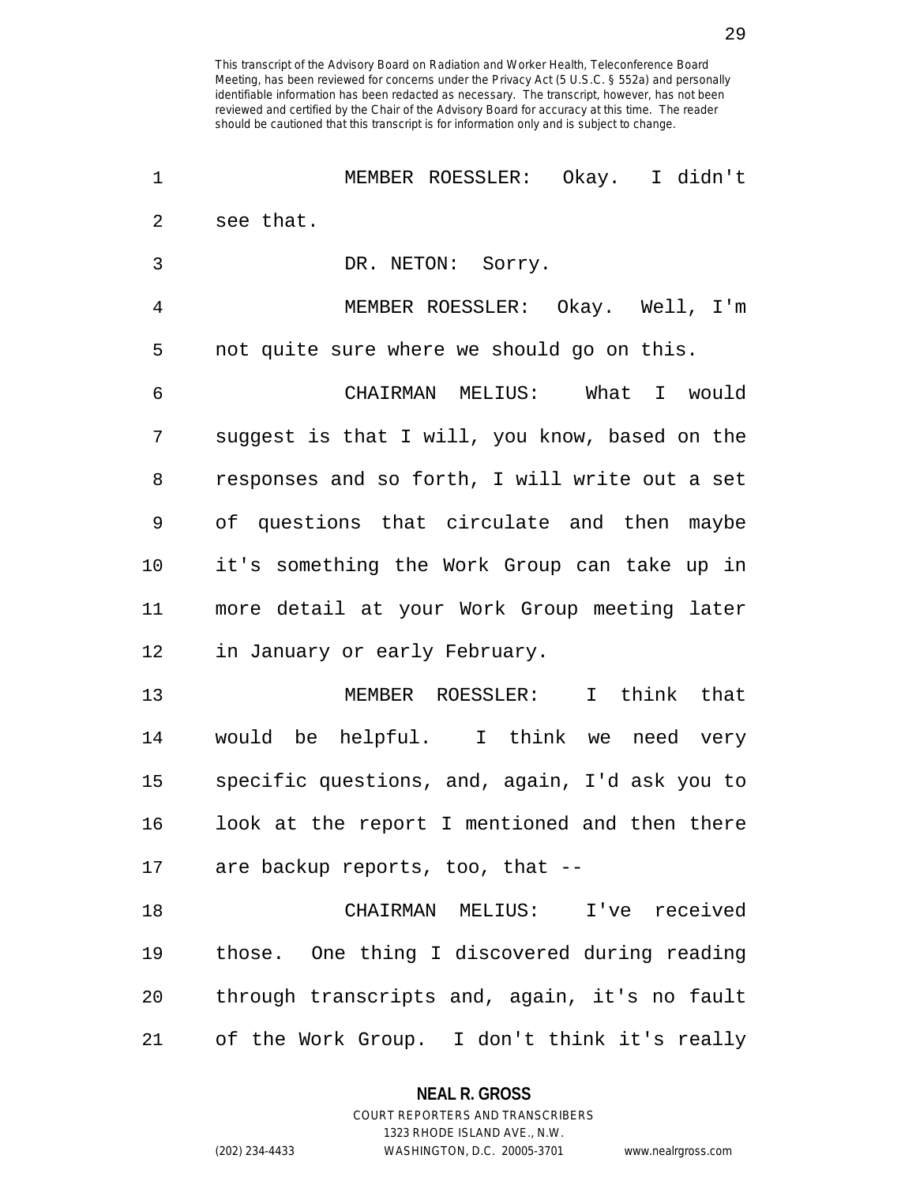MEMBER ROESSLER: Okay. I didn't see that.

DR. NETON: Sorry.

MEMBER ROESSLER: Okay. Well, I'm not quite sure where we should go on this.

CHAIRMAN MELIUS: What I would suggest is that I will, you know, based on the responses and so forth, I will write out a set of questions that circulate and then maybe it's something the Work Group can take up in more detail at your Work Group meeting later in January or early February.

MEMBER ROESSLER: I think that would be helpful. I think we need very specific questions, and, again, I'd ask you to look at the report I mentioned and then there are backup reports, too, that --

CHAIRMAN MELIUS: I've received those. One thing I discovered during reading through transcripts and, again, it's no fault of the Work Group. I don't think it's really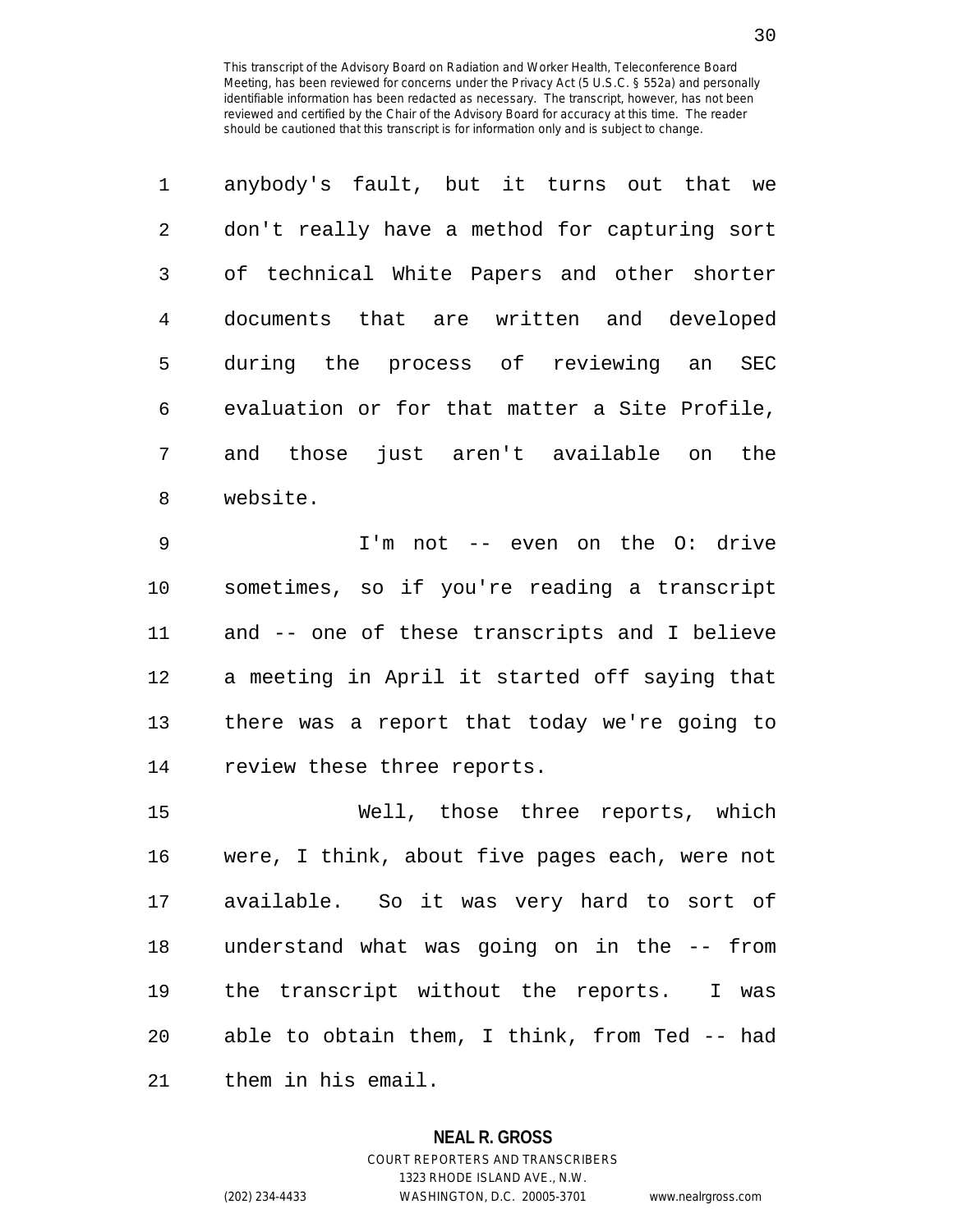anybody's fault, but it turns out that we don't really have a method for capturing sort of technical White Papers and other shorter documents that are written and developed during the process of reviewing an SEC evaluation or for that matter a Site Profile, and those just aren't available on the website.

I'm not -- even on the O: drive sometimes, so if you're reading a transcript and -- one of these transcripts and I believe a meeting in April it started off saying that there was a report that today we're going to review these three reports.

Well, those three reports, which were, I think, about five pages each, were not available. So it was very hard to sort of understand what was going on in the -- from the transcript without the reports. I was able to obtain them, I think, from Ted -- had them in his email.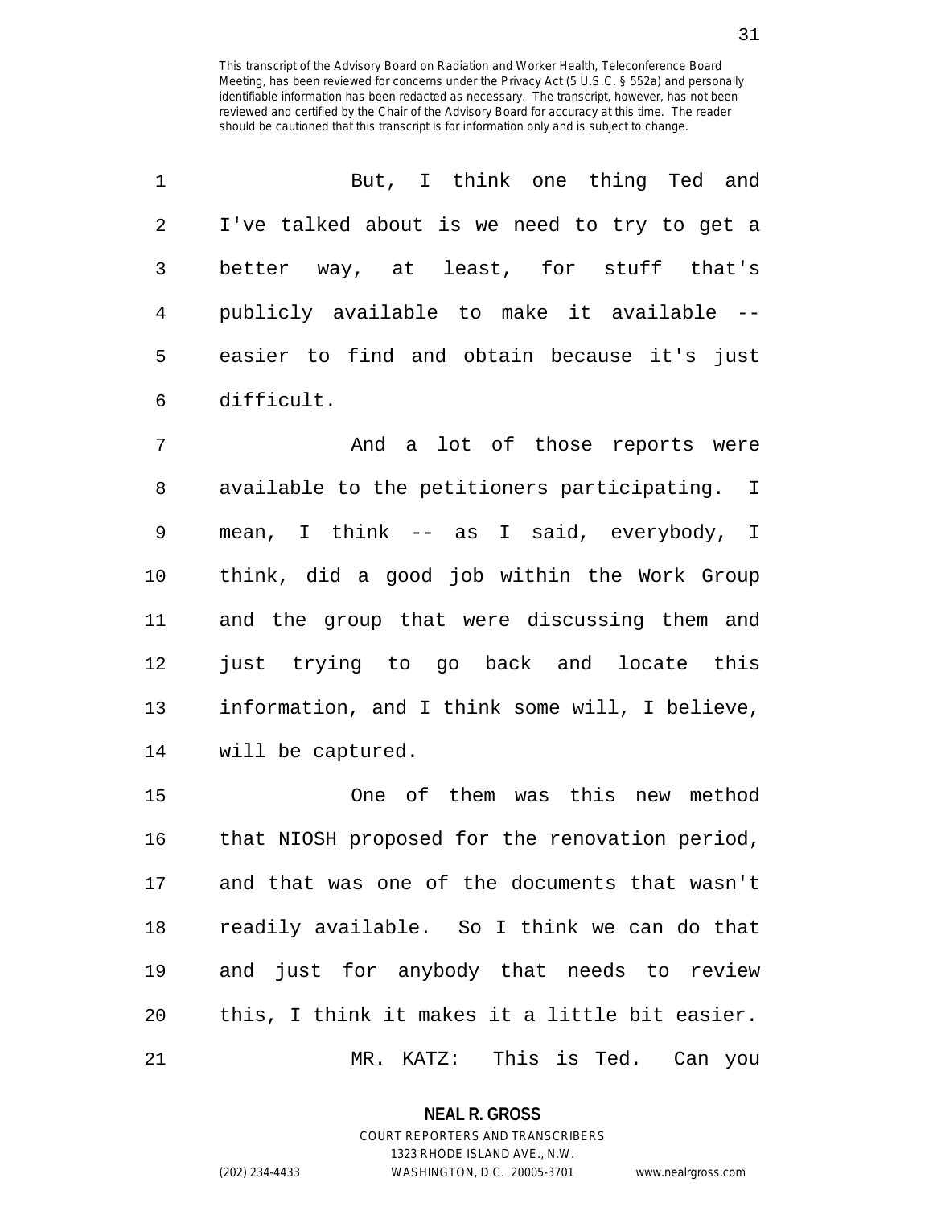This transcript of the Advisory Board on Radiation and Worker Health, Teleconference Board Meeting, has been reviewed for concerns under the Privacy Act (5 U.S.C. § 552a) and personally identifiable information has been redacted as necessary. The transcript, however, has not been reviewed and certified by the Chair of the Advisory Board for accuracy at this time. The reader should be cautioned that this transcript is for information only and is subject to change.

1 But, I think one thing Ted and
2 I've talked about is we need to try to get a
3 better way, at least, for stuff that's
4 publicly available to make it available --
5 easier to find and obtain because it's just
6 difficult.

7 And a lot of those reports were
8 available to the petitioners participating. I
9 mean, I think -- as I said, everybody, I
10 think, did a good job within the Work Group
11 and the group that were discussing them and
12 just trying to go back and locate this
13 information, and I think some will, I believe,
14 will be captured.

15 One of them was this new method
16 that NIOSH proposed for the renovation period,
17 and that was one of the documents that wasn't
18 readily available. So I think we can do that
19 and just for anybody that needs to review
20 this, I think it makes it a little bit easier.

21 MR. KATZ: This is Ted. Can you

**NEAL R. GROSS**
COURT REPORTERS AND TRANSCRIBERS
1323 RHODE ISLAND AVE., N.W.
(202) 234-4433 WASHINGTON, D.C. 20005-3701 www.nealrgross.com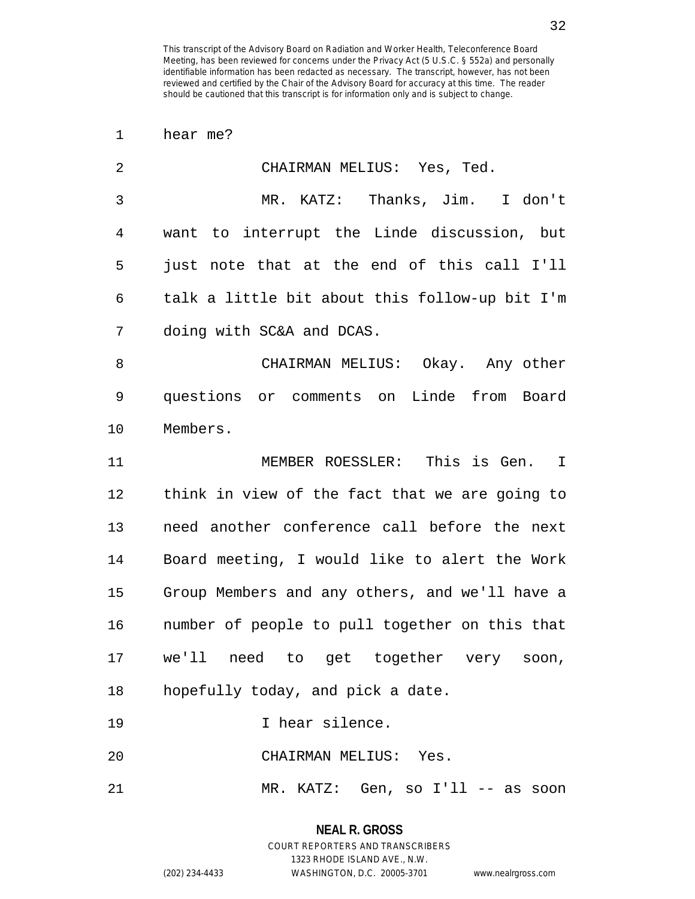hear me?

CHAIRMAN MELIUS: Yes, Ted.

MR. KATZ: Thanks, Jim. I don't want to interrupt the Linde discussion, but just note that at the end of this call I'll talk a little bit about this follow-up bit I'm doing with SC&A and DCAS.

CHAIRMAN MELIUS: Okay. Any other questions or comments on Linde from Board Members.

MEMBER ROESSLER: This is Gen. I think in view of the fact that we are going to need another conference call before the next Board meeting, I would like to alert the Work Group Members and any others, and we'll have a number of people to pull together on this that we'll need to get together very soon, hopefully today, and pick a date.

I hear silence.

CHAIRMAN MELIUS: Yes.

MR. KATZ: Gen, so I'll -- as soon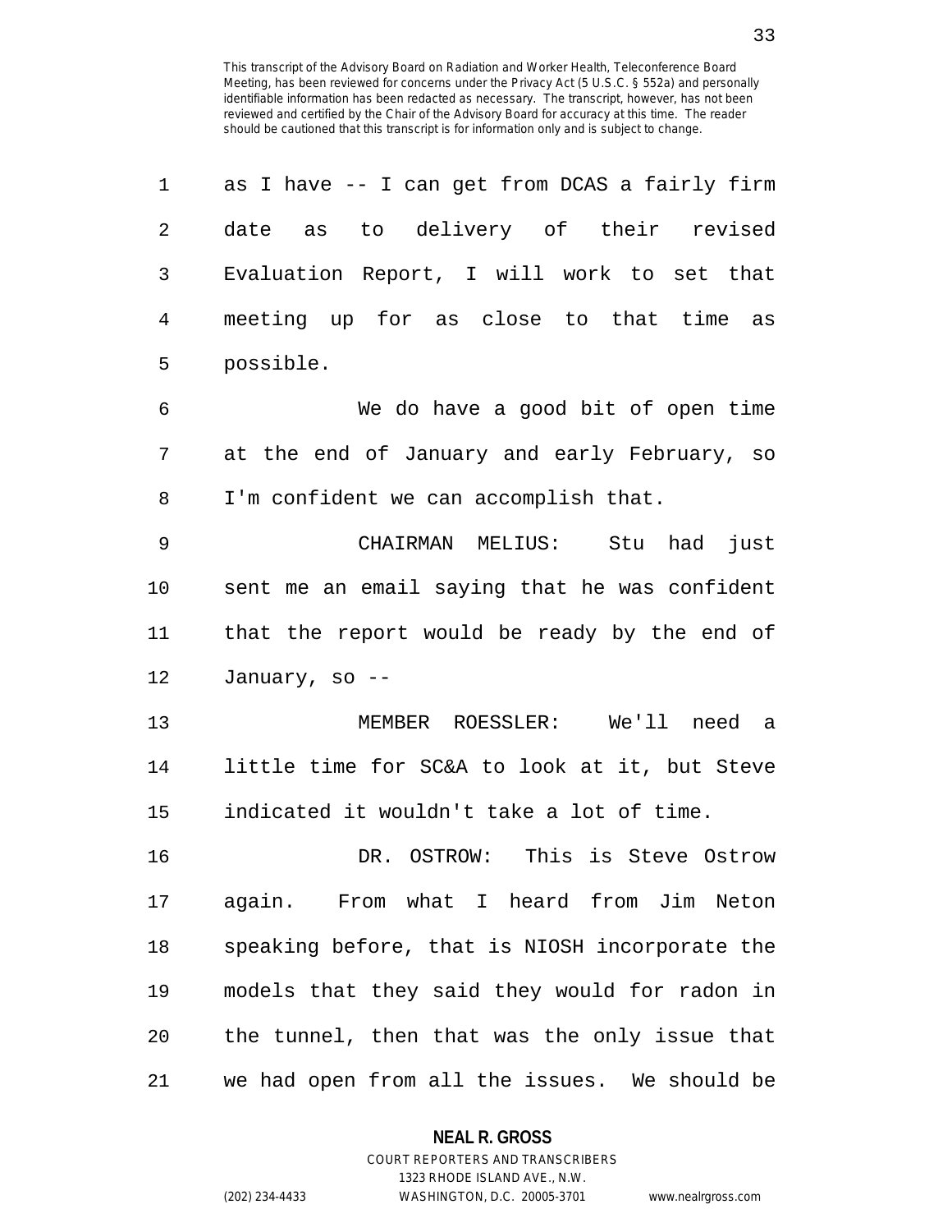as I have -- I can get from DCAS a fairly firm date as to delivery of their revised Evaluation Report, I will work to set that meeting up for as close to that time as possible.

We do have a good bit of open time at the end of January and early February, so I'm confident we can accomplish that.

CHAIRMAN MELIUS: Stu had just sent me an email saying that he was confident that the report would be ready by the end of January, so --

MEMBER ROESSLER: We'll need a little time for SC&A to look at it, but Steve indicated it wouldn't take a lot of time.

DR. OSTROW: This is Steve Ostrow again. From what I heard from Jim Neton speaking before, that is NIOSH incorporate the models that they said they would for radon in the tunnel, then that was the only issue that we had open from all the issues. We should be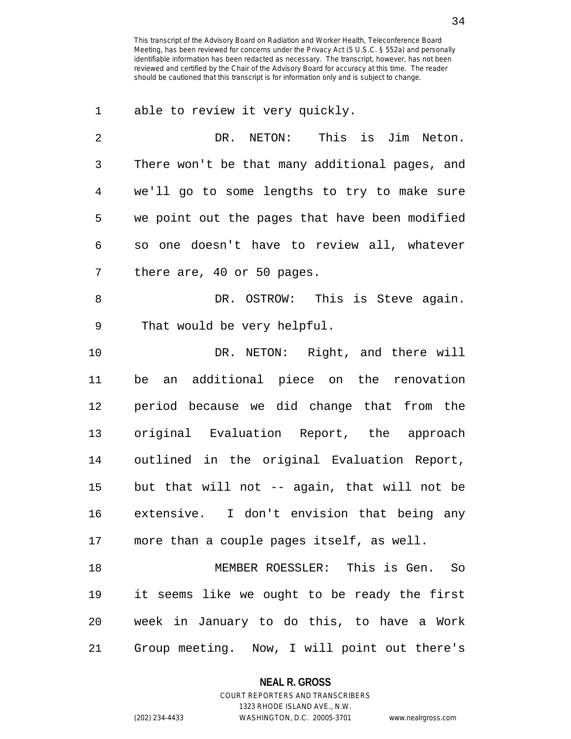able to review it very quickly.

DR. NETON: This is Jim Neton. There won't be that many additional pages, and we'll go to some lengths to try to make sure we point out the pages that have been modified so one doesn't have to review all, whatever there are, 40 or 50 pages.

DR. OSTROW: This is Steve again. That would be very helpful.

DR. NETON: Right, and there will be an additional piece on the renovation period because we did change that from the original Evaluation Report, the approach outlined in the original Evaluation Report, but that will not -- again, that will not be extensive. I don't envision that being any more than a couple pages itself, as well.

MEMBER ROESSLER: This is Gen. So it seems like we ought to be ready the first week in January to do this, to have a Work Group meeting. Now, I will point out there's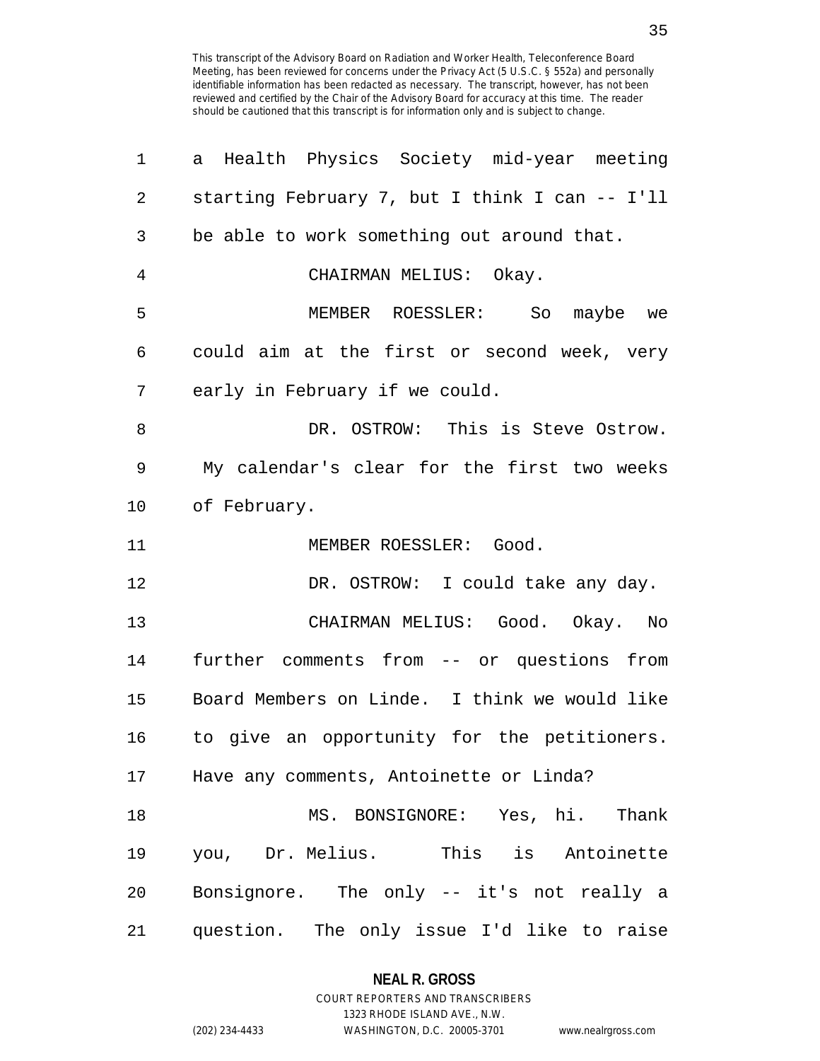This transcript of the Advisory Board on Radiation and Worker Health, Teleconference Board Meeting, has been reviewed for concerns under the Privacy Act (5 U.S.C. § 552a) and personally identifiable information has been redacted as necessary. The transcript, however, has not been reviewed and certified by the Chair of the Advisory Board for accuracy at this time. The reader should be cautioned that this transcript is for information only and is subject to change.

a Health Physics Society mid-year meeting starting February 7, but I think I can -- I'll be able to work something out around that.

CHAIRMAN MELIUS: Okay.

MEMBER ROESSLER: So maybe we could aim at the first or second week, very early in February if we could.

DR. OSTROW: This is Steve Ostrow. My calendar's clear for the first two weeks of February.

MEMBER ROESSLER: Good.

DR. OSTROW: I could take any day.

CHAIRMAN MELIUS: Good. Okay. No further comments from -- or questions from Board Members on Linde. I think we would like to give an opportunity for the petitioners. Have any comments, Antoinette or Linda?

MS. BONSIGNORE: Yes, hi. Thank you, Dr. Melius. This is Antoinette Bonsignore. The only -- it's not really a question. The only issue I'd like to raise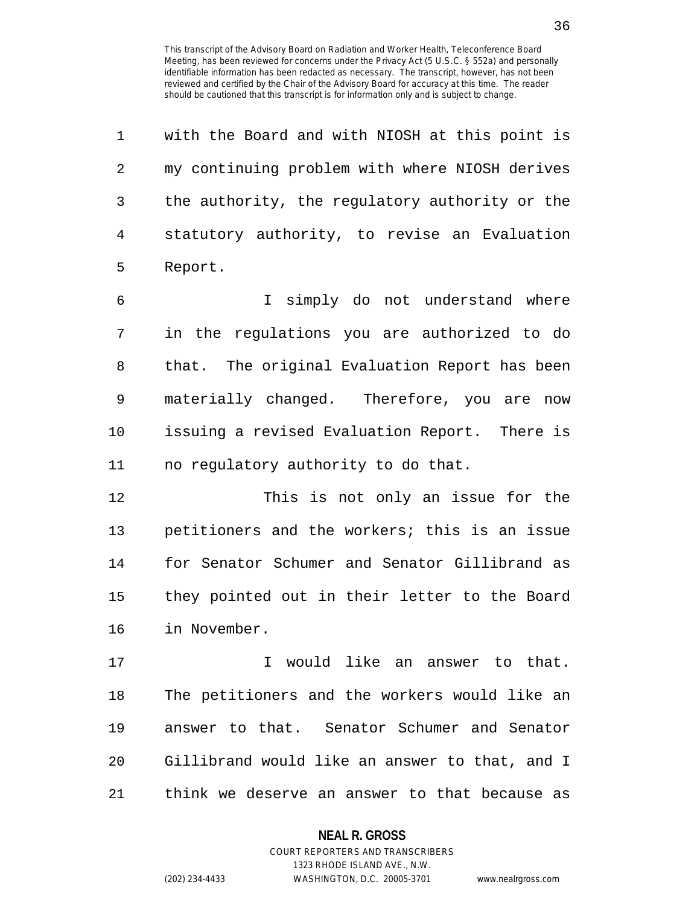with the Board and with NIOSH at this point is my continuing problem with where NIOSH derives the authority, the regulatory authority or the statutory authority, to revise an Evaluation Report.

I simply do not understand where in the regulations you are authorized to do that. The original Evaluation Report has been materially changed. Therefore, you are now issuing a revised Evaluation Report. There is no regulatory authority to do that.

This is not only an issue for the petitioners and the workers; this is an issue for Senator Schumer and Senator Gillibrand as they pointed out in their letter to the Board in November.

I would like an answer to that. The petitioners and the workers would like an answer to that. Senator Schumer and Senator Gillibrand would like an answer to that, and I think we deserve an answer to that because as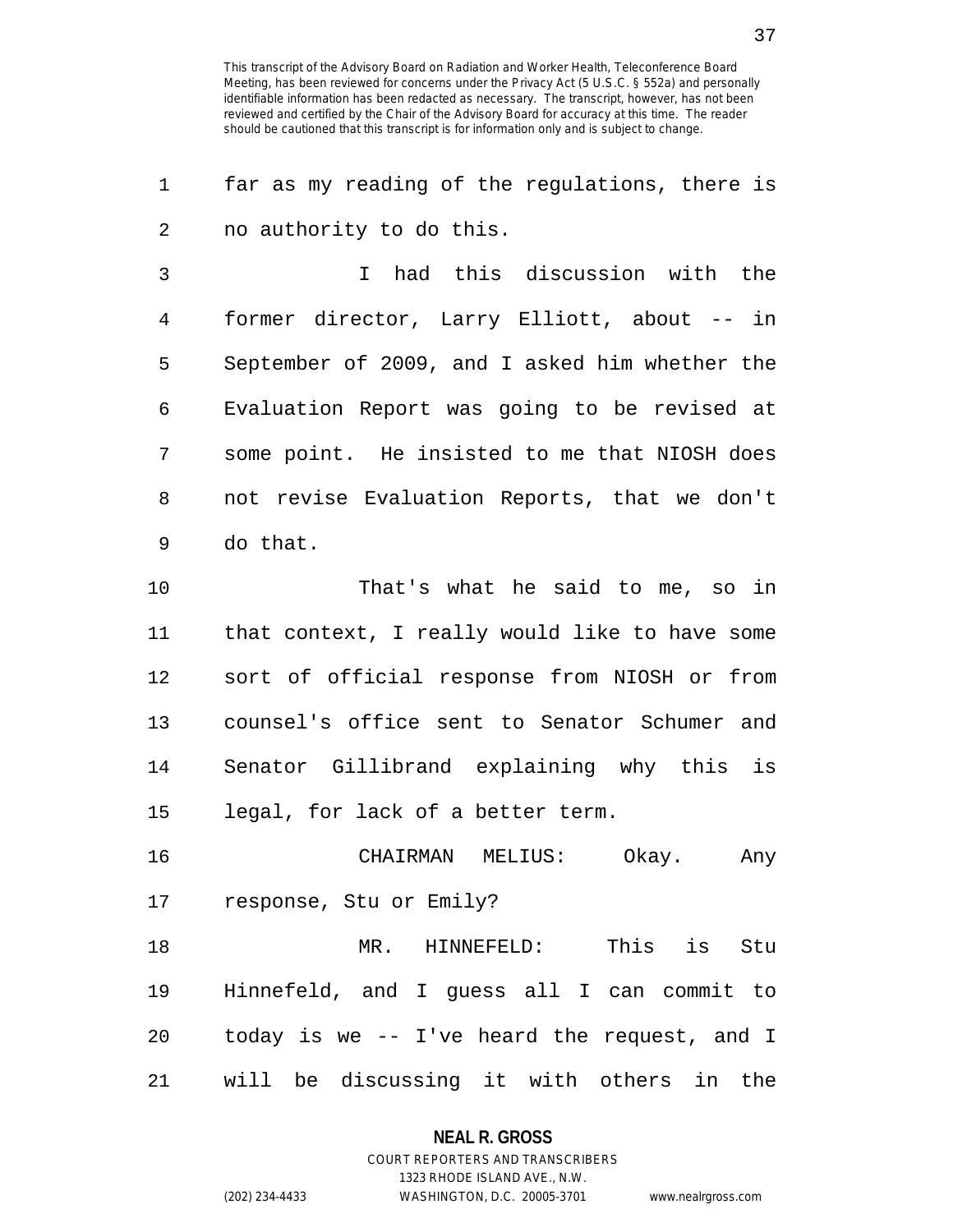far as my reading of the regulations, there is no authority to do this.

I had this discussion with the former director, Larry Elliott, about -- in September of 2009, and I asked him whether the Evaluation Report was going to be revised at some point. He insisted to me that NIOSH does not revise Evaluation Reports, that we don't do that.

That's what he said to me, so in that context, I really would like to have some sort of official response from NIOSH or from counsel's office sent to Senator Schumer and Senator Gillibrand explaining why this is legal, for lack of a better term.

CHAIRMAN MELIUS: Okay. Any response, Stu or Emily?

MR. HINNEFELD: This is Stu Hinnefeld, and I guess all I can commit to today is we -- I've heard the request, and I will be discussing it with others in the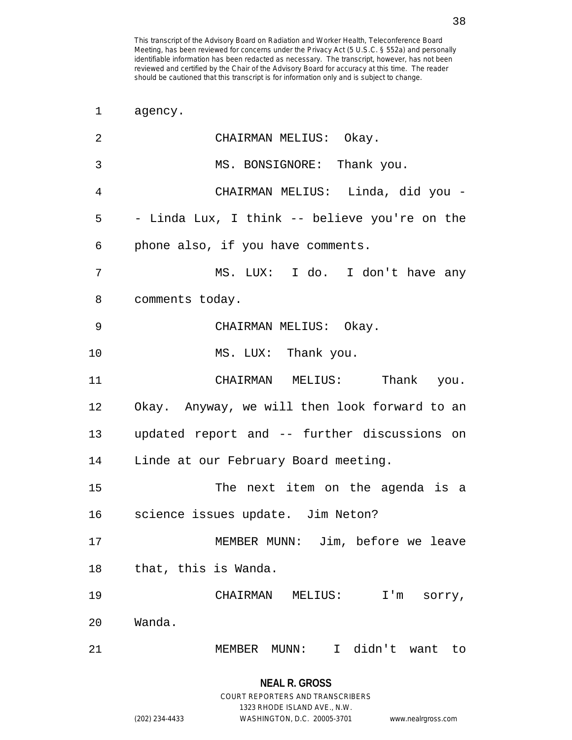agency.

CHAIRMAN MELIUS: Okay.

MS. BONSIGNORE: Thank you.

CHAIRMAN MELIUS: Linda, did you -- Linda Lux, I think -- believe you're on the phone also, if you have comments.

MS. LUX: I do. I don't have any comments today.

CHAIRMAN MELIUS: Okay.

MS. LUX: Thank you.

CHAIRMAN MELIUS: Thank you. Okay. Anyway, we will then look forward to an updated report and -- further discussions on Linde at our February Board meeting.

The next item on the agenda is a science issues update. Jim Neton?

MEMBER MUNN: Jim, before we leave that, this is Wanda.

CHAIRMAN MELIUS: I'm sorry, Wanda.

MEMBER MUNN: I didn't want to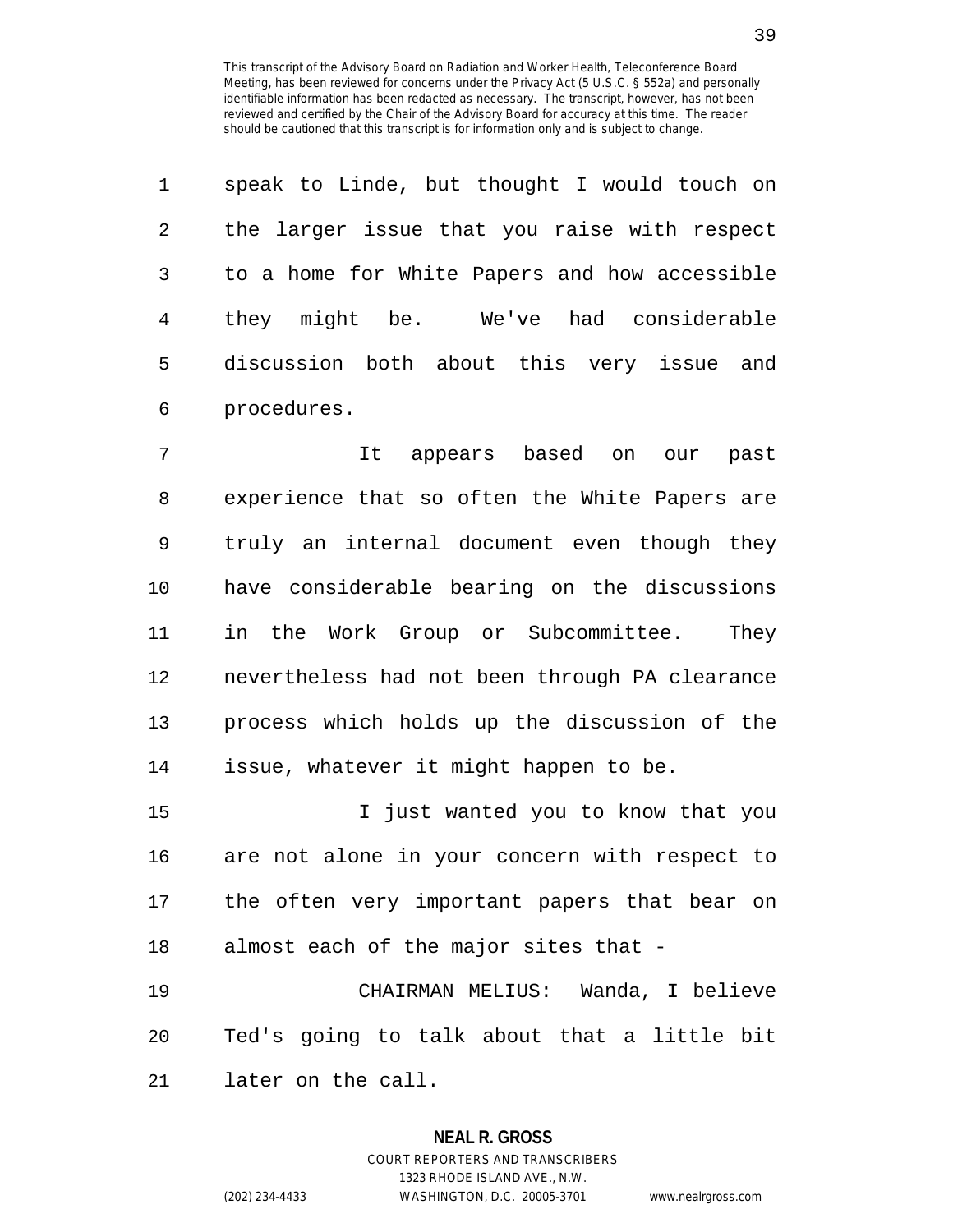speak to Linde, but thought I would touch on the larger issue that you raise with respect to a home for White Papers and how accessible they might be. We've had considerable discussion both about this very issue and procedures.

It appears based on our past experience that so often the White Papers are truly an internal document even though they have considerable bearing on the discussions in the Work Group or Subcommittee. They nevertheless had not been through PA clearance process which holds up the discussion of the issue, whatever it might happen to be.

I just wanted you to know that you are not alone in your concern with respect to the often very important papers that bear on almost each of the major sites that -

CHAIRMAN MELIUS: Wanda, I believe Ted's going to talk about that a little bit later on the call.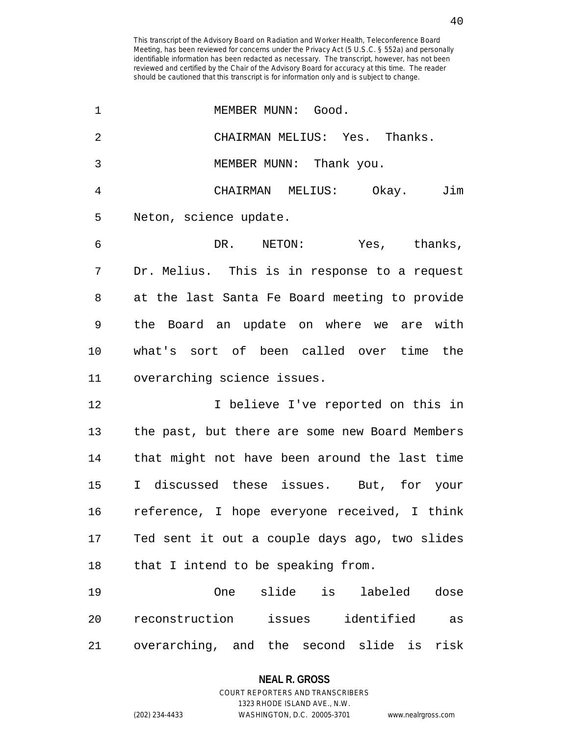This transcript of the Advisory Board on Radiation and Worker Health, Teleconference Board Meeting, has been reviewed for concerns under the Privacy Act (5 U.S.C. § 552a) and personally identifiable information has been redacted as necessary. The transcript, however, has not been reviewed and certified by the Chair of the Advisory Board for accuracy at this time. The reader should be cautioned that this transcript is for information only and is subject to change.

MEMBER MUNN: Good.

CHAIRMAN MELIUS: Yes. Thanks.

MEMBER MUNN: Thank you.

CHAIRMAN MELIUS: Okay. Jim Neton, science update.

DR. NETON: Yes, thanks, Dr. Melius. This is in response to a request at the last Santa Fe Board meeting to provide the Board an update on where we are with what's sort of been called over time the overarching science issues.

I believe I've reported on this in the past, but there are some new Board Members that might not have been around the last time I discussed these issues. But, for your reference, I hope everyone received, I think Ted sent it out a couple days ago, two slides that I intend to be speaking from.

One slide is labeled dose reconstruction issues identified as overarching, and the second slide is risk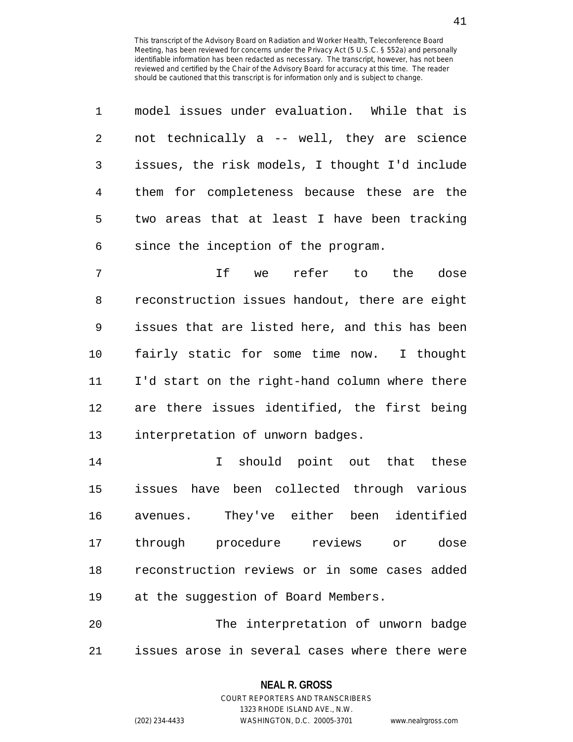model issues under evaluation. While that is not technically a -- well, they are science issues, the risk models, I thought I'd include them for completeness because these are the two areas that at least I have been tracking since the inception of the program.

If we refer to the dose reconstruction issues handout, there are eight issues that are listed here, and this has been fairly static for some time now. I thought I'd start on the right-hand column where there are there issues identified, the first being interpretation of unworn badges.

I should point out that these issues have been collected through various avenues. They've either been identified through procedure reviews or dose reconstruction reviews or in some cases added at the suggestion of Board Members.

The interpretation of unworn badge issues arose in several cases where there were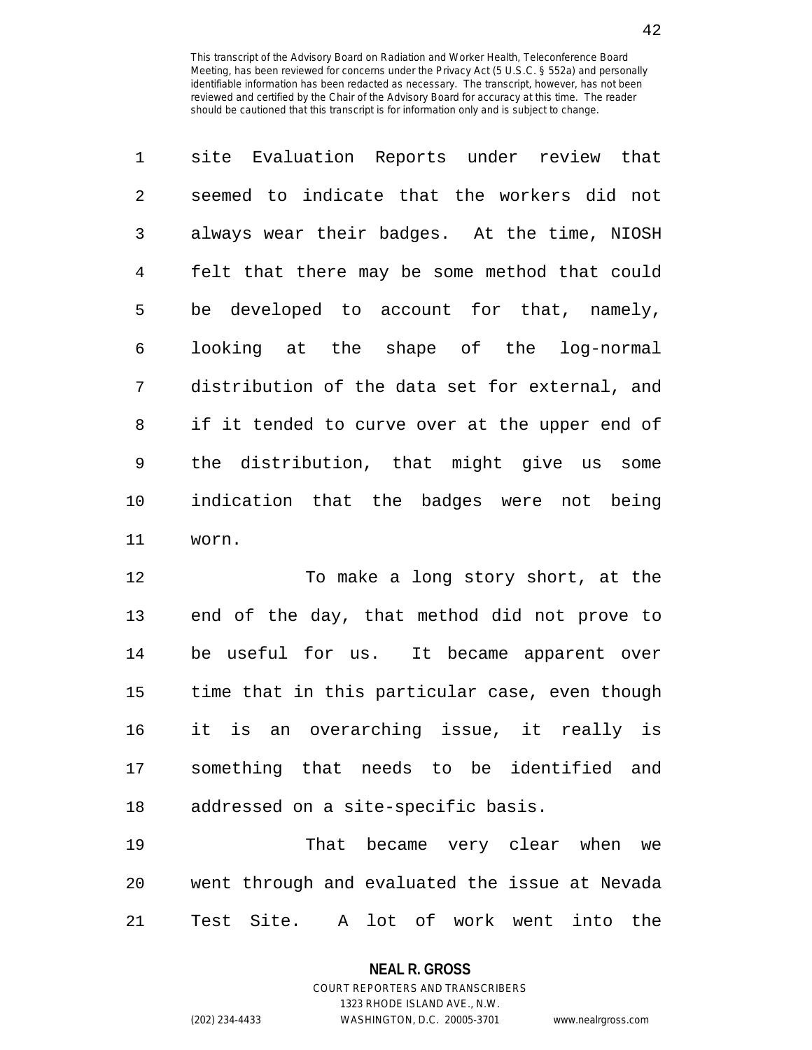site Evaluation Reports under review that seemed to indicate that the workers did not always wear their badges. At the time, NIOSH felt that there may be some method that could be developed to account for that, namely, looking at the shape of the log-normal distribution of the data set for external, and if it tended to curve over at the upper end of the distribution, that might give us some indication that the badges were not being worn.

To make a long story short, at the end of the day, that method did not prove to be useful for us. It became apparent over time that in this particular case, even though it is an overarching issue, it really is something that needs to be identified and addressed on a site-specific basis.

That became very clear when we went through and evaluated the issue at Nevada Test Site. A lot of work went into the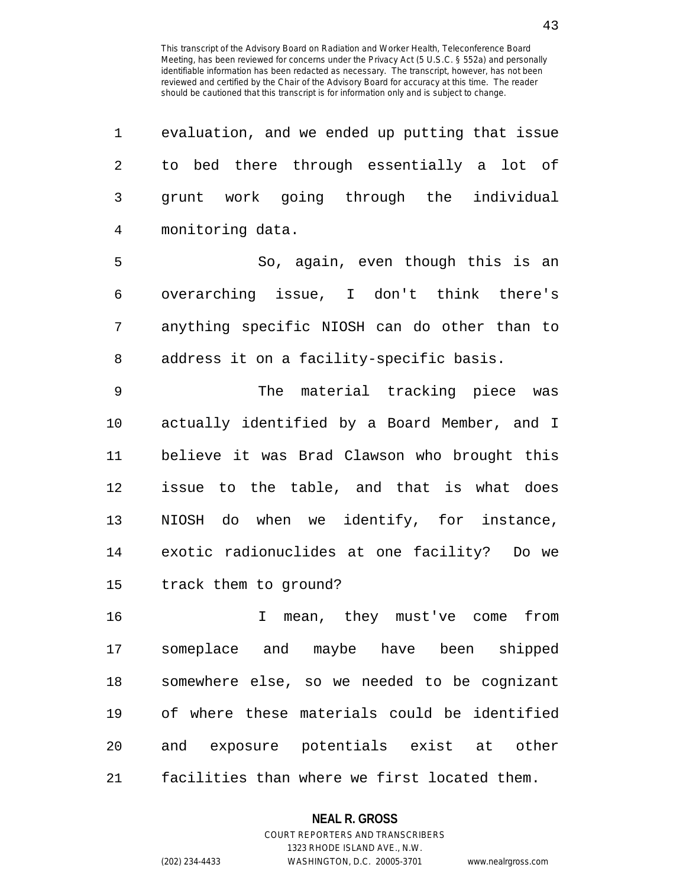evaluation, and we ended up putting that issue to bed there through essentially a lot of grunt work going through the individual monitoring data.

So, again, even though this is an overarching issue, I don't think there's anything specific NIOSH can do other than to address it on a facility-specific basis.

The material tracking piece was actually identified by a Board Member, and I believe it was Brad Clawson who brought this issue to the table, and that is what does NIOSH do when we identify, for instance, exotic radionuclides at one facility? Do we track them to ground?

I mean, they must've come from someplace and maybe have been shipped somewhere else, so we needed to be cognizant of where these materials could be identified and exposure potentials exist at other facilities than where we first located them.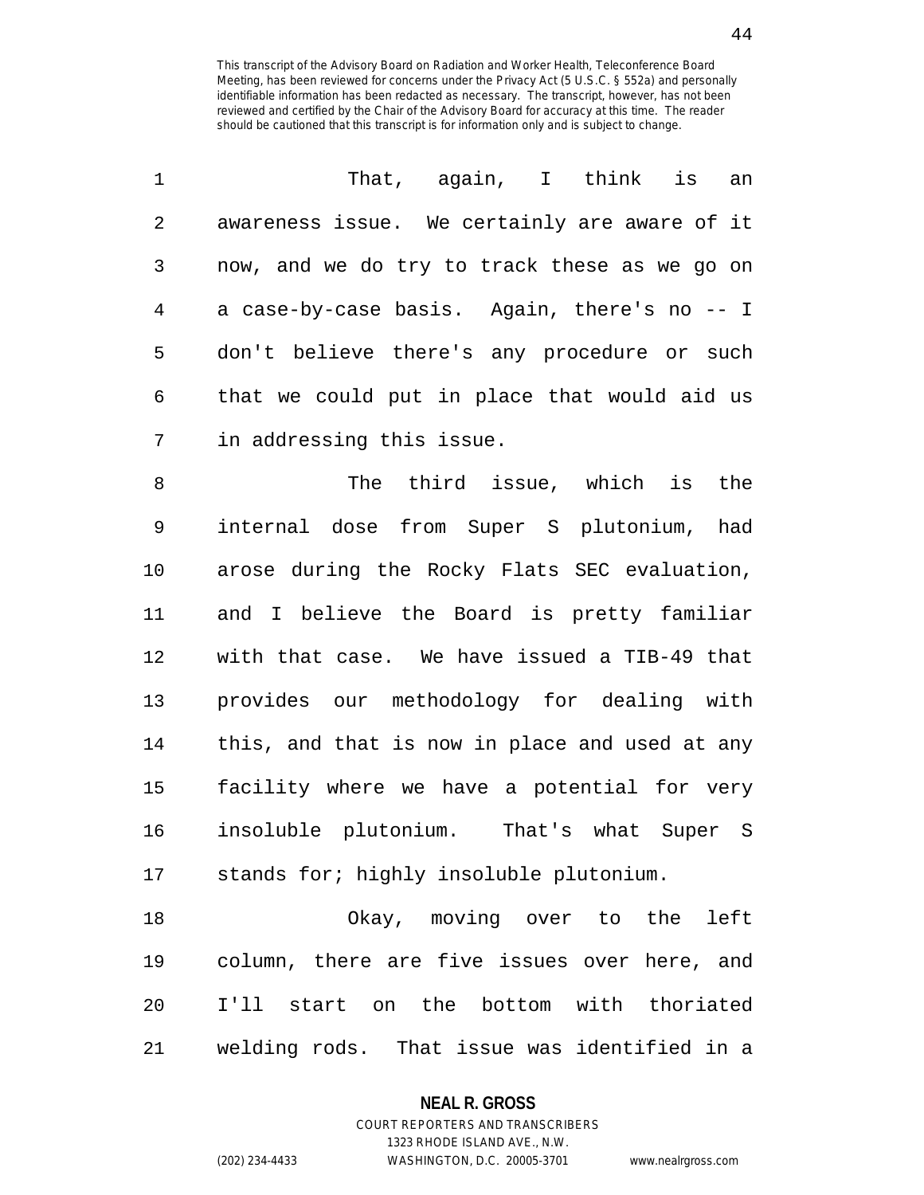This transcript of the Advisory Board on Radiation and Worker Health, Teleconference Board Meeting, has been reviewed for concerns under the Privacy Act (5 U.S.C. § 552a) and personally identifiable information has been redacted as necessary. The transcript, however, has not been reviewed and certified by the Chair of the Advisory Board for accuracy at this time. The reader should be cautioned that this transcript is for information only and is subject to change.

That, again, I think is an awareness issue. We certainly are aware of it now, and we do try to track these as we go on a case-by-case basis. Again, there's no -- I don't believe there's any procedure or such that we could put in place that would aid us in addressing this issue.

The third issue, which is the internal dose from Super S plutonium, had arose during the Rocky Flats SEC evaluation, and I believe the Board is pretty familiar with that case. We have issued a TIB-49 that provides our methodology for dealing with this, and that is now in place and used at any facility where we have a potential for very insoluble plutonium. That's what Super S stands for; highly insoluble plutonium.

Okay, moving over to the left column, there are five issues over here, and I'll start on the bottom with thoriated welding rods. That issue was identified in a

**NEAL R. GROSS**
COURT REPORTERS AND TRANSCRIBERS
1323 RHODE ISLAND AVE., N.W.
(202) 234-4433 WASHINGTON, D.C. 20005-3701 www.nealrgross.com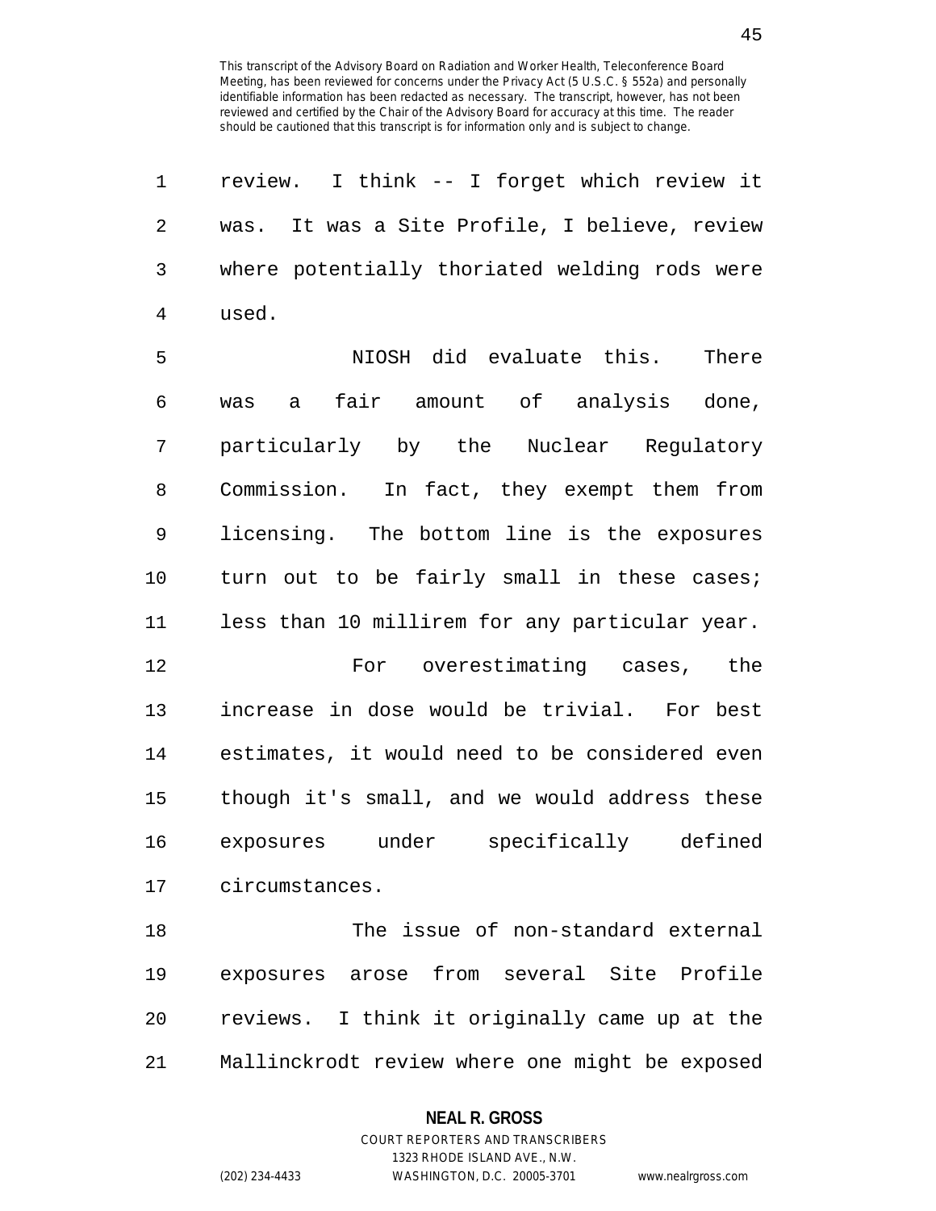review. I think -- I forget which review it was. It was a Site Profile, I believe, review where potentially thoriated welding rods were used.

NIOSH did evaluate this. There was a fair amount of analysis done, particularly by the Nuclear Regulatory Commission. In fact, they exempt them from licensing. The bottom line is the exposures turn out to be fairly small in these cases; less than 10 millirem for any particular year.

For overestimating cases, the increase in dose would be trivial. For best estimates, it would need to be considered even though it's small, and we would address these exposures under specifically defined circumstances.

The issue of non-standard external exposures arose from several Site Profile reviews. I think it originally came up at the Mallinckrodt review where one might be exposed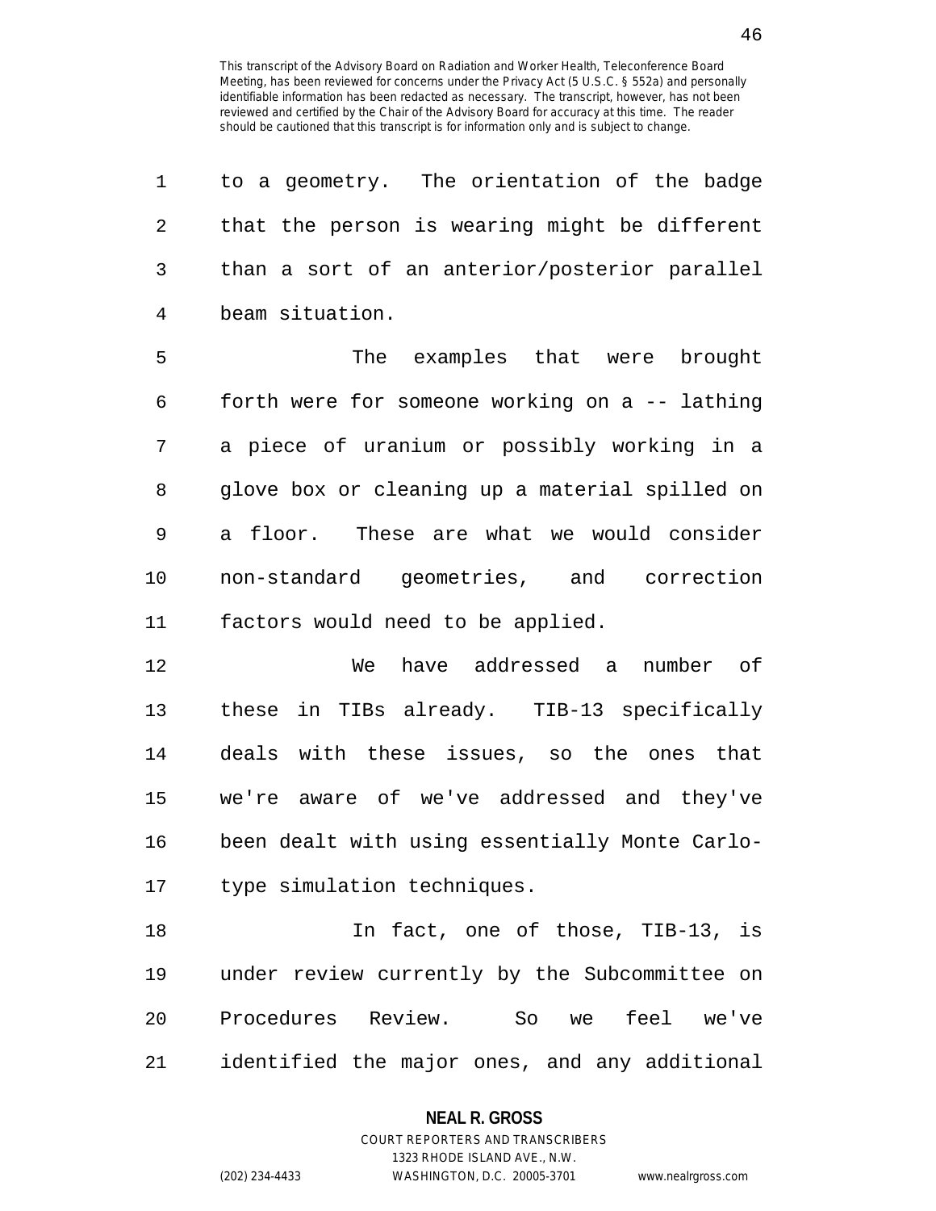to a geometry. The orientation of the badge that the person is wearing might be different than a sort of an anterior/posterior parallel beam situation.

The examples that were brought forth were for someone working on a -- lathing a piece of uranium or possibly working in a glove box or cleaning up a material spilled on a floor. These are what we would consider non-standard geometries, and correction factors would need to be applied.

We have addressed a number of these in TIBs already. TIB-13 specifically deals with these issues, so the ones that we're aware of we've addressed and they've been dealt with using essentially Monte Carlo-type simulation techniques.

In fact, one of those, TIB-13, is under review currently by the Subcommittee on Procedures Review. So we feel we've identified the major ones, and any additional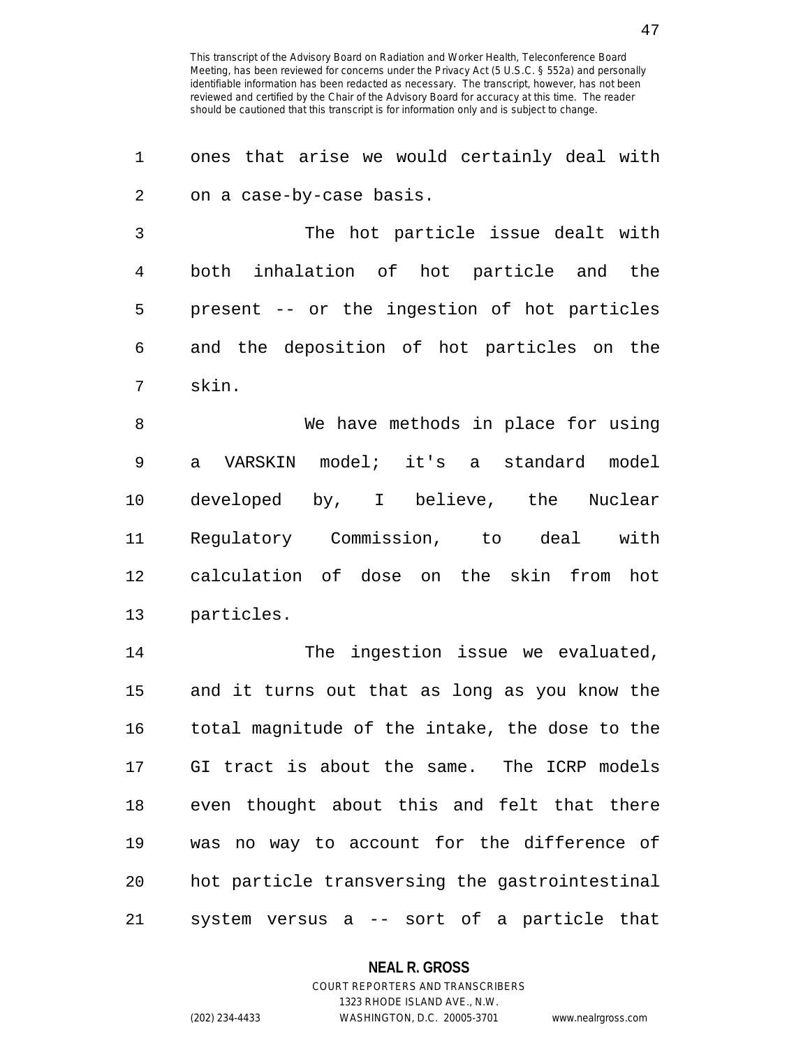ones that arise we would certainly deal with on a case-by-case basis.

The hot particle issue dealt with both inhalation of hot particle and the present -- or the ingestion of hot particles and the deposition of hot particles on the skin.

We have methods in place for using a VARSKIN model; it's a standard model developed by, I believe, the Nuclear Regulatory Commission, to deal with calculation of dose on the skin from hot particles.

The ingestion issue we evaluated, and it turns out that as long as you know the total magnitude of the intake, the dose to the GI tract is about the same. The ICRP models even thought about this and felt that there was no way to account for the difference of hot particle transversing the gastrointestinal system versus a -- sort of a particle that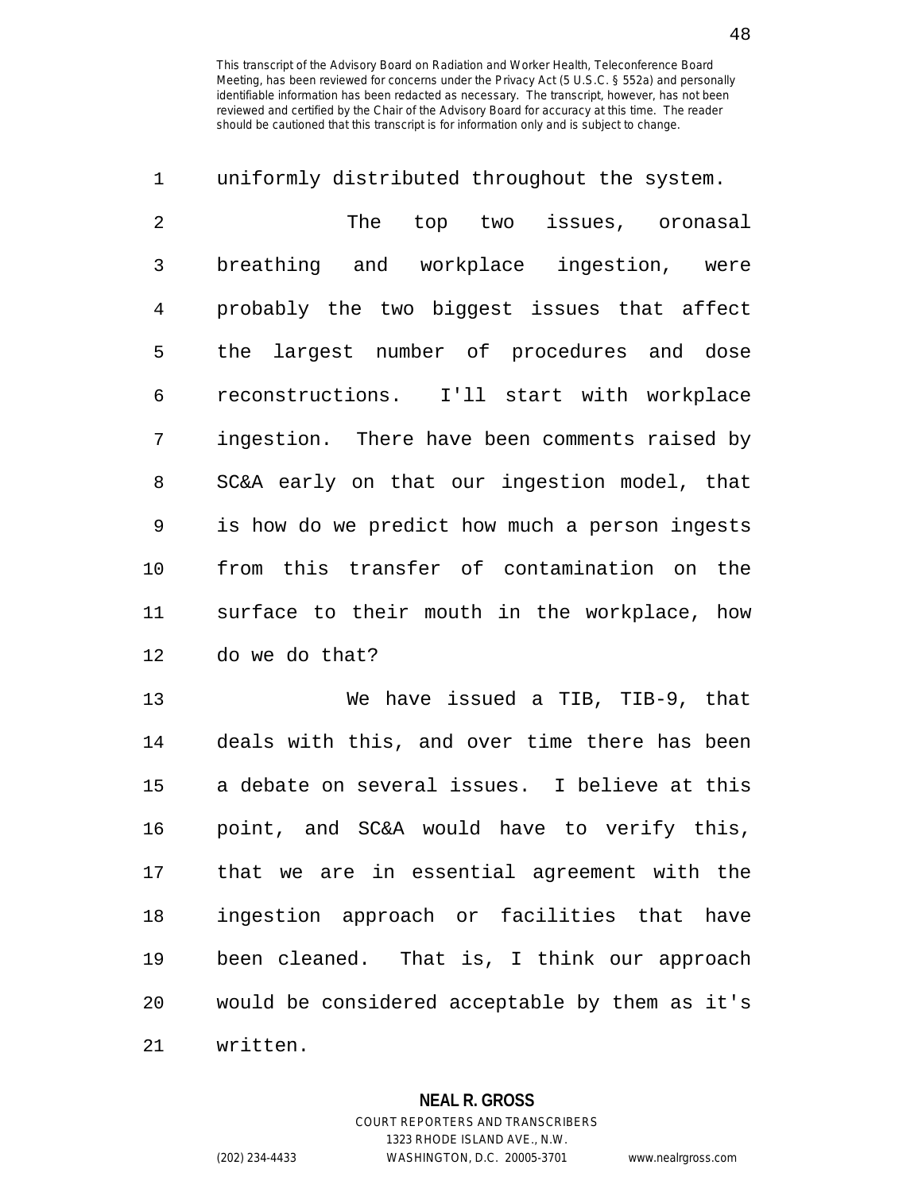uniformly distributed throughout the system.

The top two issues, oronasal breathing and workplace ingestion, were probably the two biggest issues that affect the largest number of procedures and dose reconstructions. I'll start with workplace ingestion. There have been comments raised by SC&A early on that our ingestion model, that is how do we predict how much a person ingests from this transfer of contamination on the surface to their mouth in the workplace, how do we do that?

We have issued a TIB, TIB-9, that deals with this, and over time there has been a debate on several issues. I believe at this point, and SC&A would have to verify this, that we are in essential agreement with the ingestion approach or facilities that have been cleaned. That is, I think our approach would be considered acceptable by them as it's written.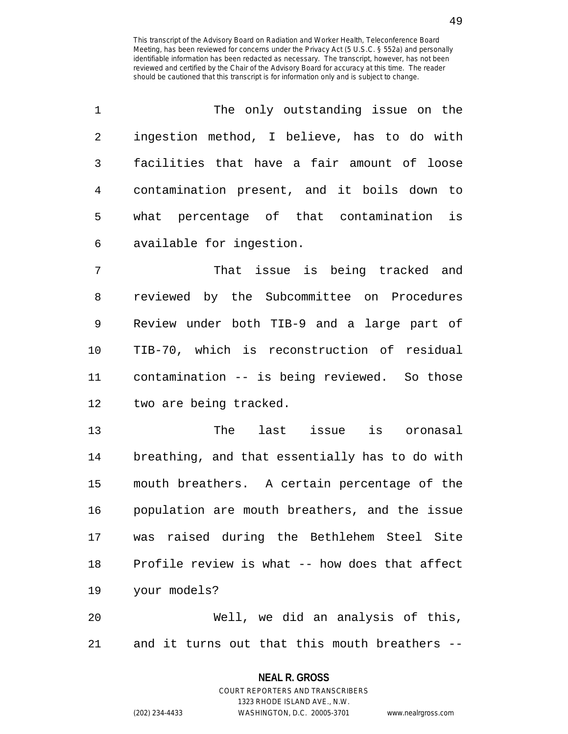The only outstanding issue on the ingestion method, I believe, has to do with facilities that have a fair amount of loose contamination present, and it boils down to what percentage of that contamination is available for ingestion.

That issue is being tracked and reviewed by the Subcommittee on Procedures Review under both TIB-9 and a large part of TIB-70, which is reconstruction of residual contamination -- is being reviewed. So those two are being tracked.

The last issue is oronasal breathing, and that essentially has to do with mouth breathers. A certain percentage of the population are mouth breathers, and the issue was raised during the Bethlehem Steel Site Profile review is what -- how does that affect your models?

Well, we did an analysis of this, and it turns out that this mouth breathers --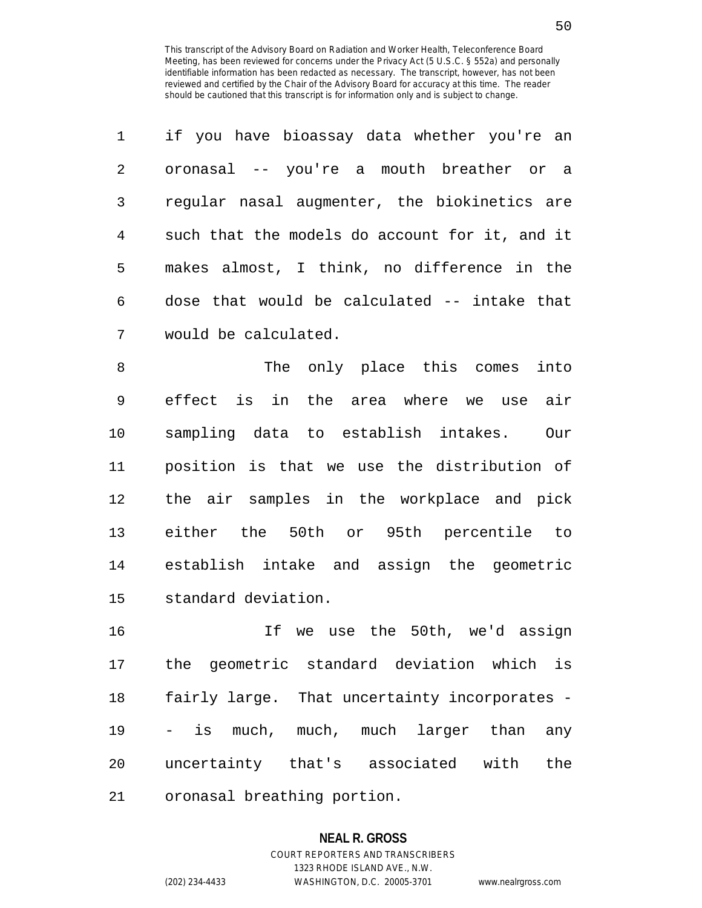This transcript of the Advisory Board on Radiation and Worker Health, Teleconference Board Meeting, has been reviewed for concerns under the Privacy Act (5 U.S.C. § 552a) and personally identifiable information has been redacted as necessary. The transcript, however, has not been reviewed and certified by the Chair of the Advisory Board for accuracy at this time. The reader should be cautioned that this transcript is for information only and is subject to change.

if you have bioassay data whether you're an oronasal -- you're a mouth breather or a regular nasal augmenter, the biokinetics are such that the models do account for it, and it makes almost, I think, no difference in the dose that would be calculated -- intake that would be calculated.

The only place this comes into effect is in the area where we use air sampling data to establish intakes. Our position is that we use the distribution of the air samples in the workplace and pick either the 50th or 95th percentile to establish intake and assign the geometric standard deviation.

If we use the 50th, we'd assign the geometric standard deviation which is fairly large. That uncertainty incorporates -- is much, much, much larger than any uncertainty that's associated with the oronasal breathing portion.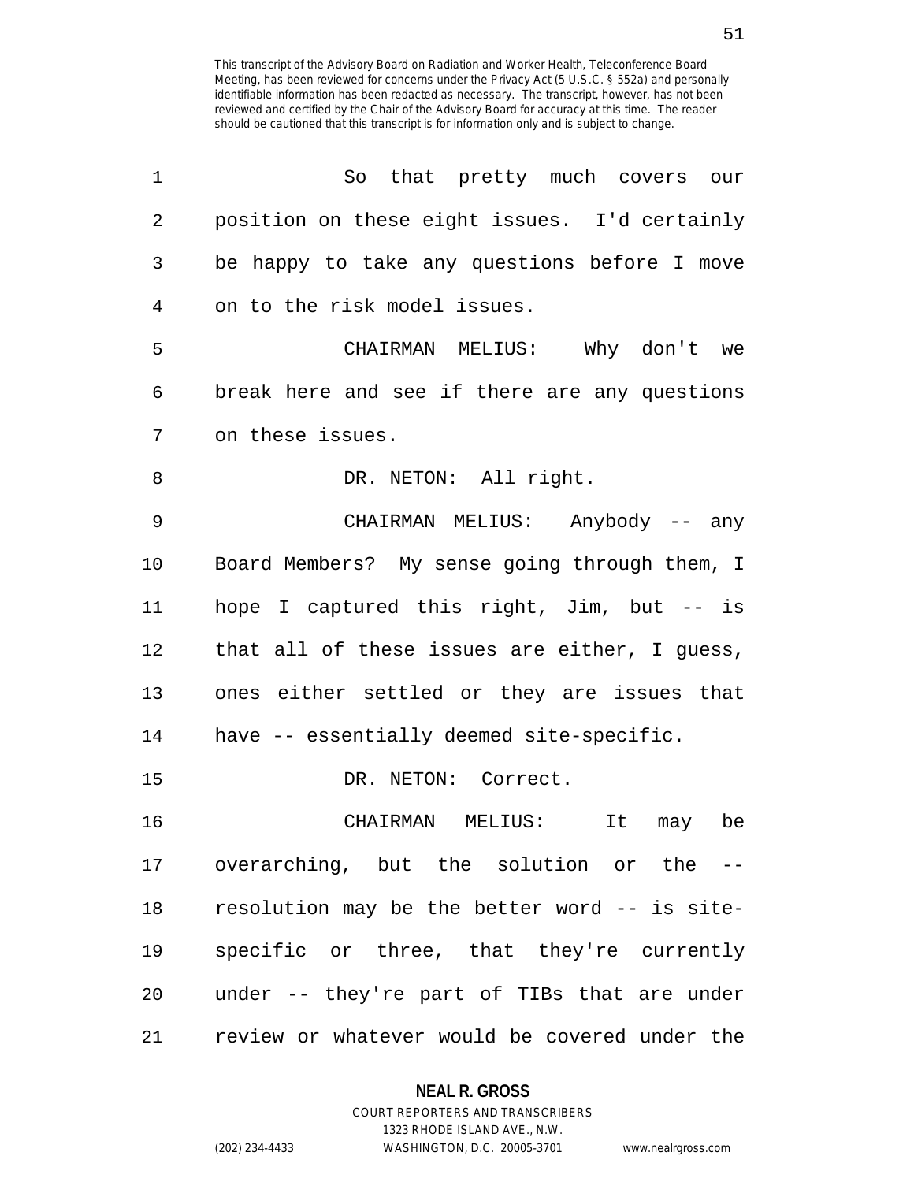So that pretty much covers our position on these eight issues. I'd certainly be happy to take any questions before I move on to the risk model issues.

CHAIRMAN MELIUS: Why don't we break here and see if there are any questions on these issues.

DR. NETON: All right.

CHAIRMAN MELIUS: Anybody -- any Board Members? My sense going through them, I hope I captured this right, Jim, but -- is that all of these issues are either, I guess, ones either settled or they are issues that have -- essentially deemed site-specific.

DR. NETON: Correct.

CHAIRMAN MELIUS: It may be overarching, but the solution or the -- resolution may be the better word -- is site-specific or three, that they're currently under -- they're part of TIBs that are under review or whatever would be covered under the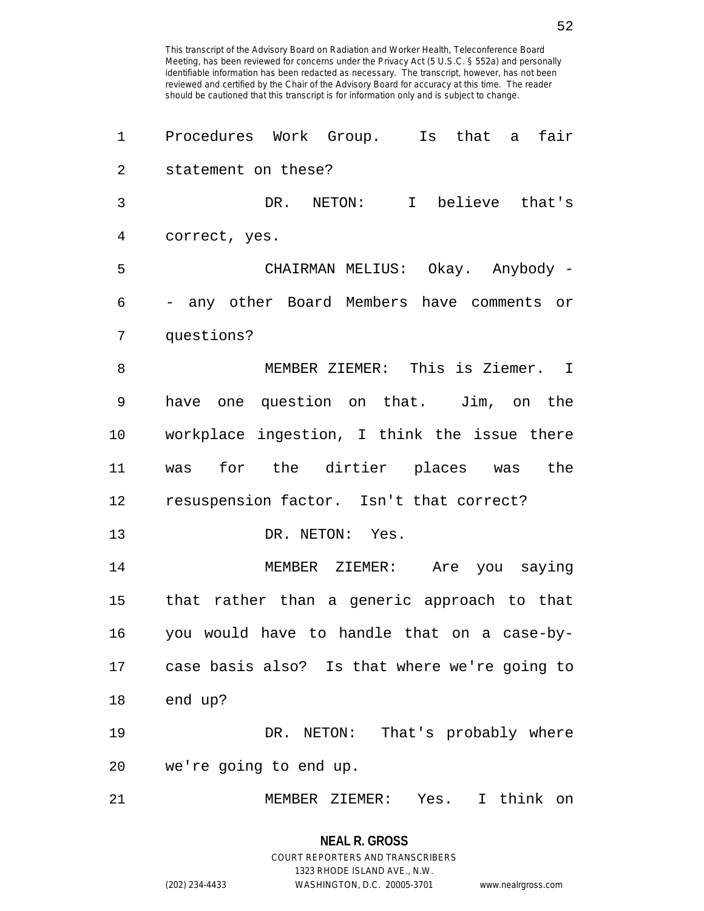Procedures Work Group. Is that a fair statement on these?

DR. NETON: I believe that's correct, yes.

CHAIRMAN MELIUS: Okay. Anybody -- any other Board Members have comments or questions?

MEMBER ZIEMER: This is Ziemer. I have one question on that. Jim, on the workplace ingestion, I think the issue there was for the dirtier places was the resuspension factor. Isn't that correct?

DR. NETON: Yes.

MEMBER ZIEMER: Are you saying that rather than a generic approach to that you would have to handle that on a case-by-case basis also? Is that where we're going to end up?

DR. NETON: That's probably where we're going to end up.

MEMBER ZIEMER: Yes. I think on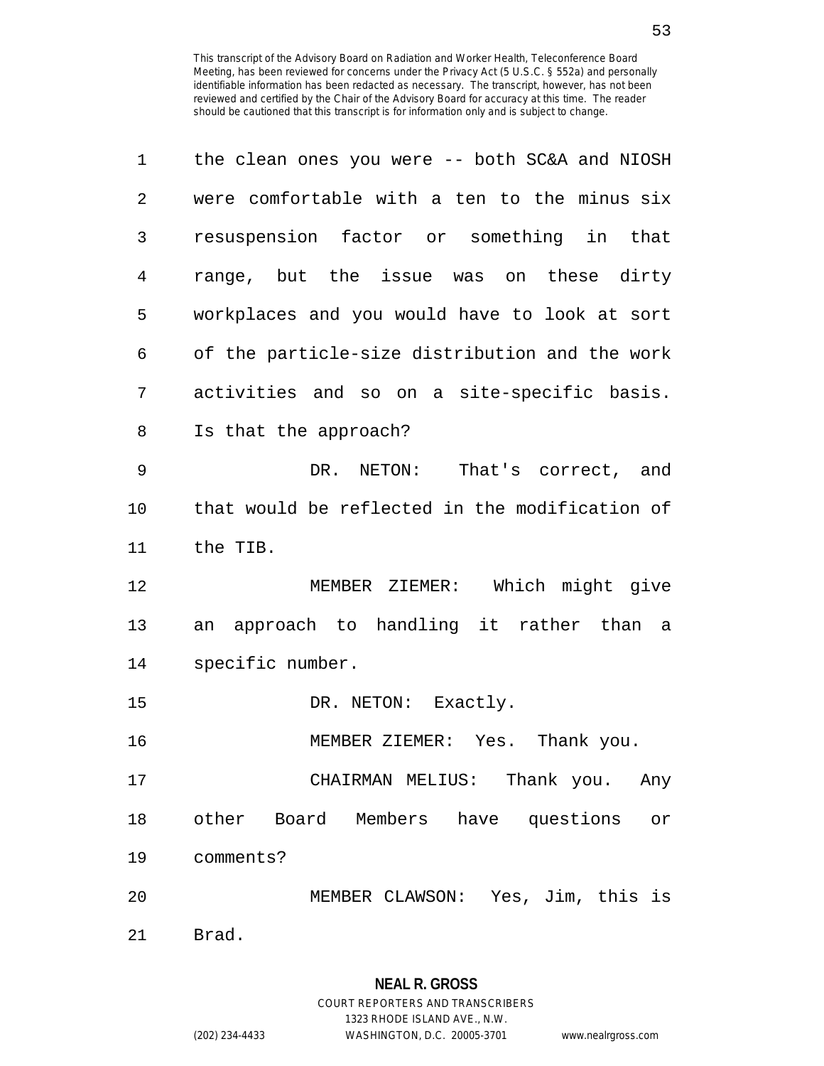the clean ones you were -- both SC&A and NIOSH were comfortable with a ten to the minus six resuspension factor or something in that range, but the issue was on these dirty workplaces and you would have to look at sort of the particle-size distribution and the work activities and so on a site-specific basis. Is that the approach?

DR. NETON: That's correct, and that would be reflected in the modification of the TIB.

MEMBER ZIEMER: Which might give an approach to handling it rather than a specific number.

DR. NETON: Exactly.

MEMBER ZIEMER: Yes. Thank you.

CHAIRMAN MELIUS: Thank you. Any other Board Members have questions or comments?

MEMBER CLAWSON: Yes, Jim, this is Brad.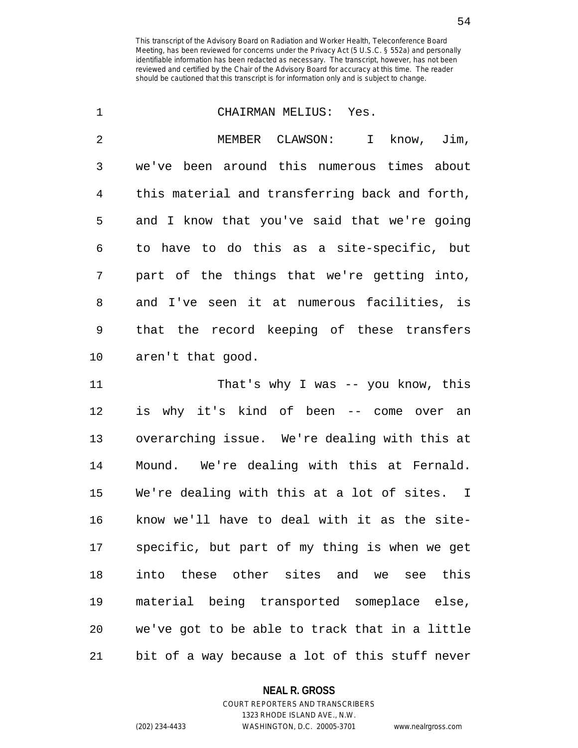CHAIRMAN MELIUS: Yes.

MEMBER CLAWSON: I know, Jim, we've been around this numerous times about this material and transferring back and forth, and I know that you've said that we're going to have to do this as a site-specific, but part of the things that we're getting into, and I've seen it at numerous facilities, is that the record keeping of these transfers aren't that good.

That's why I was -- you know, this is why it's kind of been -- come over an overarching issue. We're dealing with this at Mound. We're dealing with this at Fernald. We're dealing with this at a lot of sites. I know we'll have to deal with it as the site-specific, but part of my thing is when we get into these other sites and we see this material being transported someplace else, we've got to be able to track that in a little bit of a way because a lot of this stuff never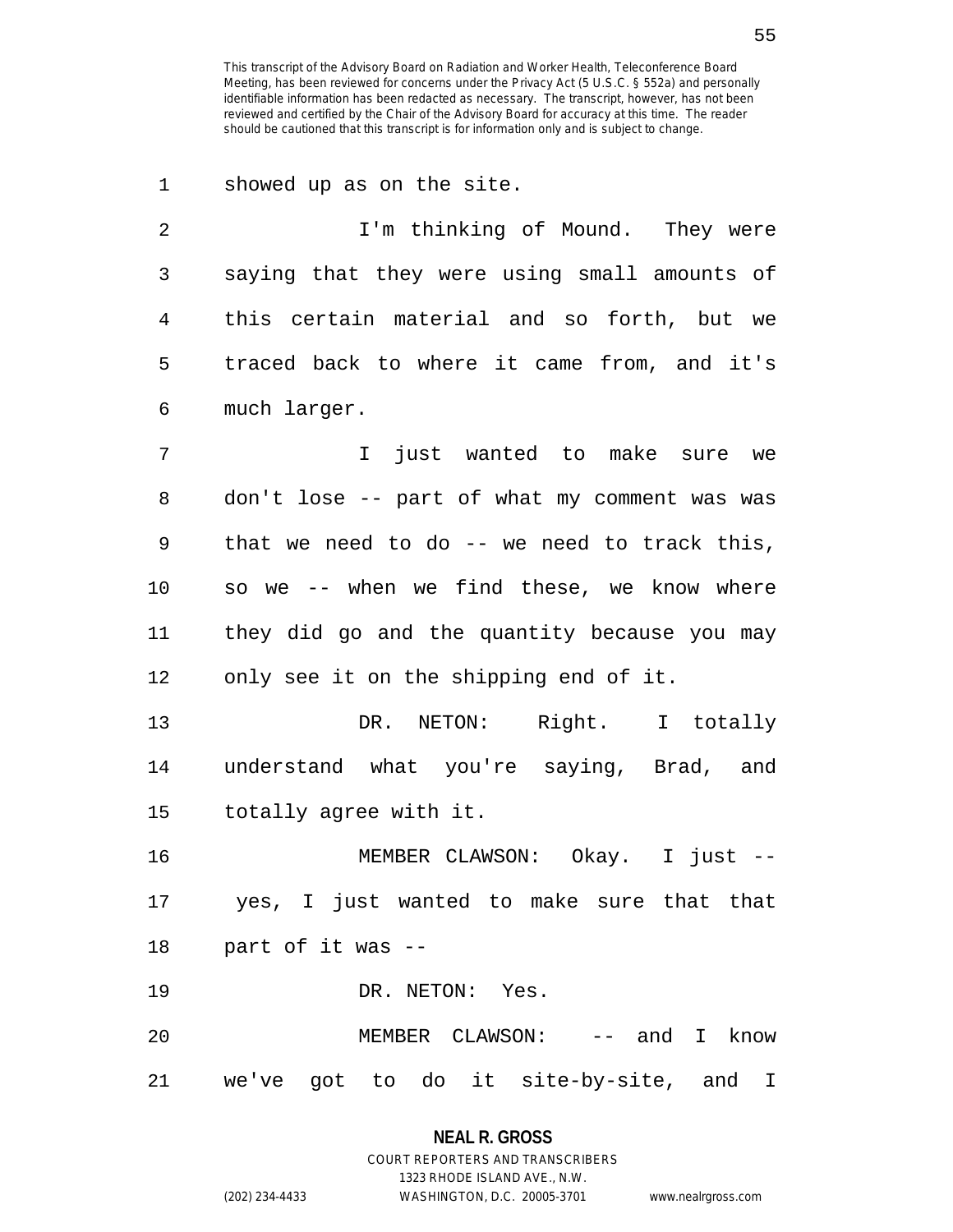showed up as on the site.

I'm thinking of Mound. They were saying that they were using small amounts of this certain material and so forth, but we traced back to where it came from, and it's much larger.

I just wanted to make sure we don't lose -- part of what my comment was was that we need to do -- we need to track this, so we -- when we find these, we know where they did go and the quantity because you may only see it on the shipping end of it.

DR. NETON: Right. I totally understand what you're saying, Brad, and totally agree with it.

MEMBER CLAWSON: Okay. I just -- yes, I just wanted to make sure that that part of it was --

DR. NETON: Yes.

MEMBER CLAWSON: -- and I know we've got to do it site-by-site, and I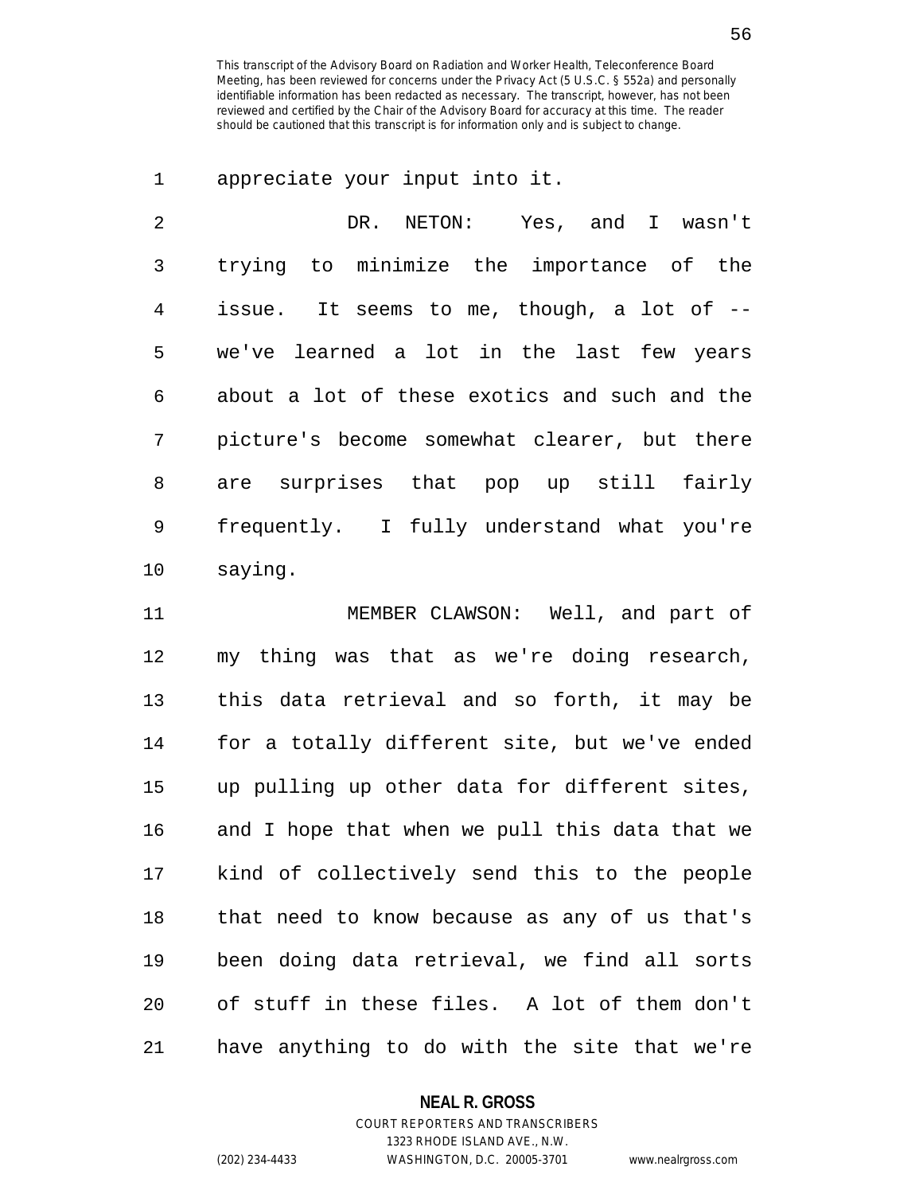appreciate your input into it.

DR. NETON: Yes, and I wasn't trying to minimize the importance of the issue. It seems to me, though, a lot of -- we've learned a lot in the last few years about a lot of these exotics and such and the picture's become somewhat clearer, but there are surprises that pop up still fairly frequently. I fully understand what you're saying.

MEMBER CLAWSON: Well, and part of my thing was that as we're doing research, this data retrieval and so forth, it may be for a totally different site, but we've ended up pulling up other data for different sites, and I hope that when we pull this data that we kind of collectively send this to the people that need to know because as any of us that's been doing data retrieval, we find all sorts of stuff in these files. A lot of them don't have anything to do with the site that we're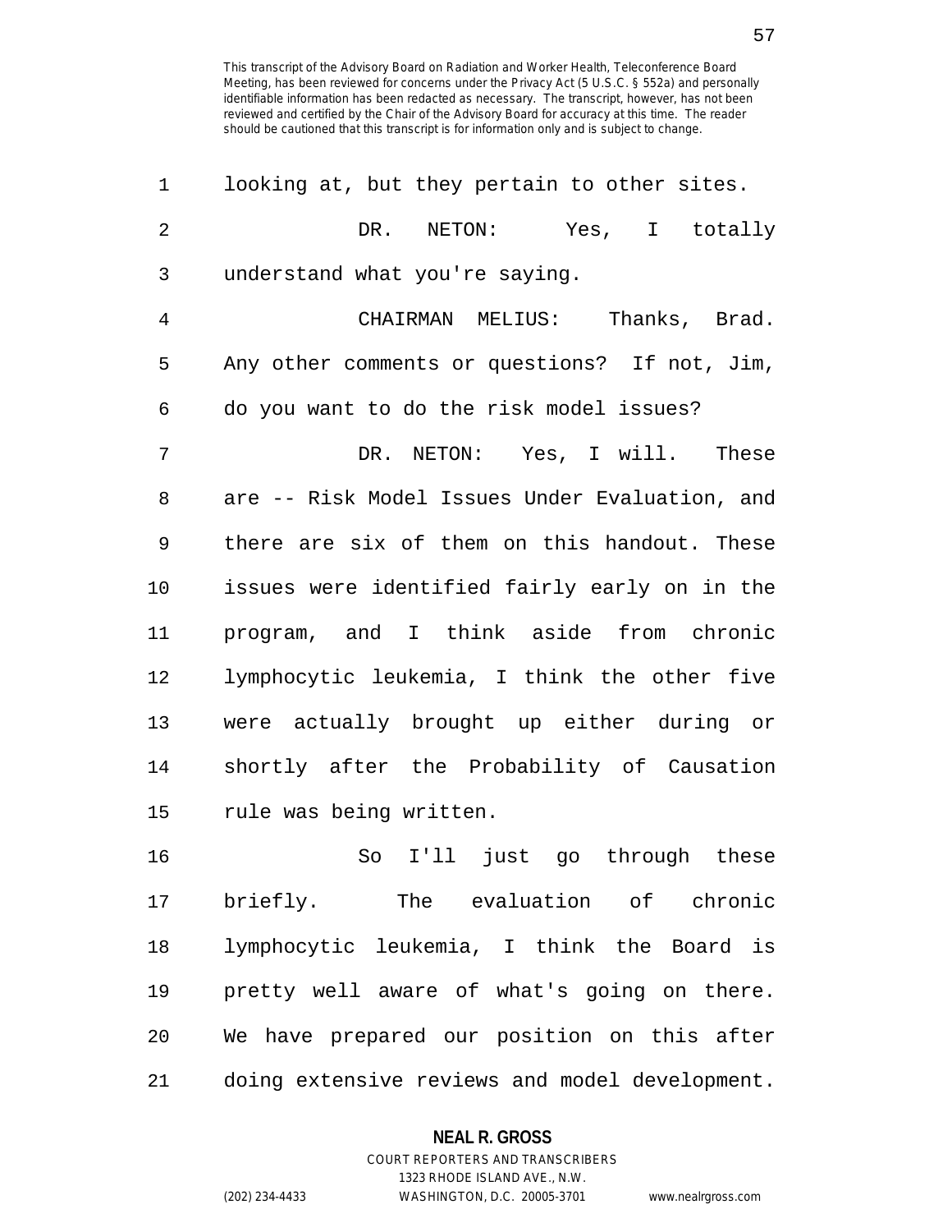looking at, but they pertain to other sites.

DR. NETON: Yes, I totally understand what you're saying.

CHAIRMAN MELIUS: Thanks, Brad. Any other comments or questions? If not, Jim, do you want to do the risk model issues?

DR. NETON: Yes, I will. These are -- Risk Model Issues Under Evaluation, and there are six of them on this handout. These issues were identified fairly early on in the program, and I think aside from chronic lymphocytic leukemia, I think the other five were actually brought up either during or shortly after the Probability of Causation rule was being written.

So I'll just go through these briefly. The evaluation of chronic lymphocytic leukemia, I think the Board is pretty well aware of what's going on there. We have prepared our position on this after doing extensive reviews and model development.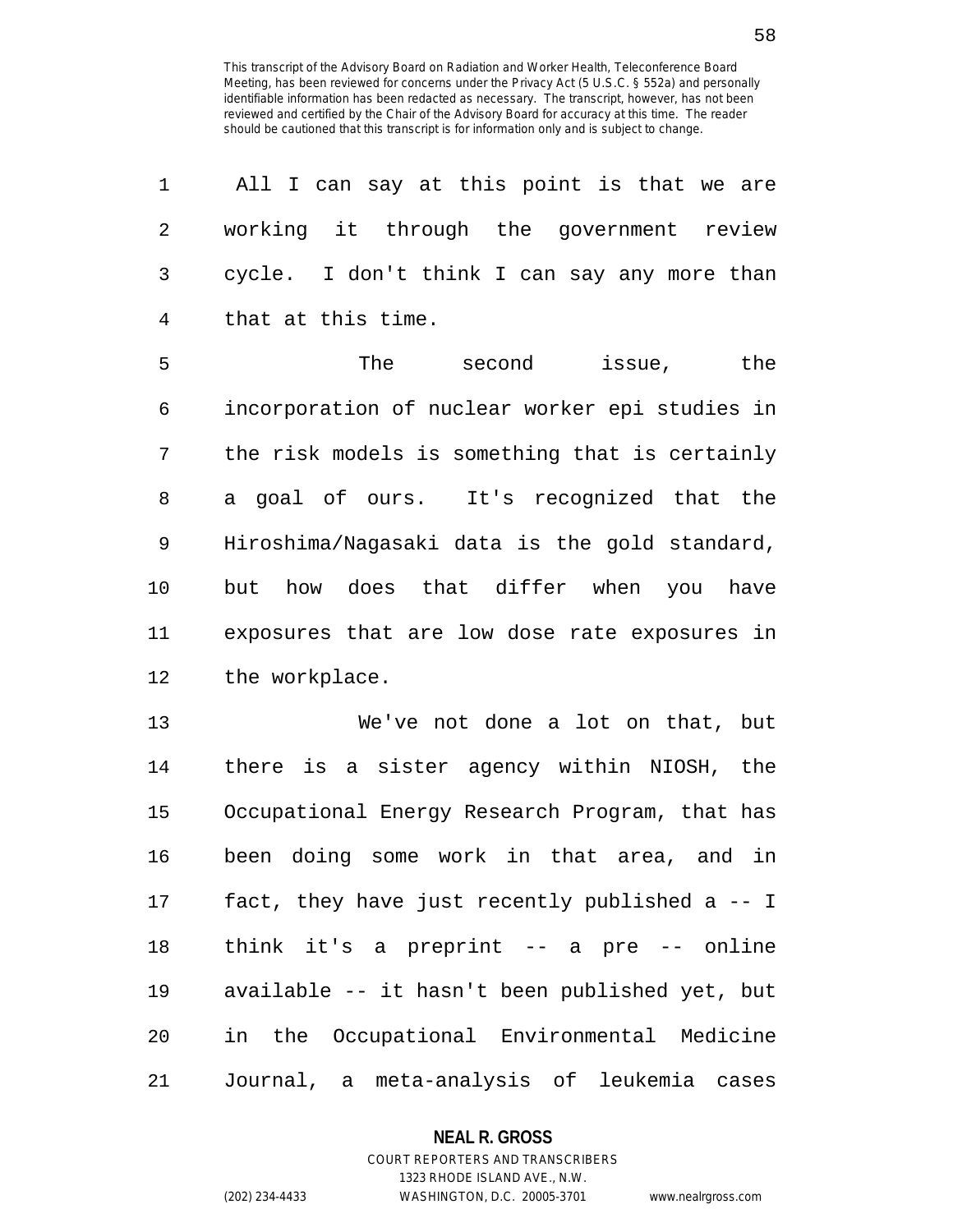All I can say at this point is that we are working it through the government review cycle. I don't think I can say any more than that at this time.

The second issue, the incorporation of nuclear worker epi studies in the risk models is something that is certainly a goal of ours. It's recognized that the Hiroshima/Nagasaki data is the gold standard, but how does that differ when you have exposures that are low dose rate exposures in the workplace.

We've not done a lot on that, but there is a sister agency within NIOSH, the Occupational Energy Research Program, that has been doing some work in that area, and in fact, they have just recently published a -- I think it's a preprint -- a pre -- online available -- it hasn't been published yet, but in the Occupational Environmental Medicine Journal, a meta-analysis of leukemia cases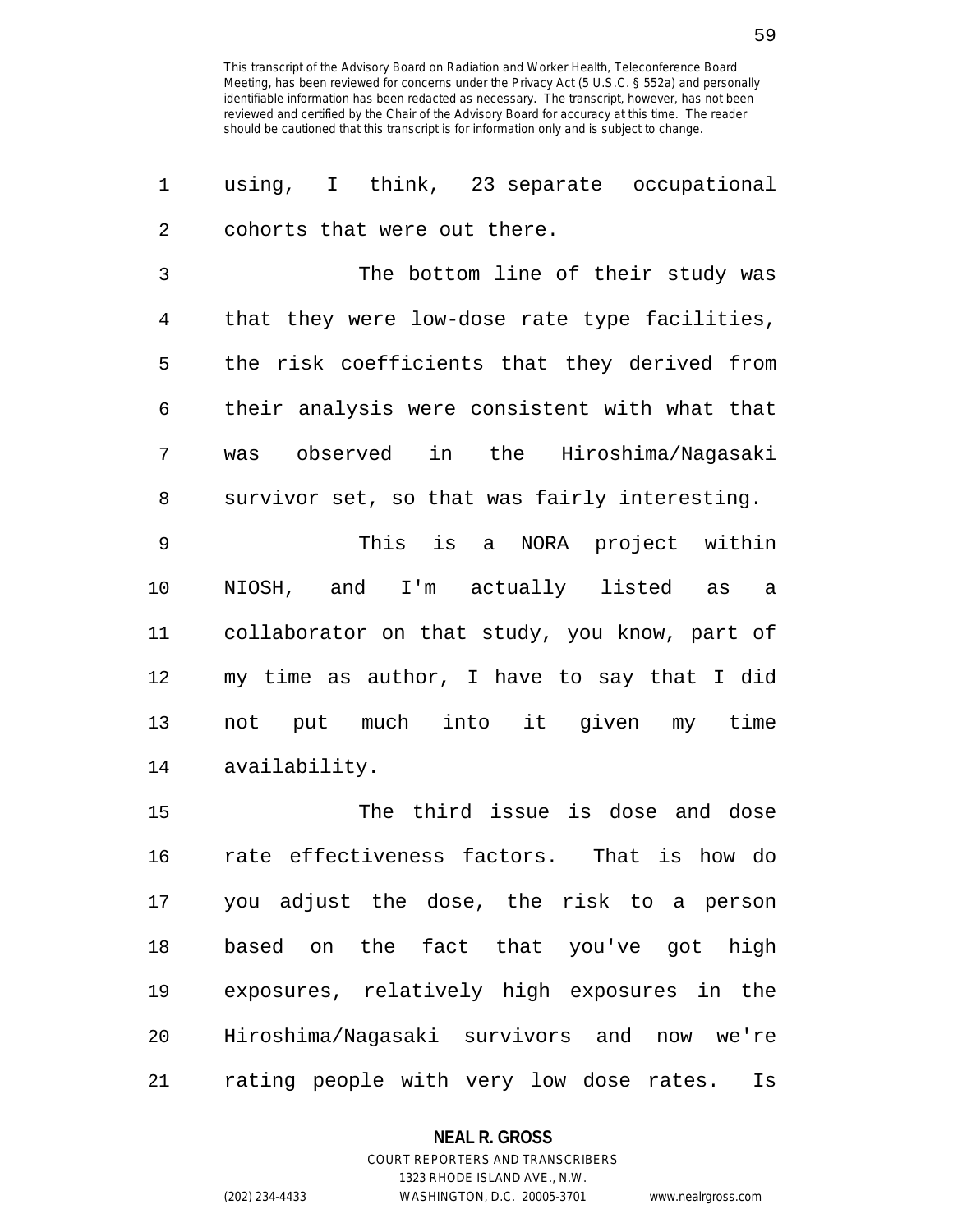using, I think, 23 separate occupational cohorts that were out there.

The bottom line of their study was that they were low-dose rate type facilities, the risk coefficients that they derived from their analysis were consistent with what that was observed in the Hiroshima/Nagasaki survivor set, so that was fairly interesting.

This is a NORA project within NIOSH, and I'm actually listed as a collaborator on that study, you know, part of my time as author, I have to say that I did not put much into it given my time availability.

The third issue is dose and dose rate effectiveness factors. That is how do you adjust the dose, the risk to a person based on the fact that you've got high exposures, relatively high exposures in the Hiroshima/Nagasaki survivors and now we're rating people with very low dose rates. Is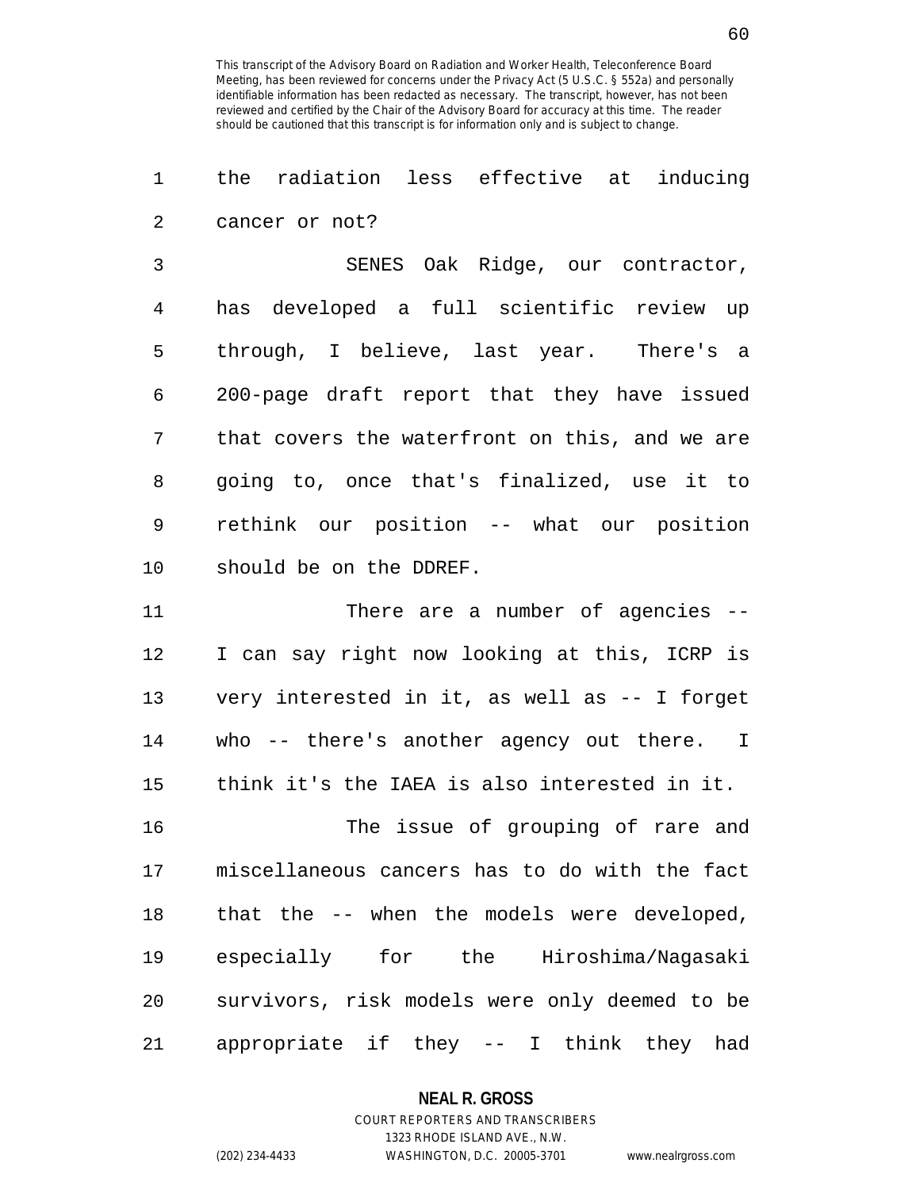the radiation less effective at inducing cancer or not?

SENES Oak Ridge, our contractor, has developed a full scientific review up through, I believe, last year. There's a 200-page draft report that they have issued that covers the waterfront on this, and we are going to, once that's finalized, use it to rethink our position -- what our position should be on the DDREF.

There are a number of agencies -- I can say right now looking at this, ICRP is very interested in it, as well as -- I forget who -- there's another agency out there. I think it's the IAEA is also interested in it.

The issue of grouping of rare and miscellaneous cancers has to do with the fact that the -- when the models were developed, especially for the Hiroshima/Nagasaki survivors, risk models were only deemed to be appropriate if they -- I think they had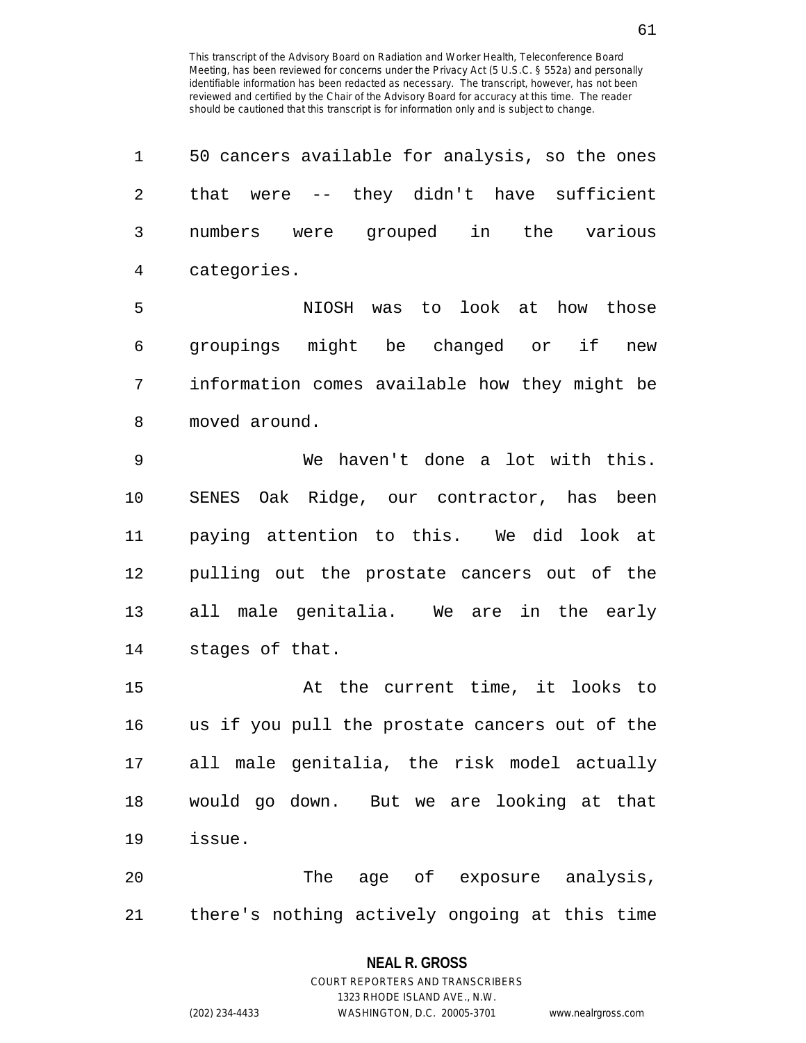50 cancers available for analysis, so the ones that were -- they didn't have sufficient numbers were grouped in the various categories.

NIOSH was to look at how those groupings might be changed or if new information comes available how they might be moved around.

We haven't done a lot with this. SENES Oak Ridge, our contractor, has been paying attention to this. We did look at pulling out the prostate cancers out of the all male genitalia. We are in the early stages of that.

At the current time, it looks to us if you pull the prostate cancers out of the all male genitalia, the risk model actually would go down. But we are looking at that issue.

The age of exposure analysis, there's nothing actively ongoing at this time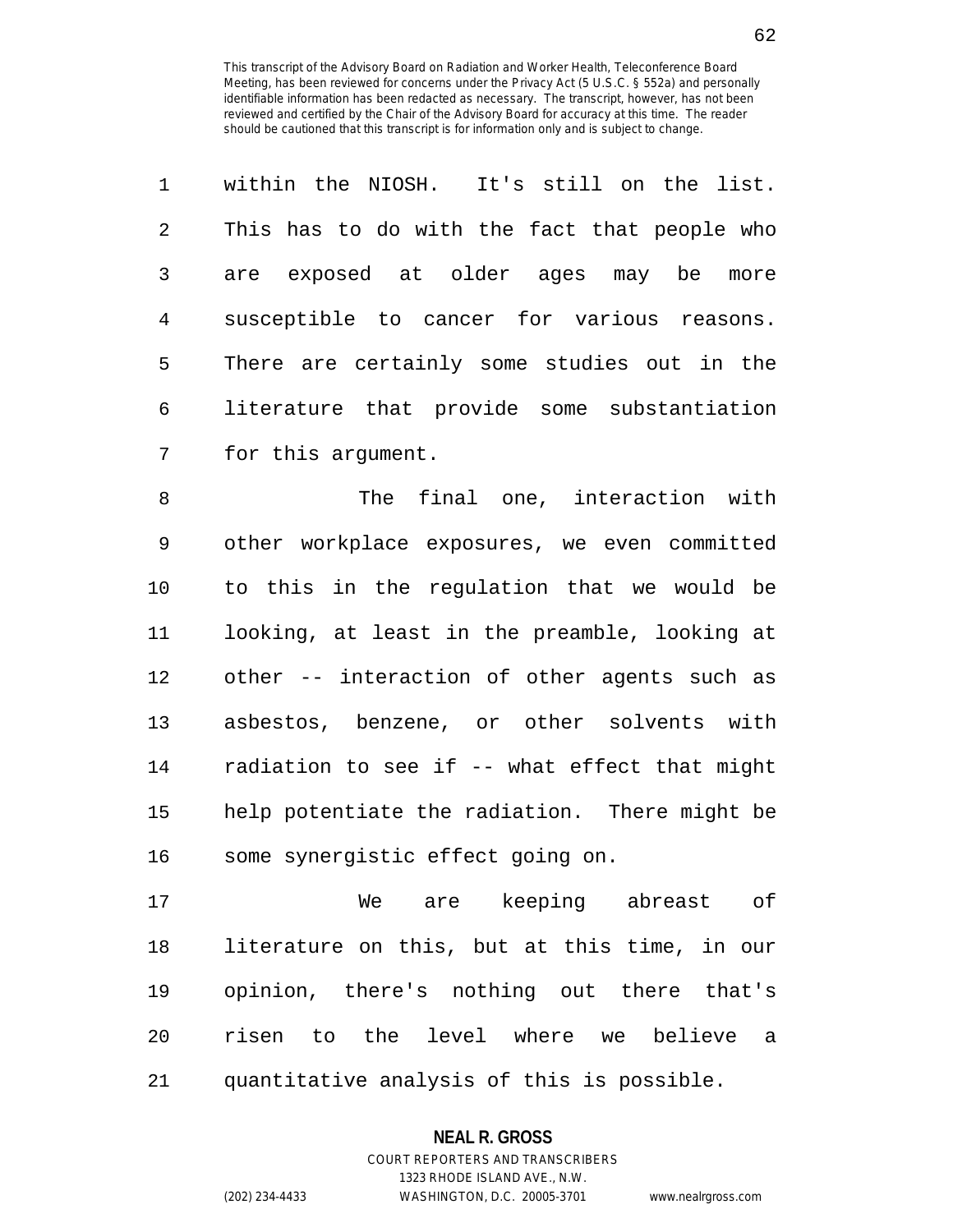within the NIOSH. It's still on the list. This has to do with the fact that people who are exposed at older ages may be more susceptible to cancer for various reasons. There are certainly some studies out in the literature that provide some substantiation for this argument.

The final one, interaction with other workplace exposures, we even committed to this in the regulation that we would be looking, at least in the preamble, looking at other -- interaction of other agents such as asbestos, benzene, or other solvents with radiation to see if -- what effect that might help potentiate the radiation. There might be some synergistic effect going on.

We are keeping abreast of literature on this, but at this time, in our opinion, there's nothing out there that's risen to the level where we believe a quantitative analysis of this is possible.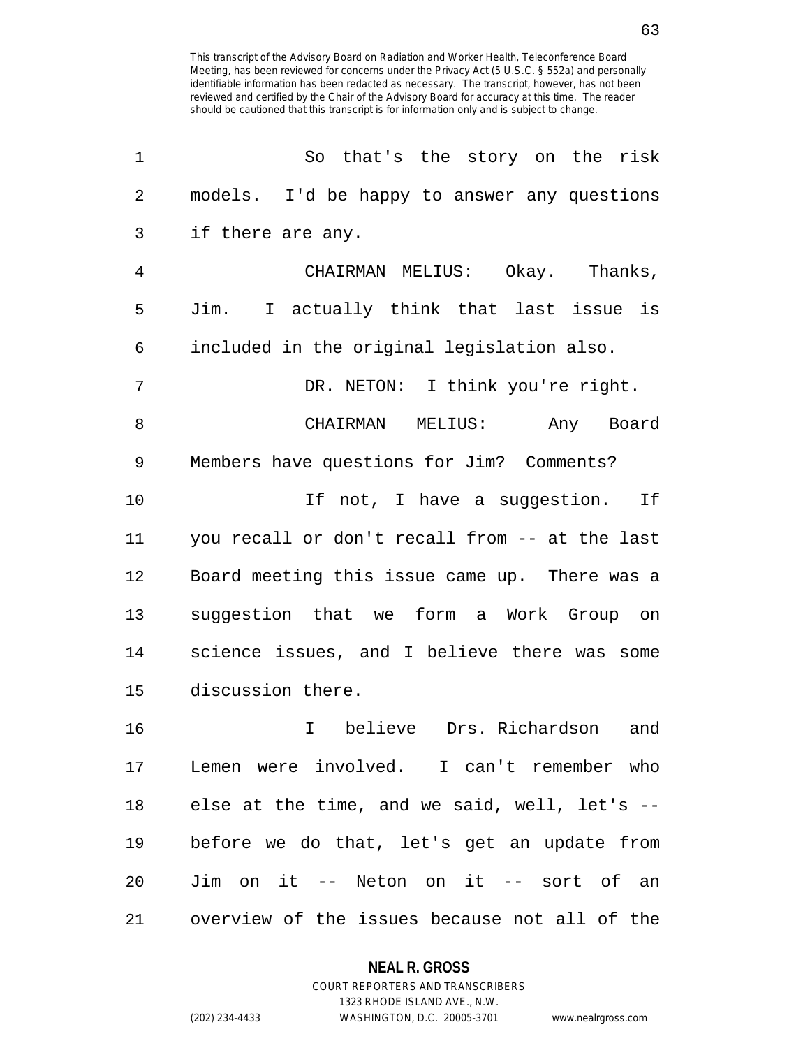So that's the story on the risk models. I'd be happy to answer any questions if there are any.

CHAIRMAN MELIUS: Okay. Thanks, Jim. I actually think that last issue is included in the original legislation also.

DR. NETON: I think you're right.

CHAIRMAN MELIUS: Any Board Members have questions for Jim? Comments?

If not, I have a suggestion. If you recall or don't recall from -- at the last Board meeting this issue came up. There was a suggestion that we form a Work Group on science issues, and I believe there was some discussion there.

I believe Drs. Richardson and Lemen were involved. I can't remember who else at the time, and we said, well, let's -- before we do that, let's get an update from Jim on it -- Neton on it -- sort of an overview of the issues because not all of the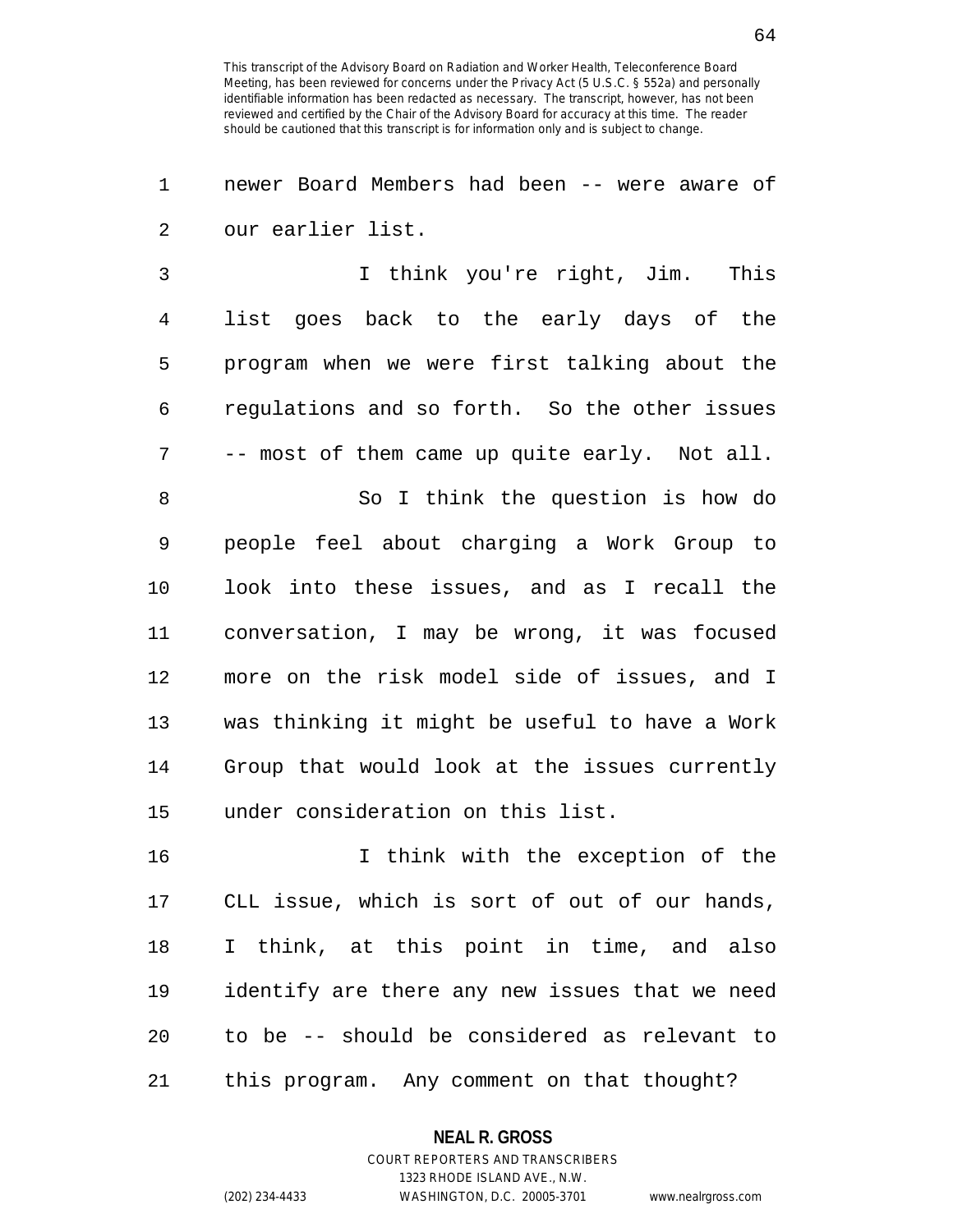newer Board Members had been -- were aware of our earlier list.

I think you're right, Jim. This list goes back to the early days of the program when we were first talking about the regulations and so forth. So the other issues -- most of them came up quite early. Not all.

So I think the question is how do people feel about charging a Work Group to look into these issues, and as I recall the conversation, I may be wrong, it was focused more on the risk model side of issues, and I was thinking it might be useful to have a Work Group that would look at the issues currently under consideration on this list.

I think with the exception of the CLL issue, which is sort of out of our hands, I think, at this point in time, and also identify are there any new issues that we need to be -- should be considered as relevant to this program. Any comment on that thought?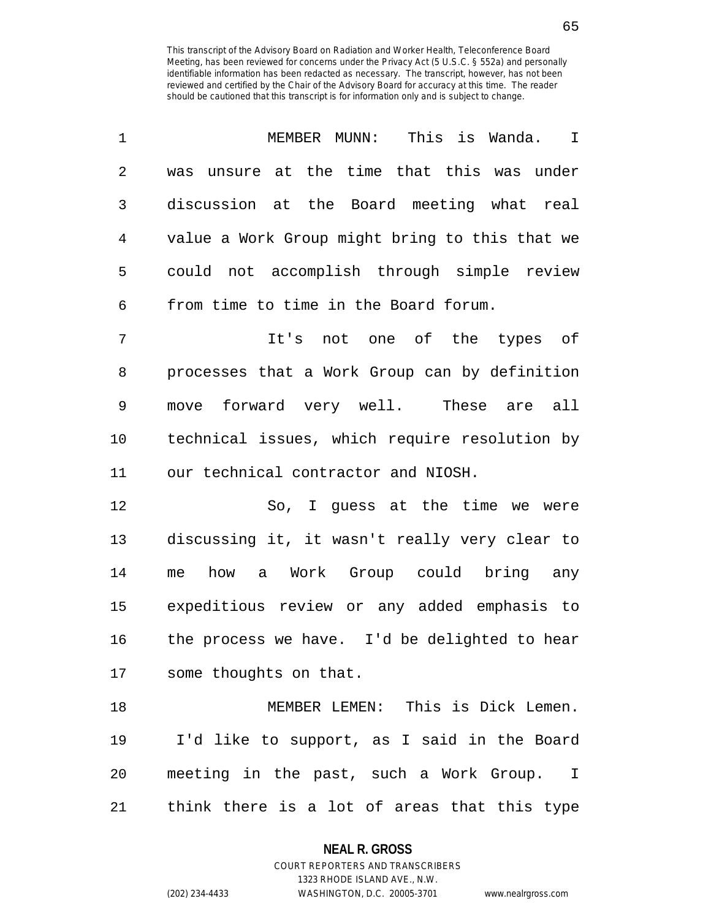MEMBER MUNN: This is Wanda. I was unsure at the time that this was under discussion at the Board meeting what real value a Work Group might bring to this that we could not accomplish through simple review from time to time in the Board forum.

It's not one of the types of processes that a Work Group can by definition move forward very well. These are all technical issues, which require resolution by our technical contractor and NIOSH.

So, I guess at the time we were discussing it, it wasn't really very clear to me how a Work Group could bring any expeditious review or any added emphasis to the process we have. I'd be delighted to hear some thoughts on that.

MEMBER LEMEN: This is Dick Lemen. I'd like to support, as I said in the Board meeting in the past, such a Work Group. I think there is a lot of areas that this type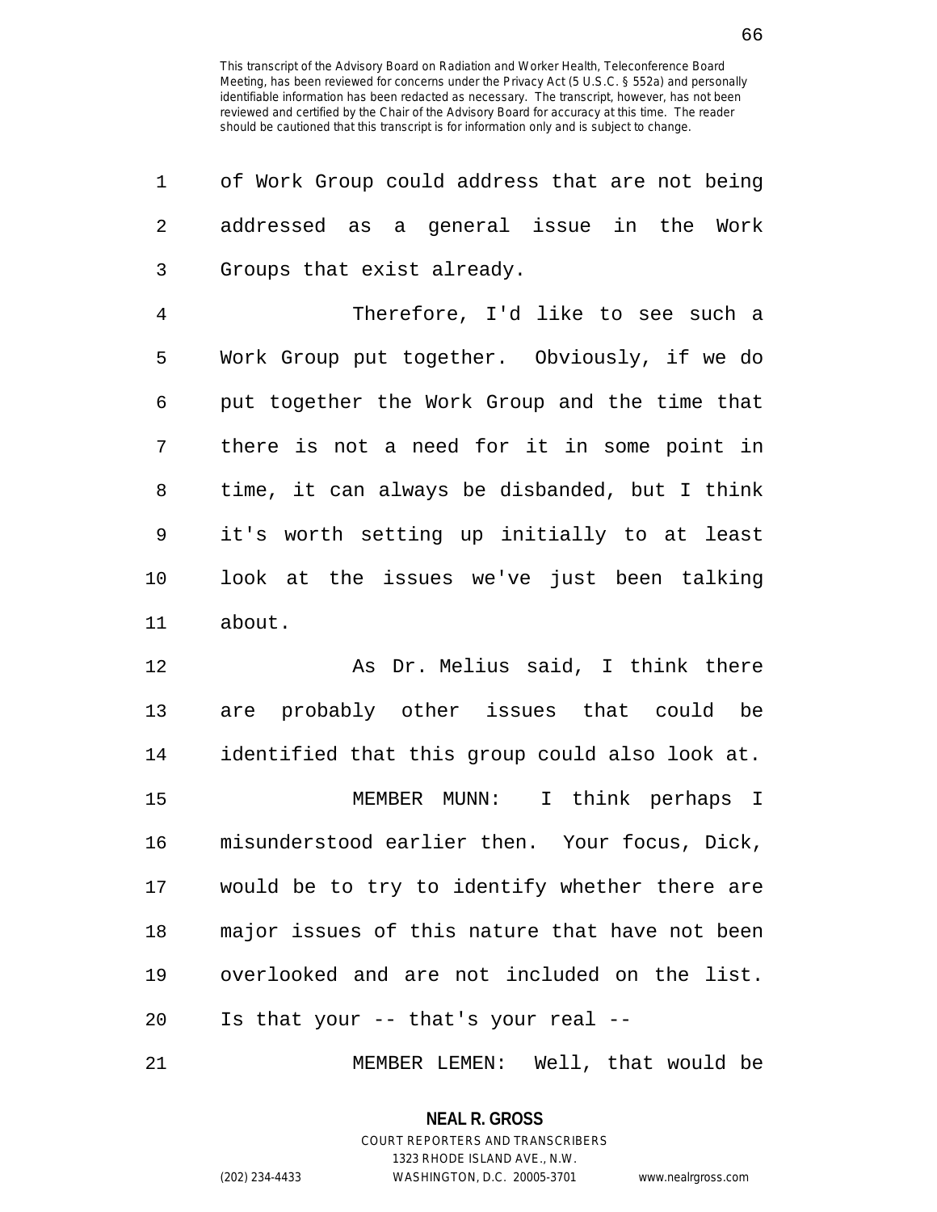of Work Group could address that are not being addressed as a general issue in the Work Groups that exist already.

Therefore, I'd like to see such a Work Group put together. Obviously, if we do put together the Work Group and the time that there is not a need for it in some point in time, it can always be disbanded, but I think it's worth setting up initially to at least look at the issues we've just been talking about.

As Dr. Melius said, I think there are probably other issues that could be identified that this group could also look at.

MEMBER MUNN: I think perhaps I misunderstood earlier then. Your focus, Dick, would be to try to identify whether there are major issues of this nature that have not been overlooked and are not included on the list. Is that your -- that's your real --

MEMBER LEMEN: Well, that would be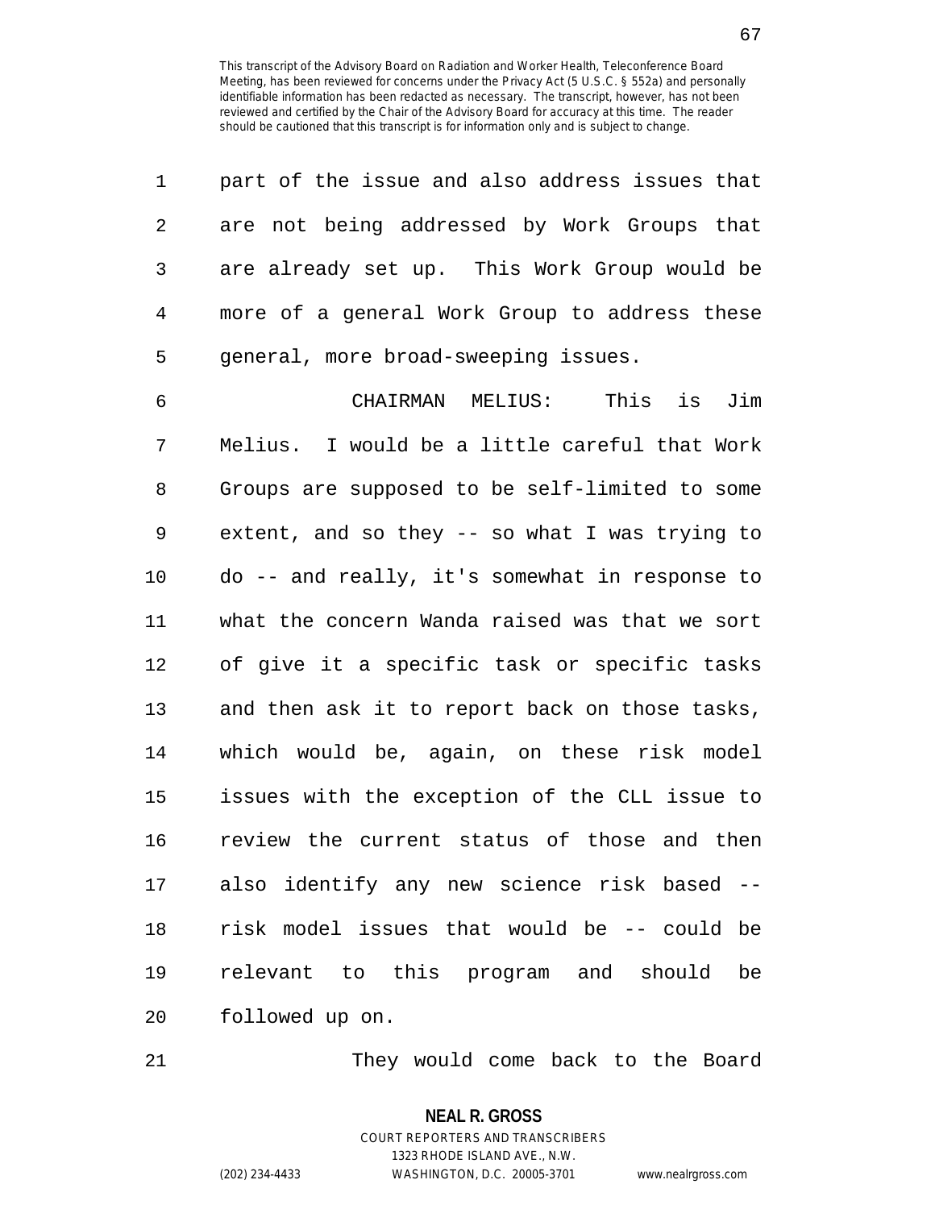part of the issue and also address issues that are not being addressed by Work Groups that are already set up. This Work Group would be more of a general Work Group to address these general, more broad-sweeping issues.

CHAIRMAN MELIUS: This is Jim Melius. I would be a little careful that Work Groups are supposed to be self-limited to some extent, and so they -- so what I was trying to do -- and really, it's somewhat in response to what the concern Wanda raised was that we sort of give it a specific task or specific tasks and then ask it to report back on those tasks, which would be, again, on these risk model issues with the exception of the CLL issue to review the current status of those and then also identify any new science risk based -- risk model issues that would be -- could be relevant to this program and should be followed up on.

They would come back to the Board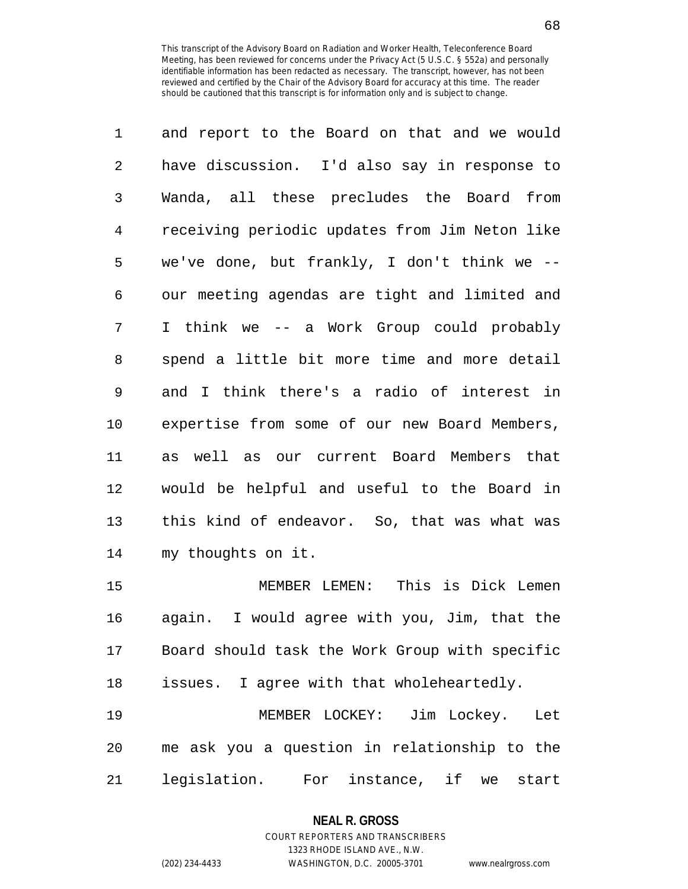and report to the Board on that and we would have discussion. I'd also say in response to Wanda, all these precludes the Board from receiving periodic updates from Jim Neton like we've done, but frankly, I don't think we -- our meeting agendas are tight and limited and I think we -- a Work Group could probably spend a little bit more time and more detail and I think there's a radio of interest in expertise from some of our new Board Members, as well as our current Board Members that would be helpful and useful to the Board in this kind of endeavor. So, that was what was my thoughts on it.

MEMBER LEMEN: This is Dick Lemen again. I would agree with you, Jim, that the Board should task the Work Group with specific issues. I agree with that wholeheartedly.

MEMBER LOCKEY: Jim Lockey. Let me ask you a question in relationship to the legislation. For instance, if we start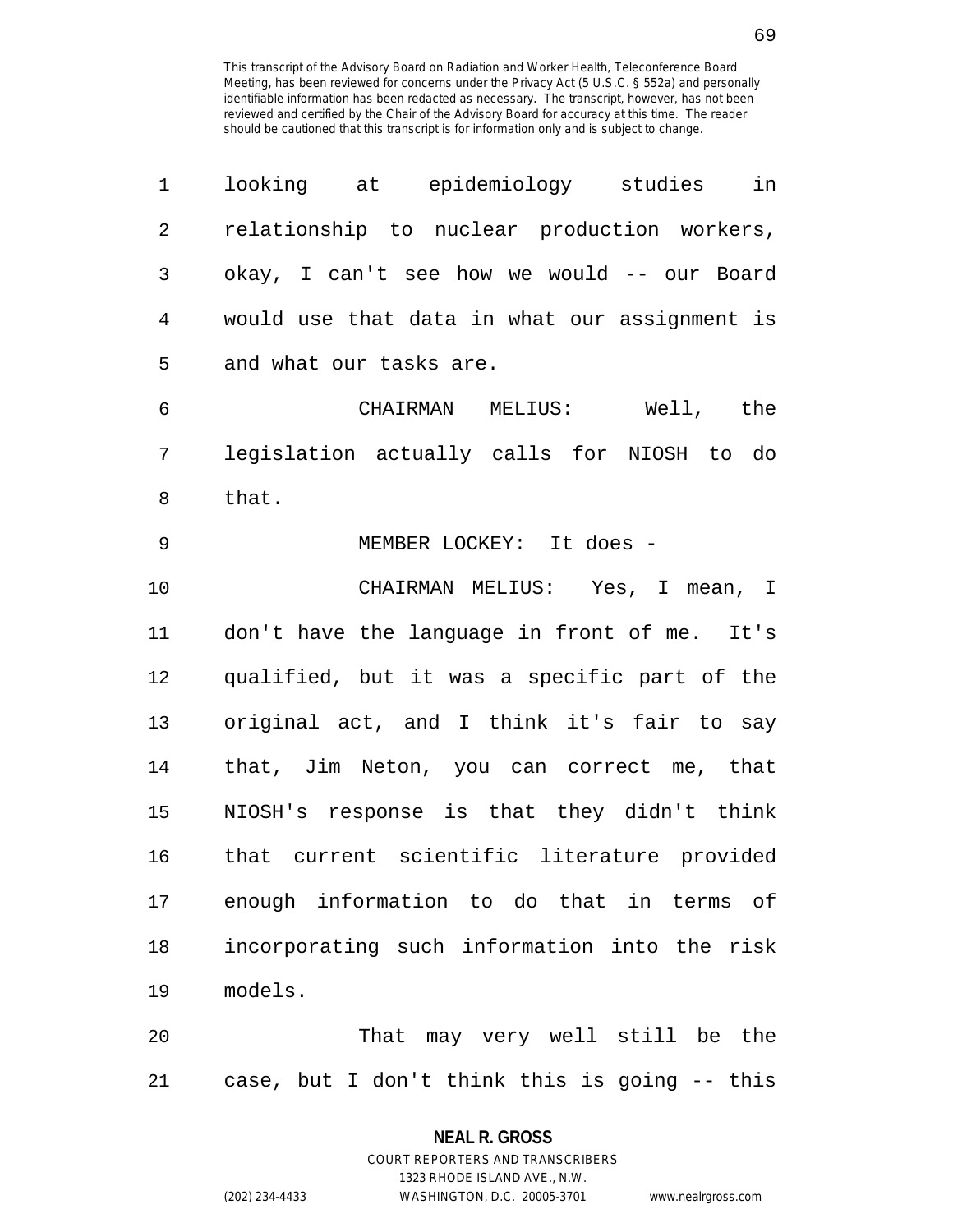looking at epidemiology studies in relationship to nuclear production workers, okay, I can't see how we would -- our Board would use that data in what our assignment is and what our tasks are.

CHAIRMAN MELIUS: Well, the legislation actually calls for NIOSH to do that.

MEMBER LOCKEY: It does -

CHAIRMAN MELIUS: Yes, I mean, I don't have the language in front of me. It's qualified, but it was a specific part of the original act, and I think it's fair to say that, Jim Neton, you can correct me, that NIOSH's response is that they didn't think that current scientific literature provided enough information to do that in terms of incorporating such information into the risk models.

That may very well still be the case, but I don't think this is going -- this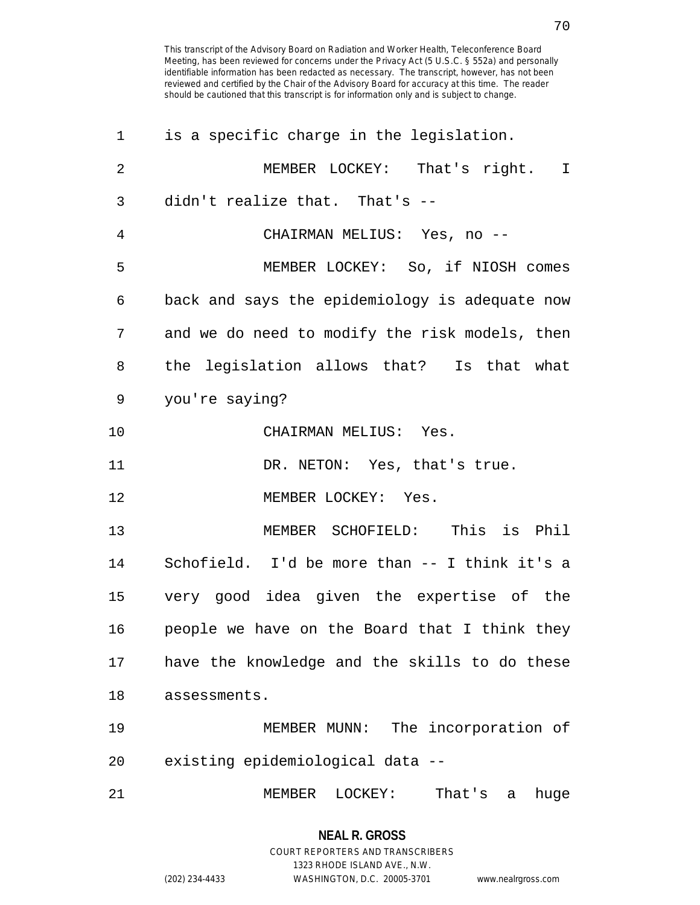is a specific charge in the legislation.

MEMBER LOCKEY: That's right. I didn't realize that. That's --

CHAIRMAN MELIUS: Yes, no --

MEMBER LOCKEY: So, if NIOSH comes back and says the epidemiology is adequate now and we do need to modify the risk models, then the legislation allows that? Is that what you're saying?

CHAIRMAN MELIUS: Yes.

DR. NETON: Yes, that's true.

MEMBER LOCKEY: Yes.

MEMBER SCHOFIELD: This is Phil Schofield. I'd be more than -- I think it's a very good idea given the expertise of the people we have on the Board that I think they have the knowledge and the skills to do these assessments.

MEMBER MUNN: The incorporation of existing epidemiological data --

MEMBER LOCKEY: That's a huge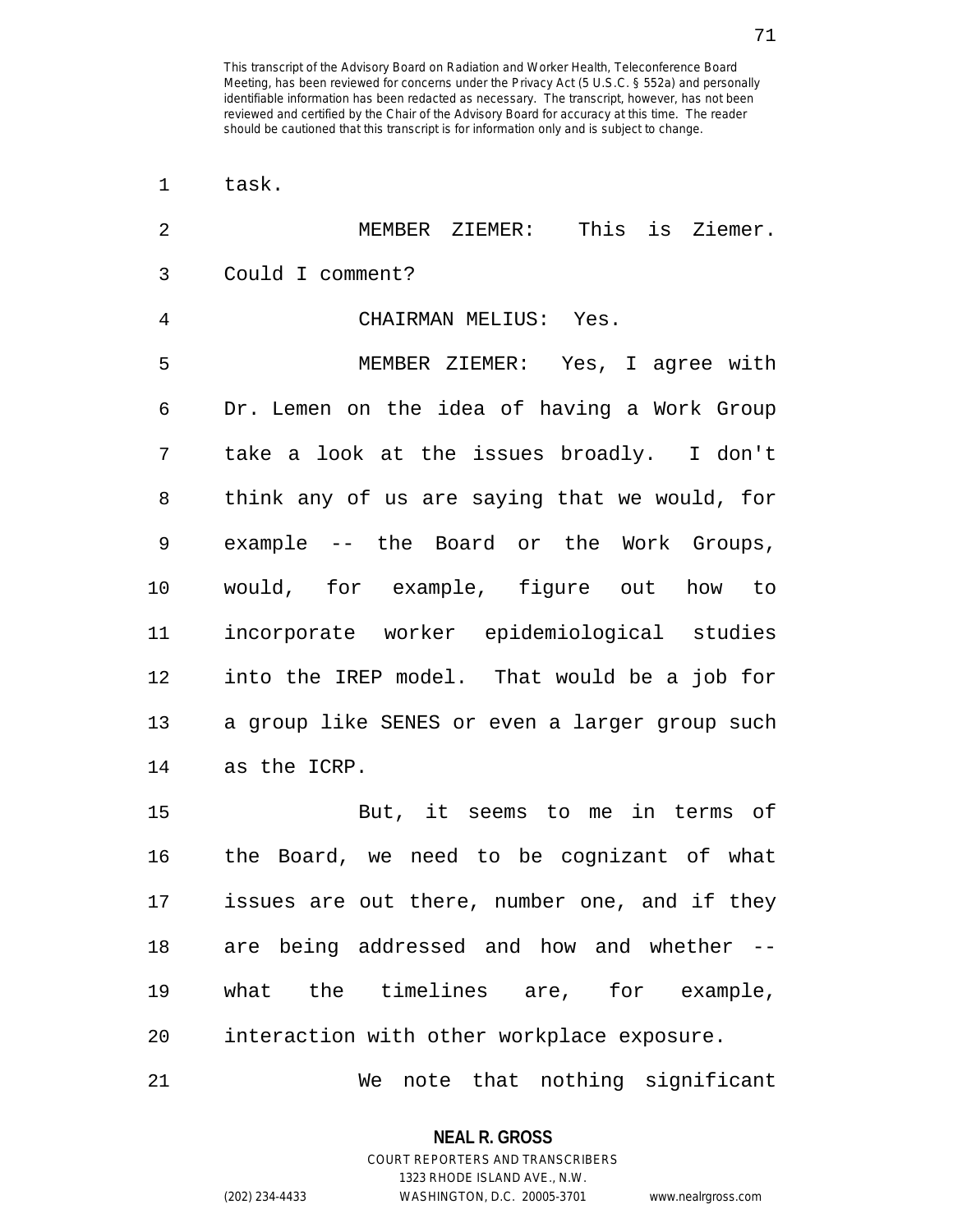task.

MEMBER ZIEMER: This is Ziemer. Could I comment?

CHAIRMAN MELIUS: Yes.

MEMBER ZIEMER: Yes, I agree with Dr. Lemen on the idea of having a Work Group take a look at the issues broadly. I don't think any of us are saying that we would, for example -- the Board or the Work Groups, would, for example, figure out how to incorporate worker epidemiological studies into the IREP model. That would be a job for a group like SENES or even a larger group such as the ICRP.

But, it seems to me in terms of the Board, we need to be cognizant of what issues are out there, number one, and if they are being addressed and how and whether -- what the timelines are, for example, interaction with other workplace exposure.

We note that nothing significant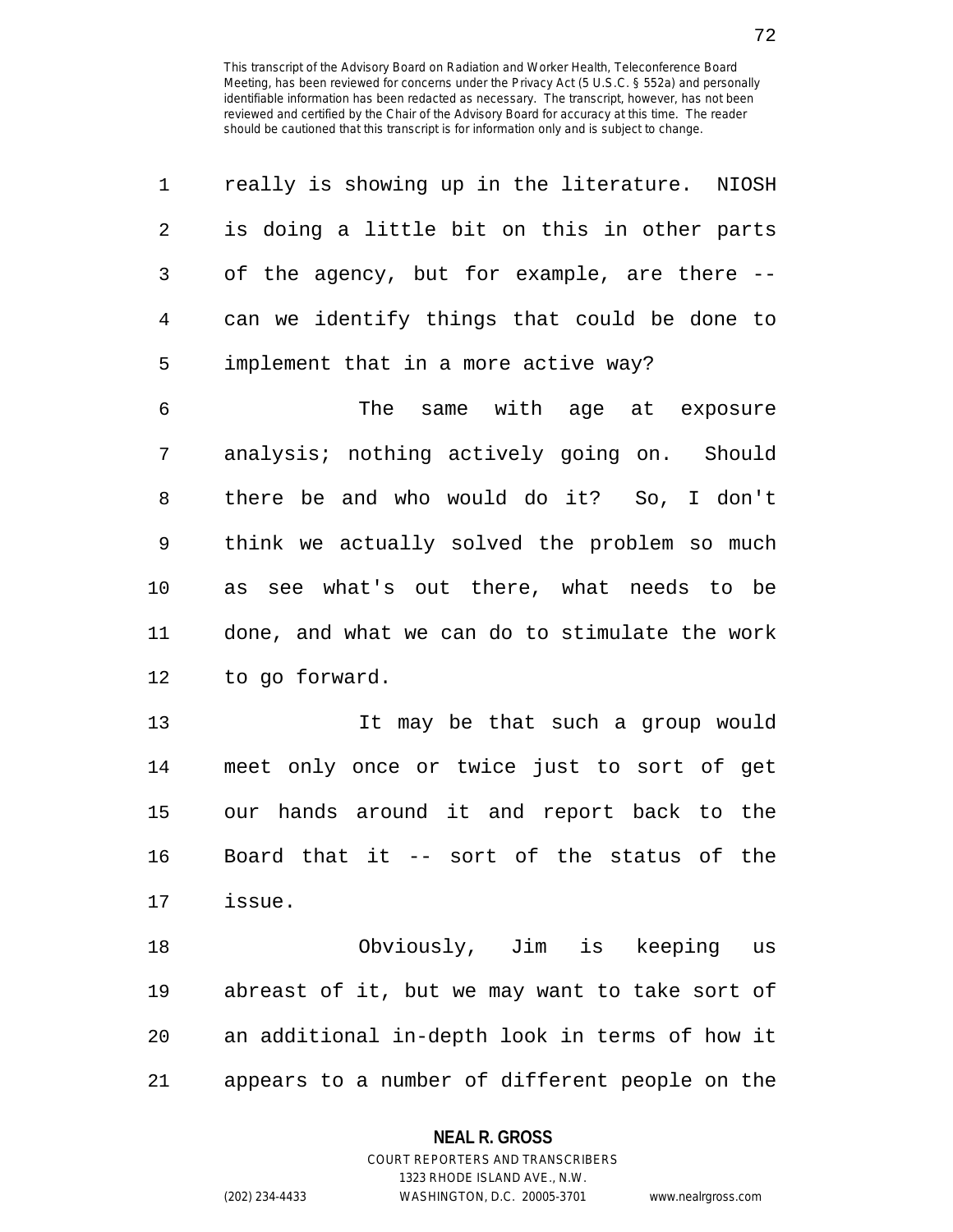really is showing up in the literature. NIOSH is doing a little bit on this in other parts of the agency, but for example, are there -- can we identify things that could be done to implement that in a more active way?

The same with age at exposure analysis; nothing actively going on. Should there be and who would do it? So, I don't think we actually solved the problem so much as see what's out there, what needs to be done, and what we can do to stimulate the work to go forward.

It may be that such a group would meet only once or twice just to sort of get our hands around it and report back to the Board that it -- sort of the status of the issue.

Obviously, Jim is keeping us abreast of it, but we may want to take sort of an additional in-depth look in terms of how it appears to a number of different people on the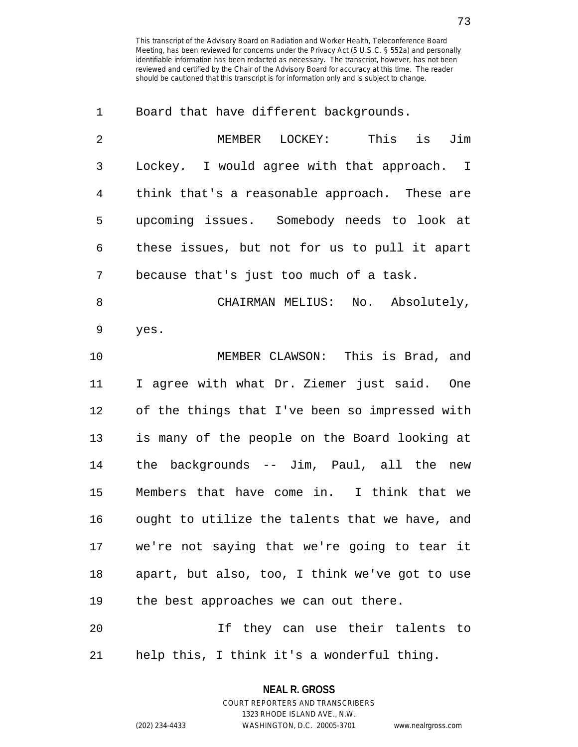Board that have different backgrounds.

MEMBER LOCKEY: This is Jim Lockey. I would agree with that approach. I think that's a reasonable approach. These are upcoming issues. Somebody needs to look at these issues, but not for us to pull it apart because that's just too much of a task.

CHAIRMAN MELIUS: No. Absolutely, yes.

MEMBER CLAWSON: This is Brad, and I agree with what Dr. Ziemer just said. One of the things that I've been so impressed with is many of the people on the Board looking at the backgrounds -- Jim, Paul, all the new Members that have come in. I think that we ought to utilize the talents that we have, and we're not saying that we're going to tear it apart, but also, too, I think we've got to use the best approaches we can out there.

If they can use their talents to help this, I think it's a wonderful thing.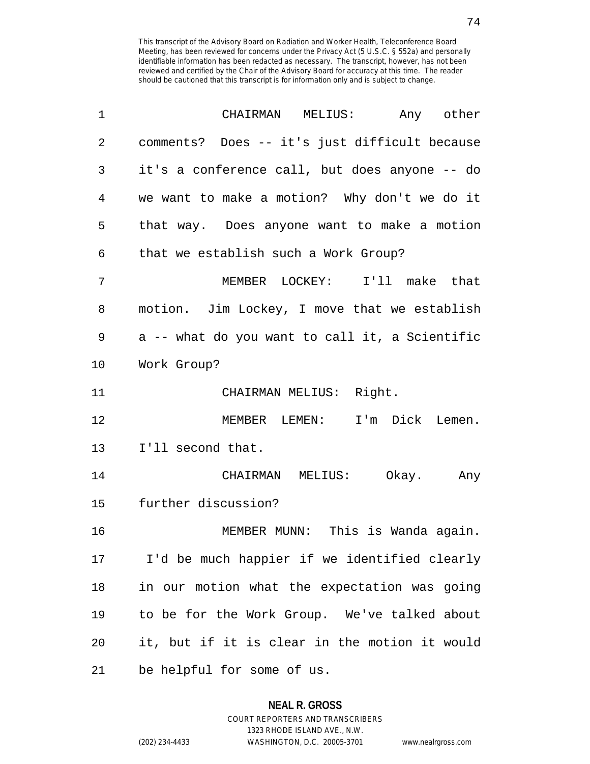CHAIRMAN MELIUS: Any other comments? Does -- it's just difficult because it's a conference call, but does anyone -- do we want to make a motion? Why don't we do it that way. Does anyone want to make a motion that we establish such a Work Group?

MEMBER LOCKEY: I'll make that motion. Jim Lockey, I move that we establish a -- what do you want to call it, a Scientific Work Group?

CHAIRMAN MELIUS: Right.

MEMBER LEMEN: I'm Dick Lemen. I'll second that.

CHAIRMAN MELIUS: Okay. Any further discussion?

MEMBER MUNN: This is Wanda again. I'd be much happier if we identified clearly in our motion what the expectation was going to be for the Work Group. We've talked about it, but if it is clear in the motion it would be helpful for some of us.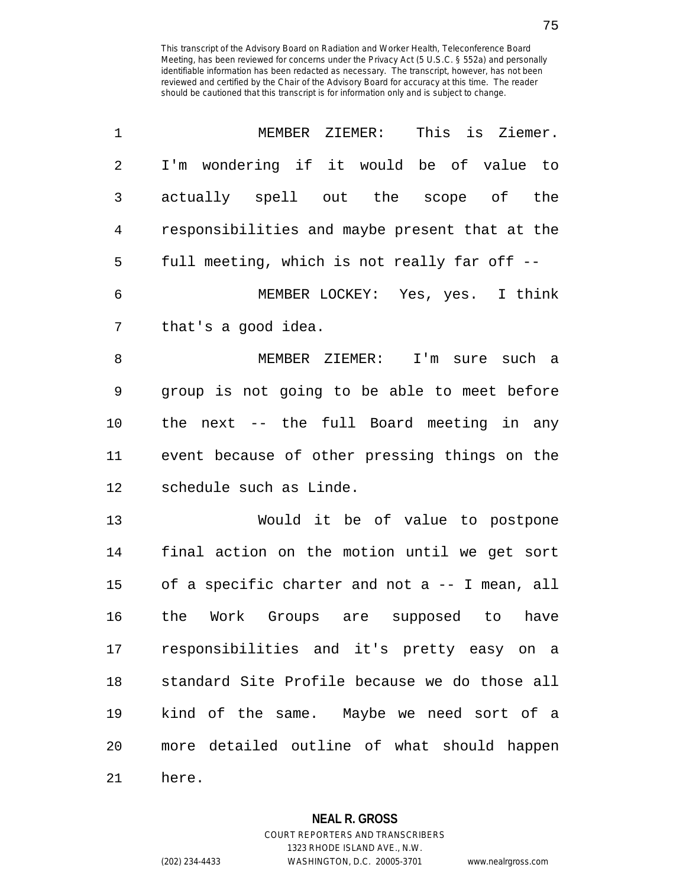MEMBER ZIEMER: This is Ziemer. I'm wondering if it would be of value to actually spell out the scope of the responsibilities and maybe present that at the full meeting, which is not really far off --

MEMBER LOCKEY: Yes, yes. I think that's a good idea.

MEMBER ZIEMER: I'm sure such a group is not going to be able to meet before the next -- the full Board meeting in any event because of other pressing things on the schedule such as Linde.

Would it be of value to postpone final action on the motion until we get sort of a specific charter and not a -- I mean, all the Work Groups are supposed to have responsibilities and it's pretty easy on a standard Site Profile because we do those all kind of the same. Maybe we need sort of a more detailed outline of what should happen here.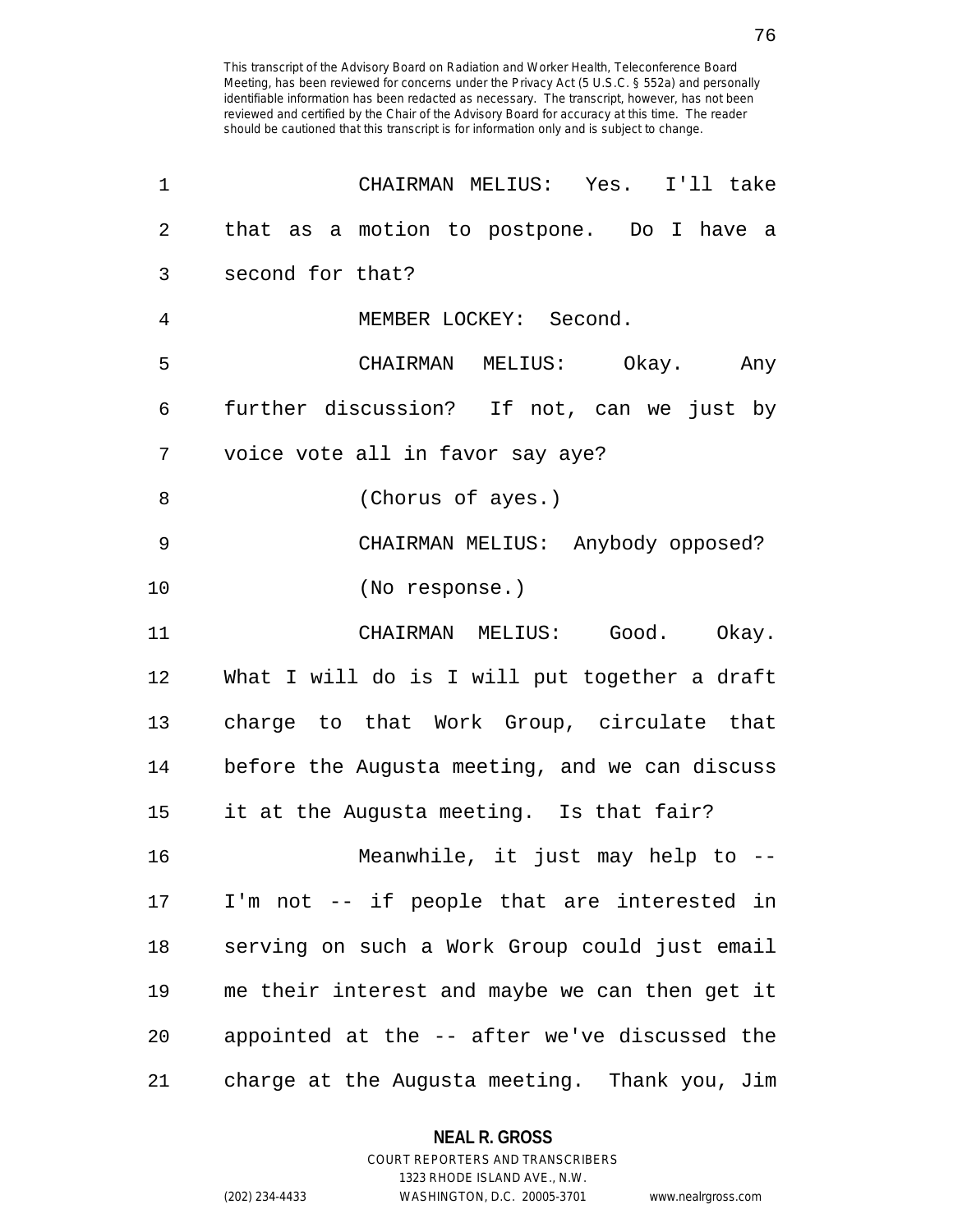CHAIRMAN MELIUS: Yes. I'll take that as a motion to postpone. Do I have a second for that?

MEMBER LOCKEY: Second.

CHAIRMAN MELIUS: Okay. Any further discussion? If not, can we just by voice vote all in favor say aye?

(Chorus of ayes.)

CHAIRMAN MELIUS: Anybody opposed?

(No response.)

CHAIRMAN MELIUS: Good. Okay. What I will do is I will put together a draft charge to that Work Group, circulate that before the Augusta meeting, and we can discuss it at the Augusta meeting. Is that fair?

Meanwhile, it just may help to -- I'm not -- if people that are interested in serving on such a Work Group could just email me their interest and maybe we can then get it appointed at the -- after we've discussed the charge at the Augusta meeting. Thank you, Jim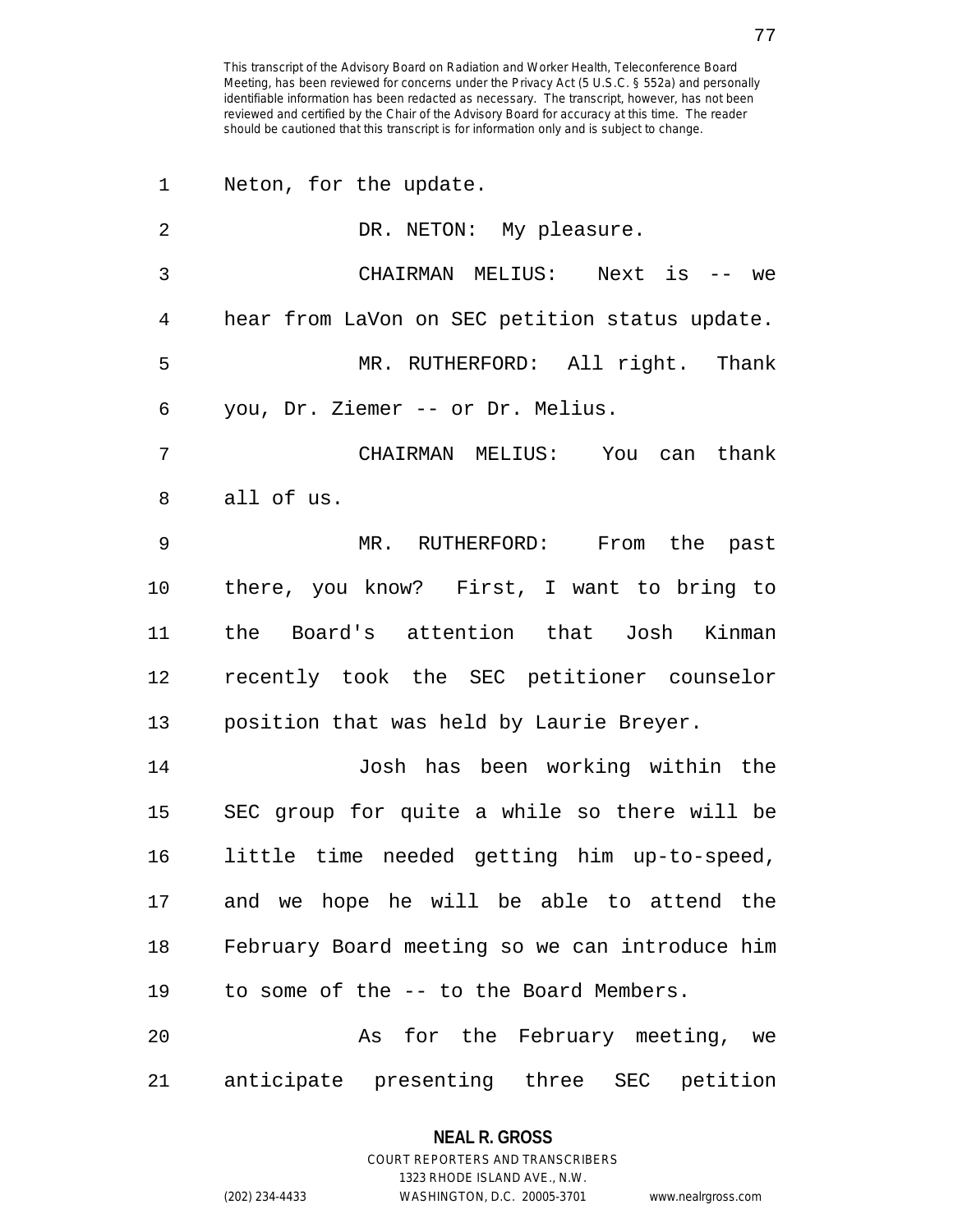Neton, for the update.

DR. NETON: My pleasure.

CHAIRMAN MELIUS: Next is -- we hear from LaVon on SEC petition status update.

MR. RUTHERFORD: All right. Thank you, Dr. Ziemer -- or Dr. Melius.

CHAIRMAN MELIUS: You can thank all of us.

MR. RUTHERFORD: From the past there, you know? First, I want to bring to the Board's attention that Josh Kinman recently took the SEC petitioner counselor position that was held by Laurie Breyer.

Josh has been working within the SEC group for quite a while so there will be little time needed getting him up-to-speed, and we hope he will be able to attend the February Board meeting so we can introduce him to some of the -- to the Board Members.

As for the February meeting, we anticipate presenting three SEC petition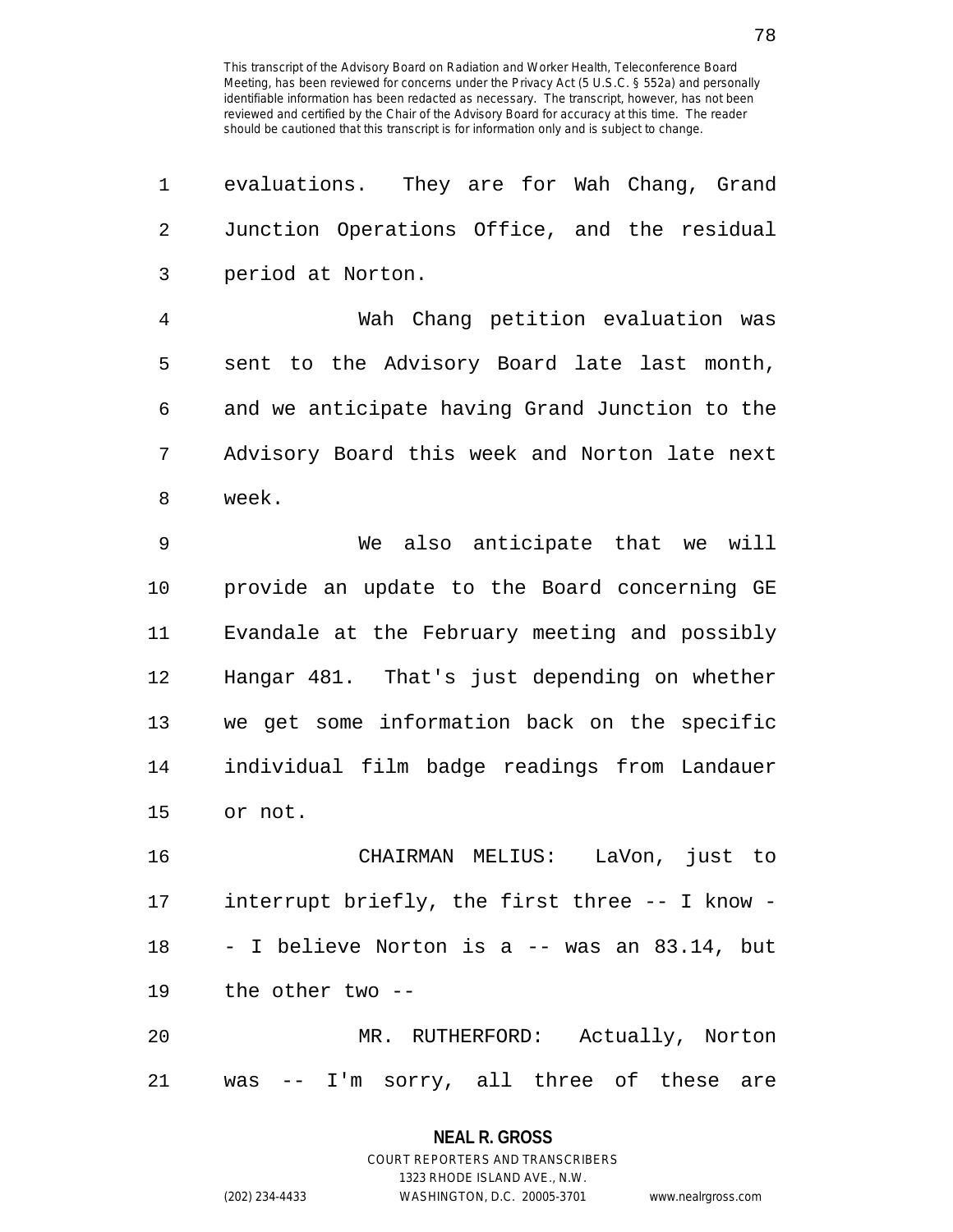evaluations. They are for Wah Chang, Grand Junction Operations Office, and the residual period at Norton.

Wah Chang petition evaluation was sent to the Advisory Board late last month, and we anticipate having Grand Junction to the Advisory Board this week and Norton late next week.

We also anticipate that we will provide an update to the Board concerning GE Evandale at the February meeting and possibly Hangar 481. That's just depending on whether we get some information back on the specific individual film badge readings from Landauer or not.

CHAIRMAN MELIUS: LaVon, just to interrupt briefly, the first three -- I know -- I believe Norton is a -- was an 83.14, but the other two --

MR. RUTHERFORD: Actually, Norton was -- I'm sorry, all three of these are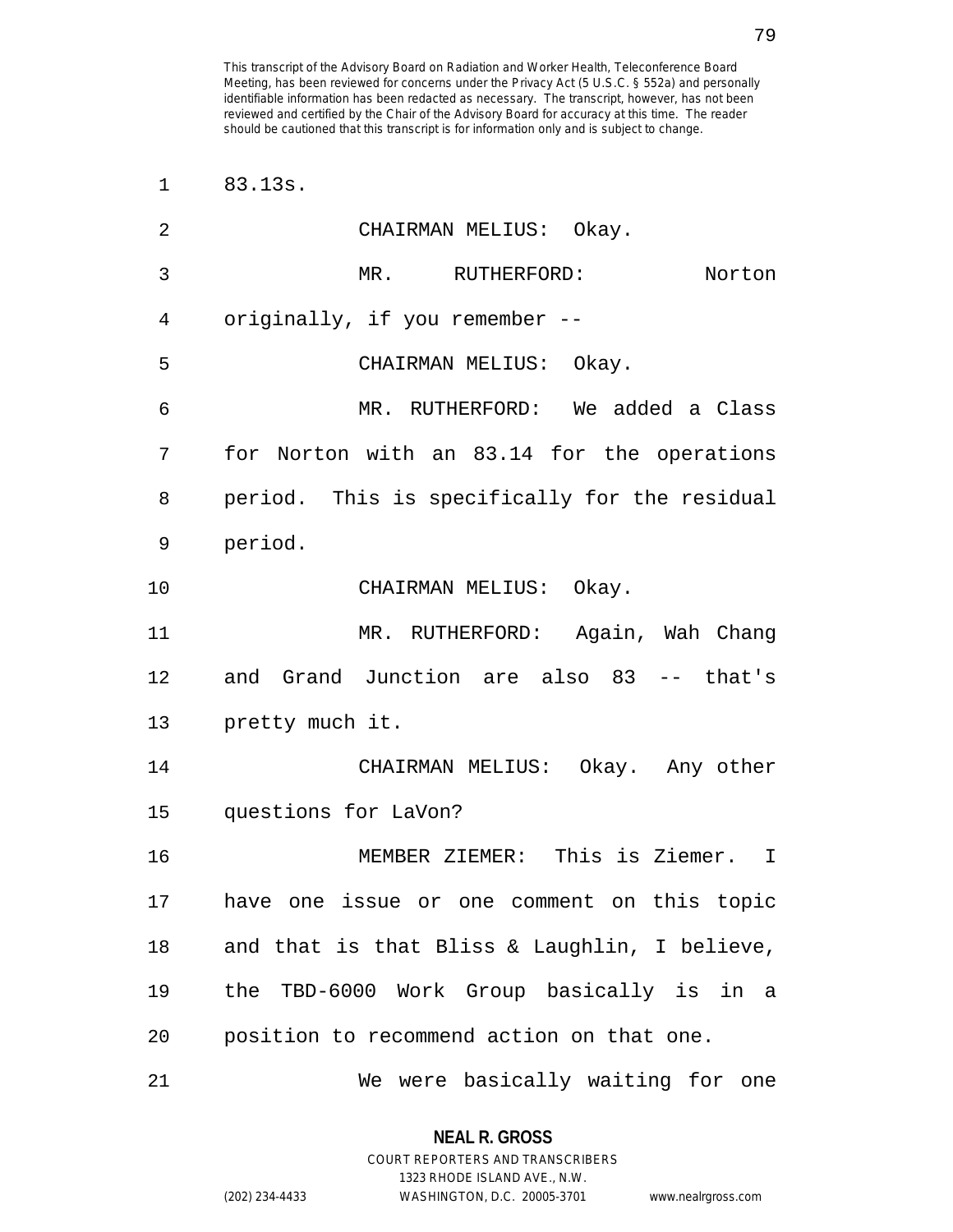83.13s.

CHAIRMAN MELIUS: Okay.

MR. RUTHERFORD: Norton originally, if you remember --

CHAIRMAN MELIUS: Okay.

MR. RUTHERFORD: We added a Class for Norton with an 83.14 for the operations period. This is specifically for the residual period.

CHAIRMAN MELIUS: Okay.

MR. RUTHERFORD: Again, Wah Chang and Grand Junction are also 83 -- that's pretty much it.

CHAIRMAN MELIUS: Okay. Any other questions for LaVon?

MEMBER ZIEMER: This is Ziemer. I have one issue or one comment on this topic and that is that Bliss & Laughlin, I believe, the TBD-6000 Work Group basically is in a position to recommend action on that one.

We were basically waiting for one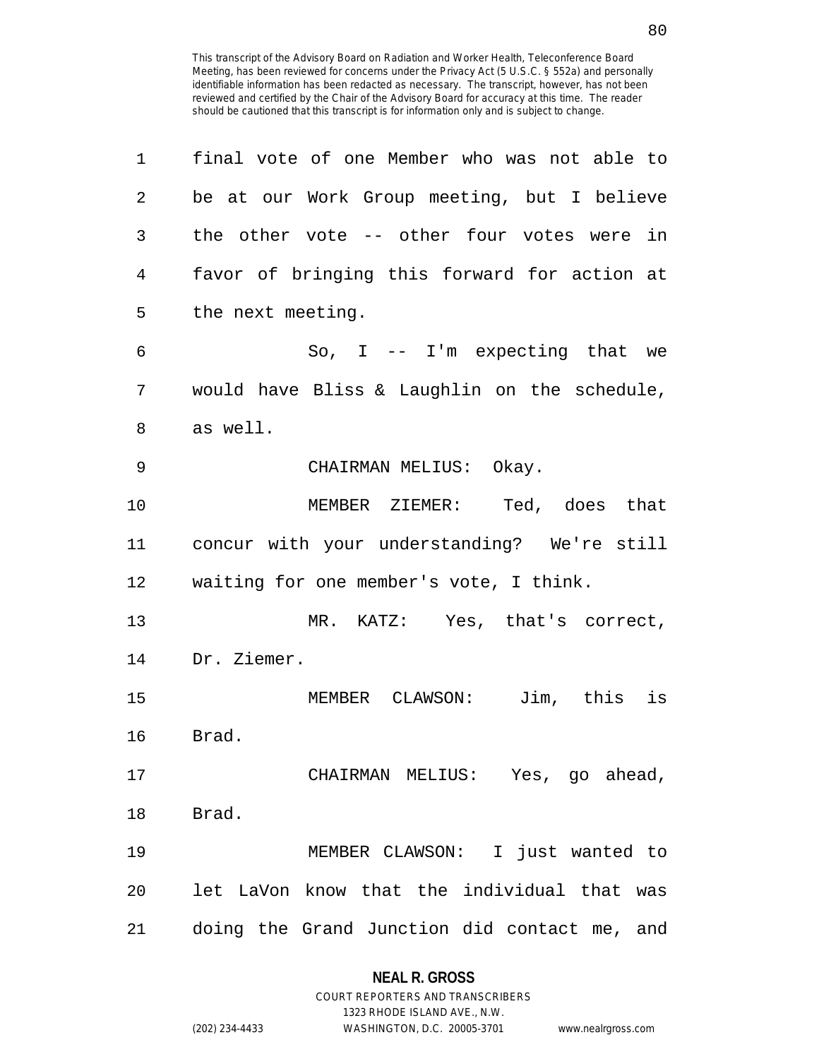final vote of one Member who was not able to be at our Work Group meeting, but I believe the other vote -- other four votes were in favor of bringing this forward for action at the next meeting.

So, I -- I'm expecting that we would have Bliss & Laughlin on the schedule, as well.

CHAIRMAN MELIUS: Okay.

MEMBER ZIEMER: Ted, does that concur with your understanding? We're still waiting for one member's vote, I think.

MR. KATZ: Yes, that's correct, Dr. Ziemer.

MEMBER CLAWSON: Jim, this is Brad.

CHAIRMAN MELIUS: Yes, go ahead, Brad.

MEMBER CLAWSON: I just wanted to let LaVon know that the individual that was doing the Grand Junction did contact me, and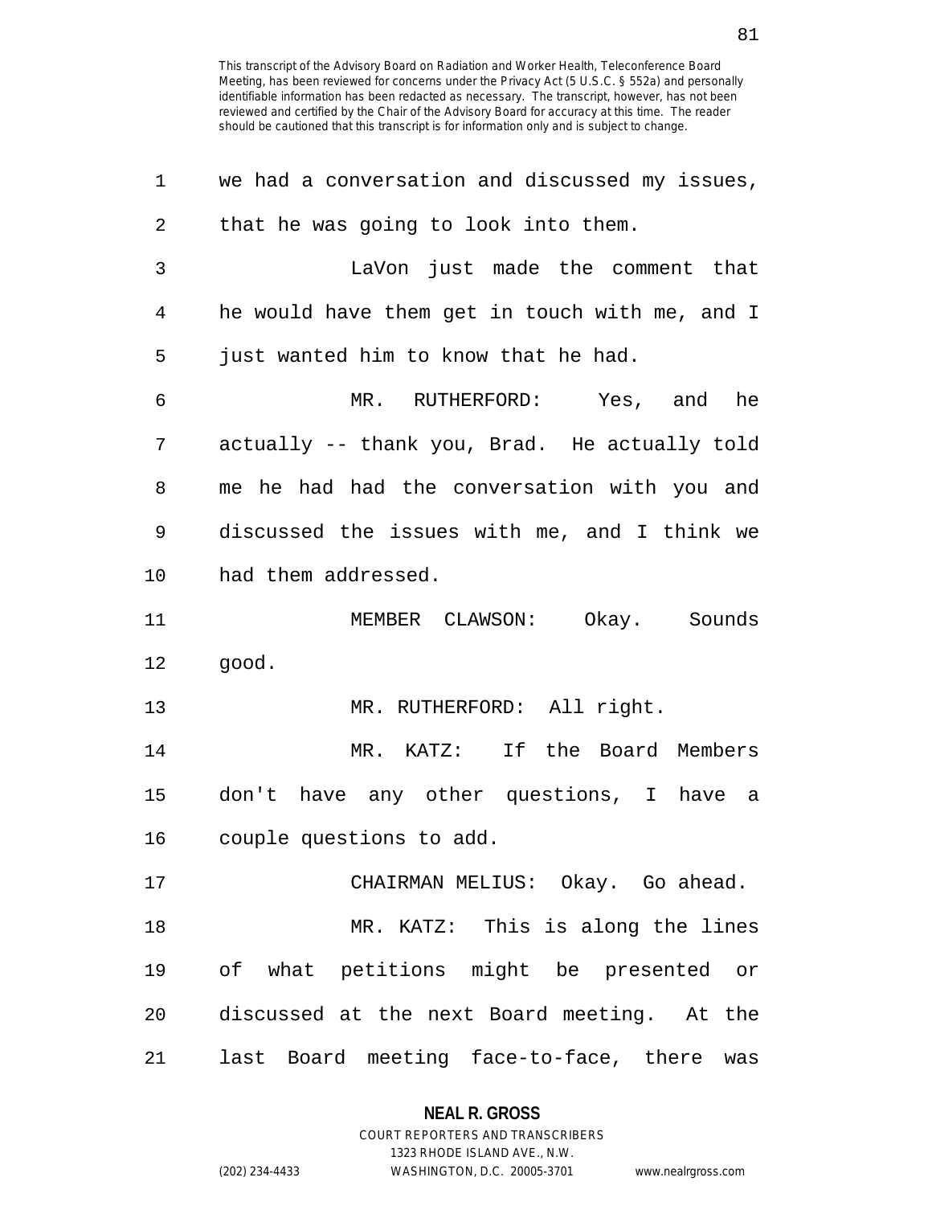we had a conversation and discussed my issues, that he was going to look into them.

LaVon just made the comment that he would have them get in touch with me, and I just wanted him to know that he had.

MR. RUTHERFORD: Yes, and he actually -- thank you, Brad. He actually told me he had had the conversation with you and discussed the issues with me, and I think we had them addressed.

MEMBER CLAWSON: Okay. Sounds good.

MR. RUTHERFORD: All right.

MR. KATZ: If the Board Members don't have any other questions, I have a couple questions to add.

CHAIRMAN MELIUS: Okay. Go ahead.

MR. KATZ: This is along the lines of what petitions might be presented or discussed at the next Board meeting. At the last Board meeting face-to-face, there was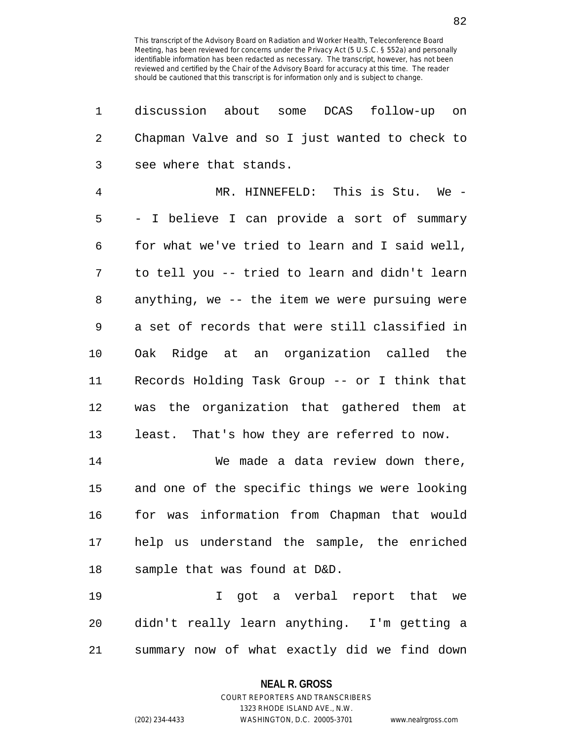discussion about some DCAS follow-up on Chapman Valve and so I just wanted to check to see where that stands.

MR. HINNEFELD: This is Stu. We -- I believe I can provide a sort of summary for what we've tried to learn and I said well, to tell you -- tried to learn and didn't learn anything, we -- the item we were pursuing were a set of records that were still classified in Oak Ridge at an organization called the Records Holding Task Group -- or I think that was the organization that gathered them at least. That's how they are referred to now.

We made a data review down there, and one of the specific things we were looking for was information from Chapman that would help us understand the sample, the enriched sample that was found at D&D.

I got a verbal report that we didn't really learn anything. I'm getting a summary now of what exactly did we find down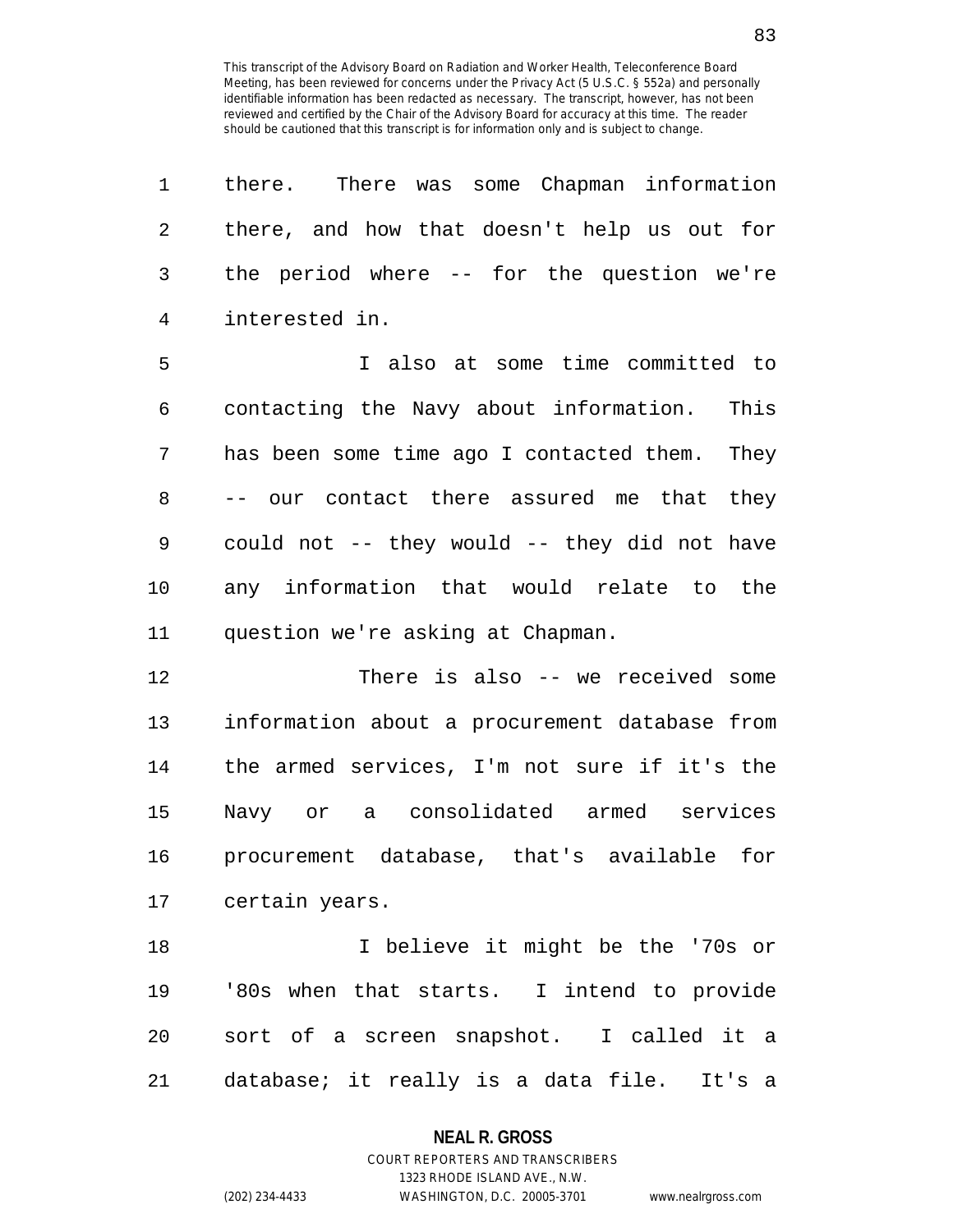there. There was some Chapman information there, and how that doesn't help us out for the period where -- for the question we're interested in.

I also at some time committed to contacting the Navy about information. This has been some time ago I contacted them. They -- our contact there assured me that they could not -- they would -- they did not have any information that would relate to the question we're asking at Chapman.

There is also -- we received some information about a procurement database from the armed services, I'm not sure if it's the Navy or a consolidated armed services procurement database, that's available for certain years.

I believe it might be the '70s or '80s when that starts. I intend to provide sort of a screen snapshot. I called it a database; it really is a data file. It's a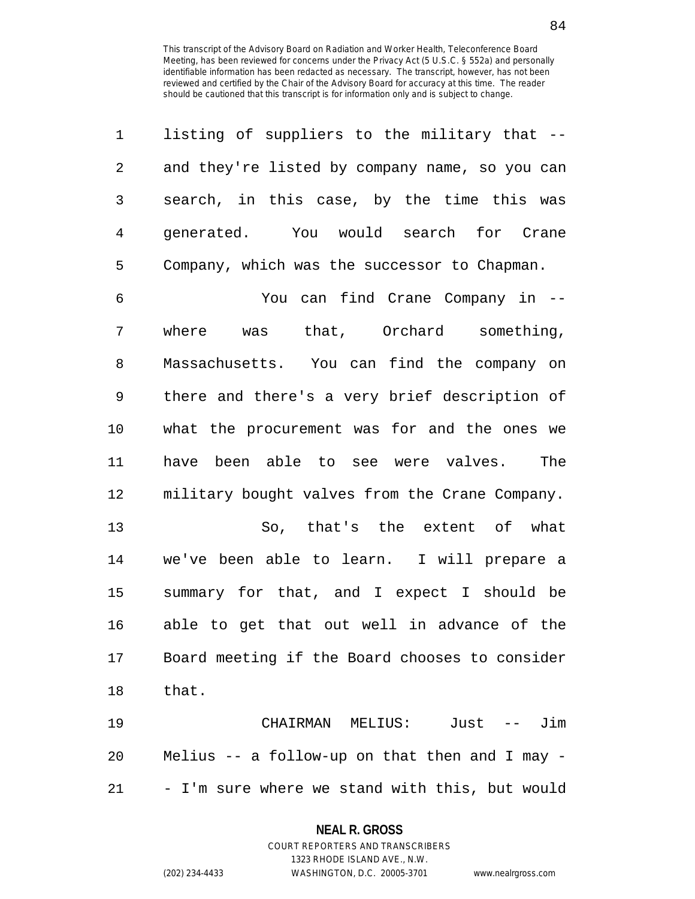listing of suppliers to the military that -- and they're listed by company name, so you can search, in this case, by the time this was generated. You would search for Crane Company, which was the successor to Chapman.

You can find Crane Company in -- where was that, Orchard something, Massachusetts. You can find the company on there and there's a very brief description of what the procurement was for and the ones we have been able to see were valves. The military bought valves from the Crane Company.

So, that's the extent of what we've been able to learn. I will prepare a summary for that, and I expect I should be able to get that out well in advance of the Board meeting if the Board chooses to consider that.

CHAIRMAN MELIUS: Just -- Jim Melius -- a follow-up on that then and I may -- I'm sure where we stand with this, but would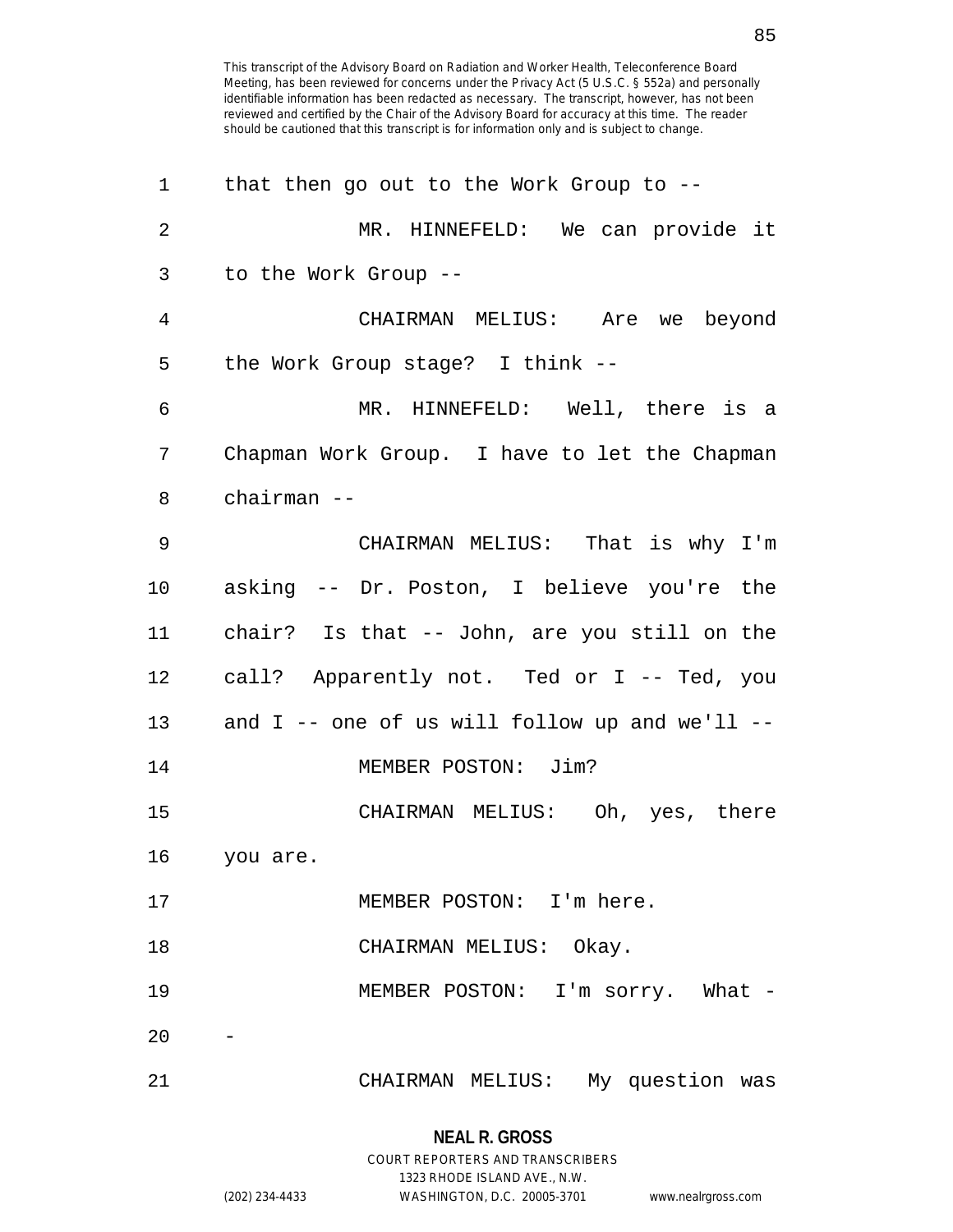that then go out to the Work Group to --

MR. HINNEFELD: We can provide it to the Work Group --

CHAIRMAN MELIUS: Are we beyond the Work Group stage? I think --

MR. HINNEFELD: Well, there is a Chapman Work Group. I have to let the Chapman chairman --

CHAIRMAN MELIUS: That is why I'm asking -- Dr. Poston, I believe you're the chair? Is that -- John, are you still on the call? Apparently not. Ted or I -- Ted, you and I -- one of us will follow up and we'll --

MEMBER POSTON: Jim?

CHAIRMAN MELIUS: Oh, yes, there you are.

MEMBER POSTON: I'm here.

CHAIRMAN MELIUS: Okay.

MEMBER POSTON: I'm sorry. What --

CHAIRMAN MELIUS: My question was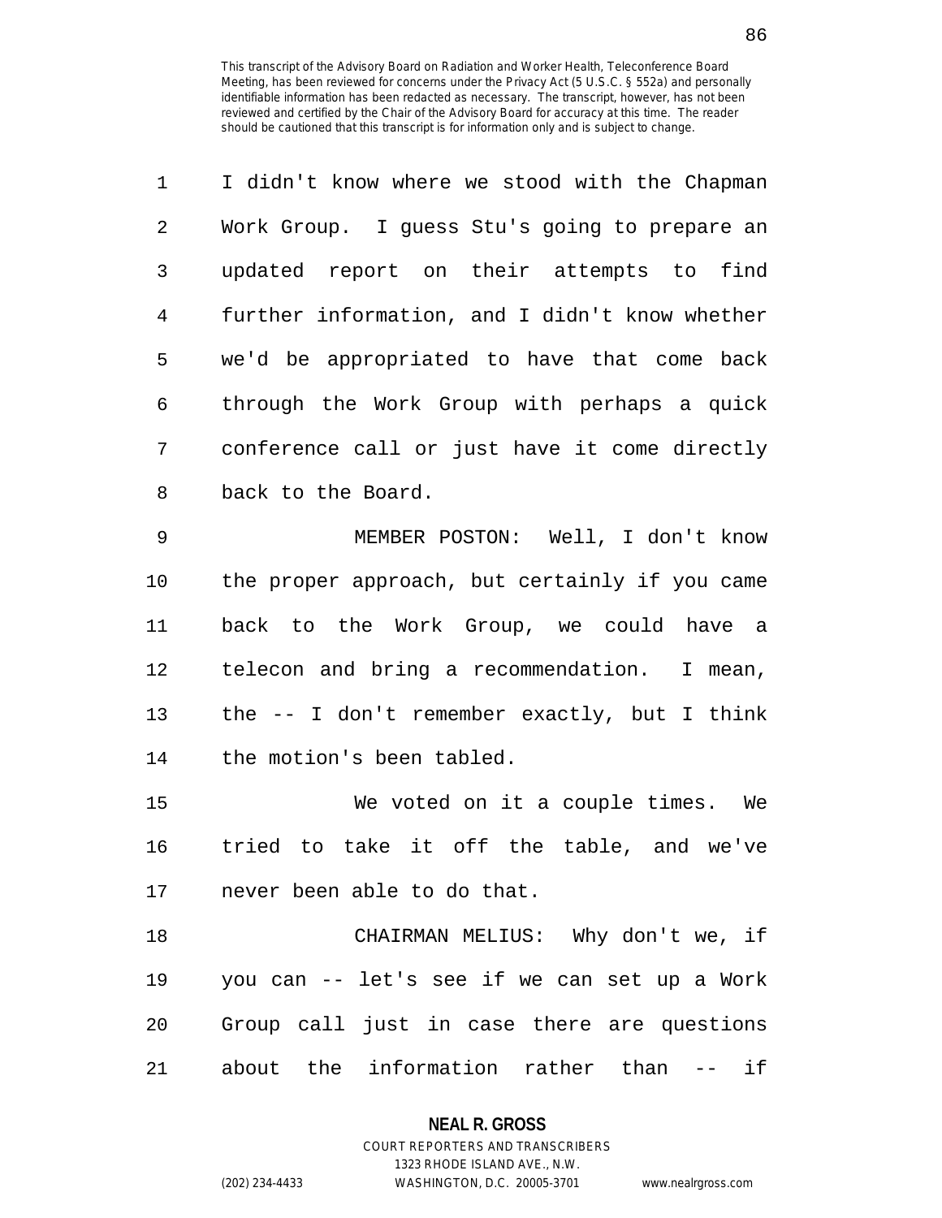I didn't know where we stood with the Chapman Work Group. I guess Stu's going to prepare an updated report on their attempts to find further information, and I didn't know whether we'd be appropriated to have that come back through the Work Group with perhaps a quick conference call or just have it come directly back to the Board.

MEMBER POSTON: Well, I don't know the proper approach, but certainly if you came back to the Work Group, we could have a telecon and bring a recommendation. I mean, the -- I don't remember exactly, but I think the motion's been tabled.

We voted on it a couple times. We tried to take it off the table, and we've never been able to do that.

CHAIRMAN MELIUS: Why don't we, if you can -- let's see if we can set up a Work Group call just in case there are questions about the information rather than -- if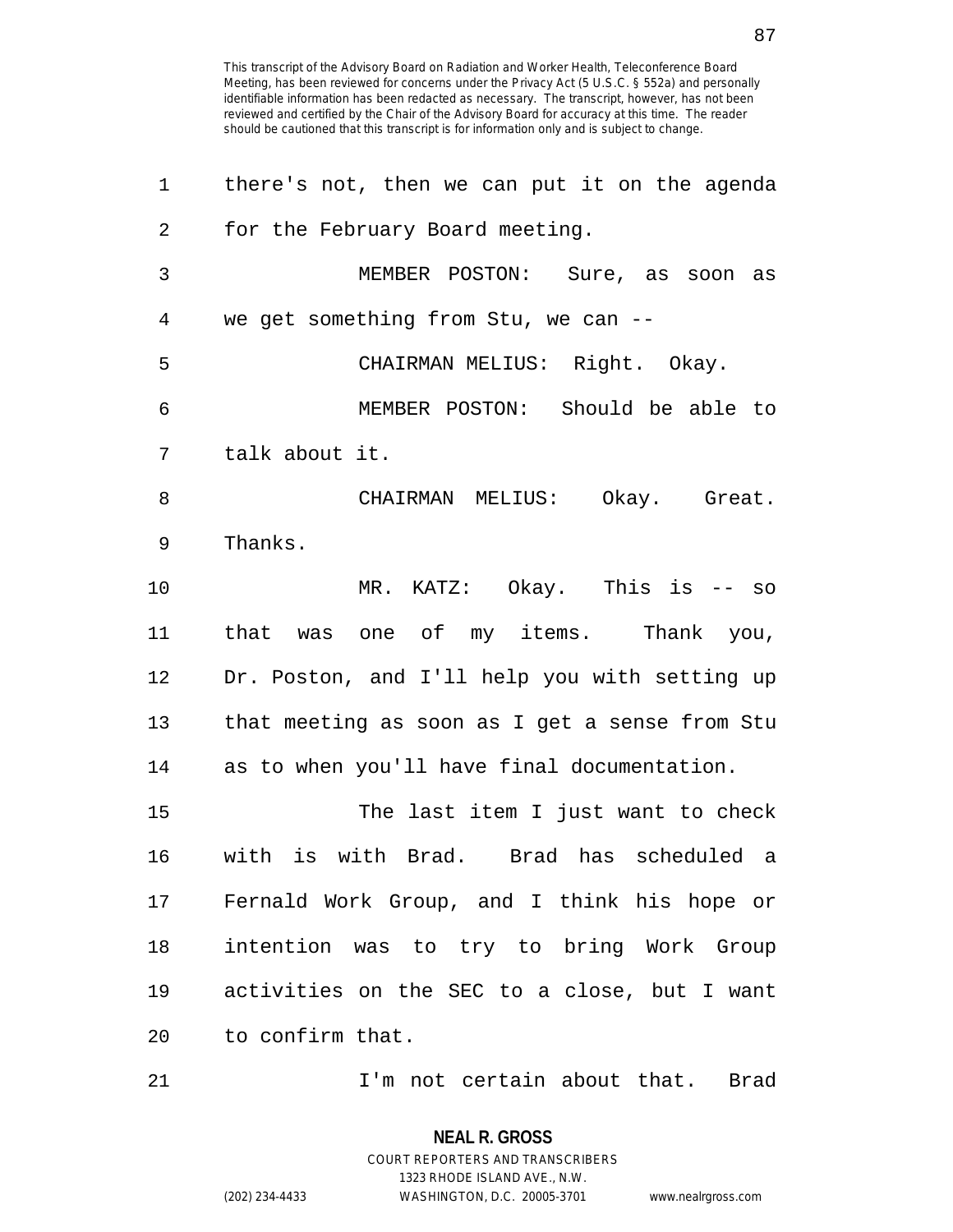there's not, then we can put it on the agenda for the February Board meeting.

MEMBER POSTON: Sure, as soon as we get something from Stu, we can --

CHAIRMAN MELIUS: Right. Okay.

MEMBER POSTON: Should be able to talk about it.

CHAIRMAN MELIUS: Okay. Great. Thanks.

MR. KATZ: Okay. This is -- so that was one of my items. Thank you, Dr. Poston, and I'll help you with setting up that meeting as soon as I get a sense from Stu as to when you'll have final documentation.

The last item I just want to check with is with Brad. Brad has scheduled a Fernald Work Group, and I think his hope or intention was to try to bring Work Group activities on the SEC to a close, but I want to confirm that.

I'm not certain about that. Brad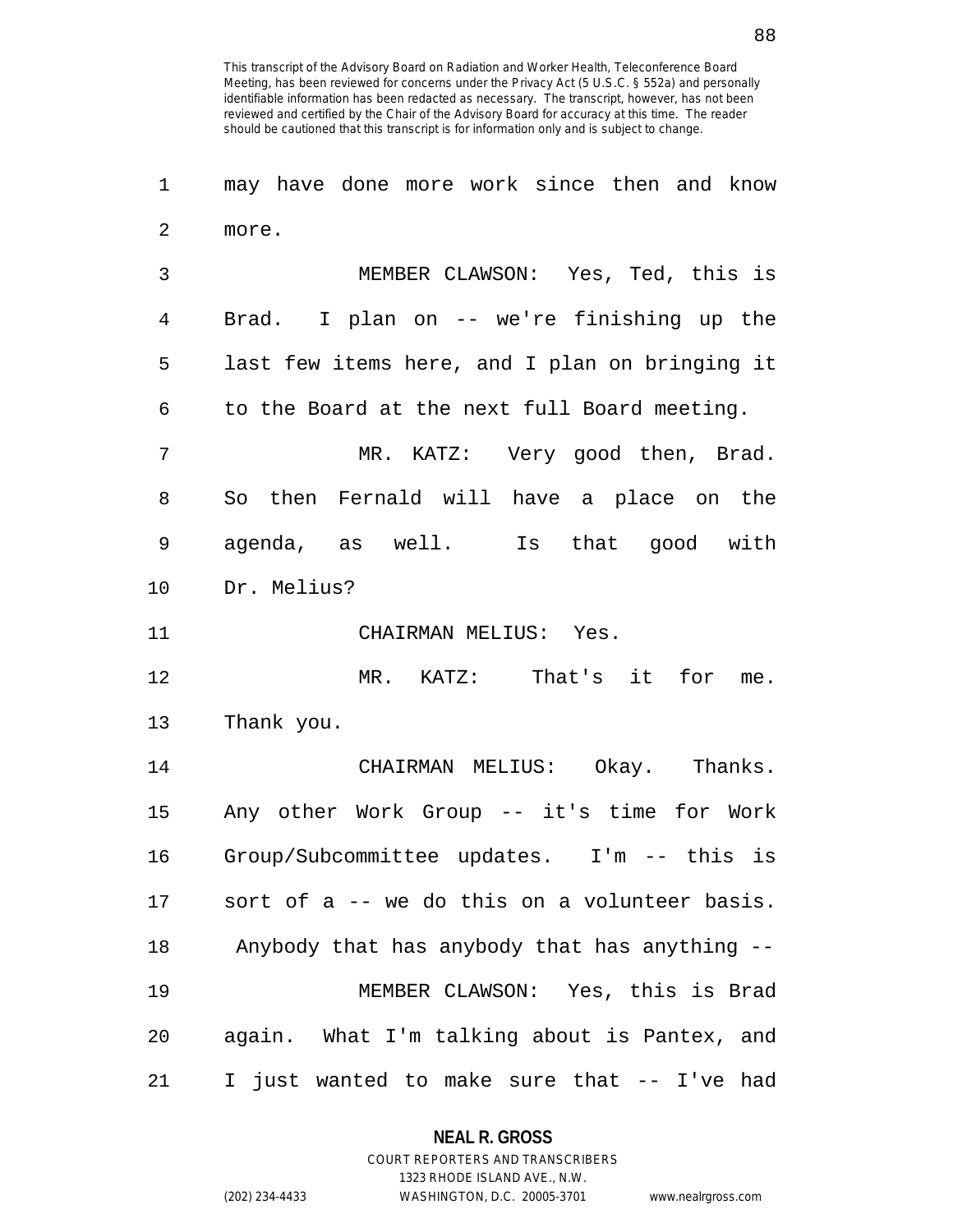may have done more work since then and know more.

MEMBER CLAWSON: Yes, Ted, this is Brad. I plan on -- we're finishing up the last few items here, and I plan on bringing it to the Board at the next full Board meeting.

MR. KATZ: Very good then, Brad. So then Fernald will have a place on the agenda, as well. Is that good with Dr. Melius?

CHAIRMAN MELIUS: Yes.

MR. KATZ: That's it for me. Thank you.

CHAIRMAN MELIUS: Okay. Thanks. Any other Work Group -- it's time for Work Group/Subcommittee updates. I'm -- this is sort of a -- we do this on a volunteer basis. Anybody that has anybody that has anything --

MEMBER CLAWSON: Yes, this is Brad again. What I'm talking about is Pantex, and I just wanted to make sure that -- I've had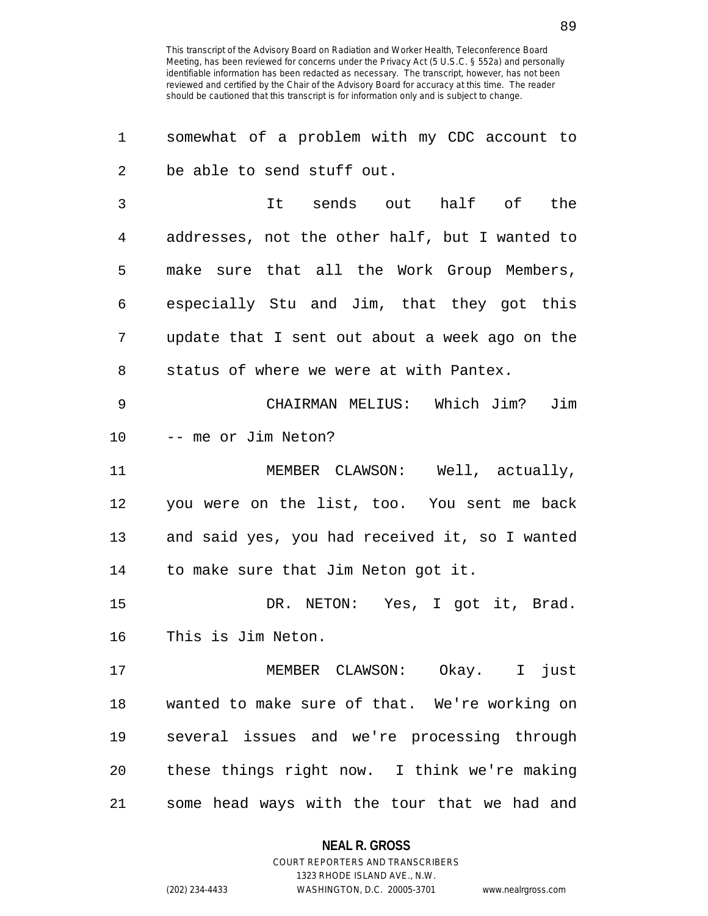somewhat of a problem with my CDC account to be able to send stuff out.

It sends out half of the addresses, not the other half, but I wanted to make sure that all the Work Group Members, especially Stu and Jim, that they got this update that I sent out about a week ago on the status of where we were at with Pantex.

CHAIRMAN MELIUS: Which Jim? Jim -- me or Jim Neton?

MEMBER CLAWSON: Well, actually, you were on the list, too. You sent me back and said yes, you had received it, so I wanted to make sure that Jim Neton got it.

DR. NETON: Yes, I got it, Brad. This is Jim Neton.

MEMBER CLAWSON: Okay. I just wanted to make sure of that. We're working on several issues and we're processing through these things right now. I think we're making some head ways with the tour that we had and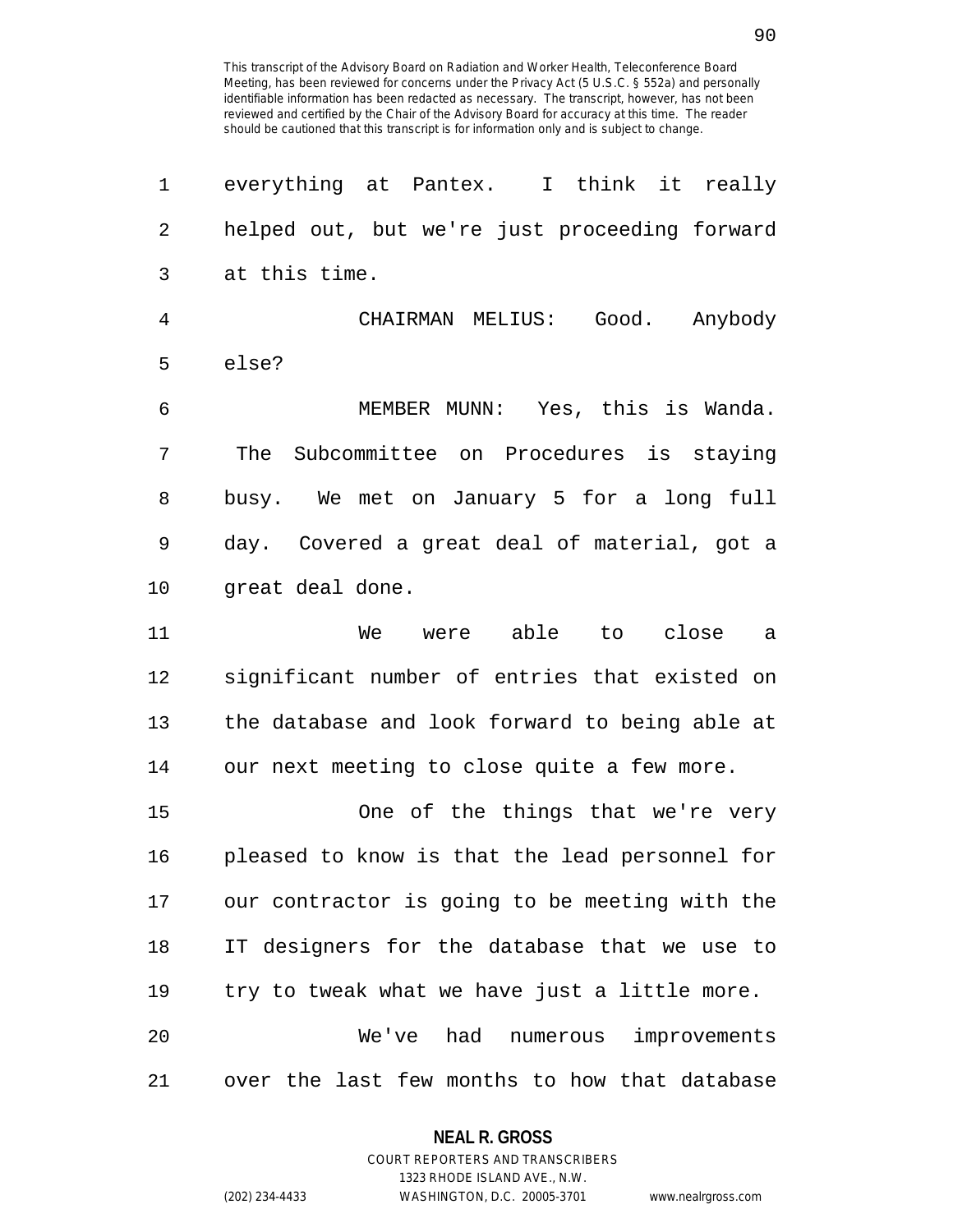everything at Pantex. I think it really helped out, but we're just proceeding forward at this time.

CHAIRMAN MELIUS: Good. Anybody else?

MEMBER MUNN: Yes, this is Wanda. The Subcommittee on Procedures is staying busy. We met on January 5 for a long full day. Covered a great deal of material, got a great deal done.

We were able to close a significant number of entries that existed on the database and look forward to being able at our next meeting to close quite a few more.

One of the things that we're very pleased to know is that the lead personnel for our contractor is going to be meeting with the IT designers for the database that we use to try to tweak what we have just a little more.

We've had numerous improvements over the last few months to how that database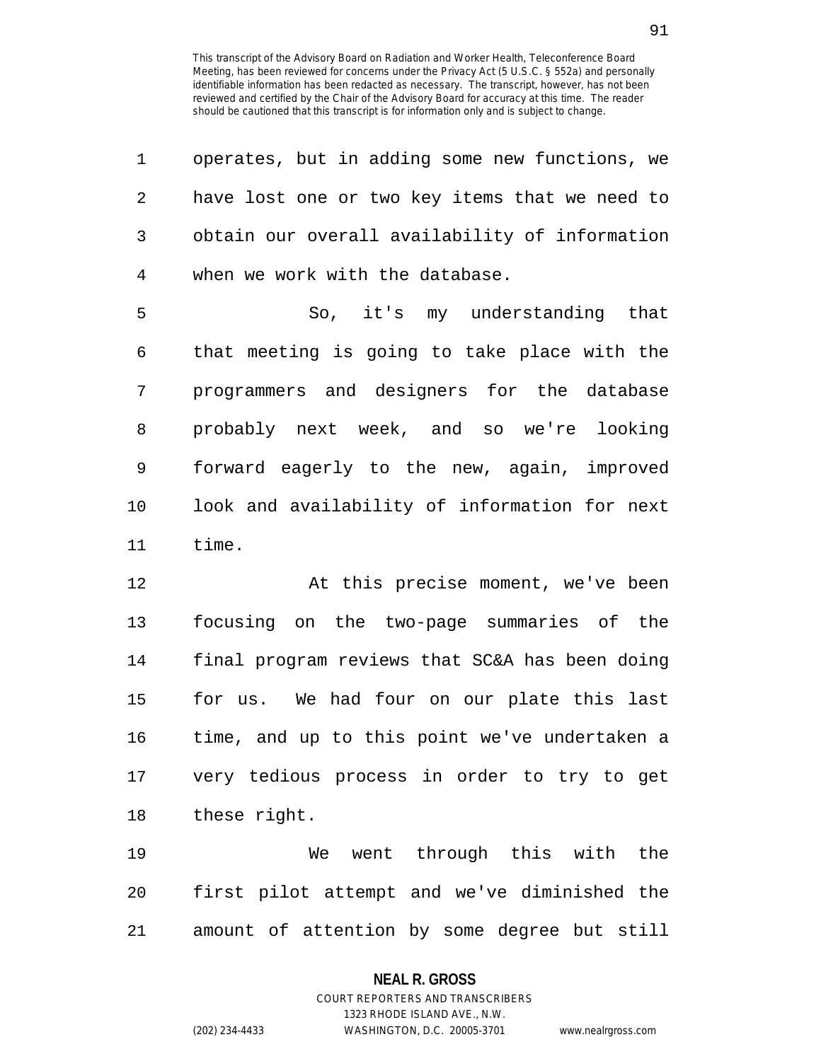operates, but in adding some new functions, we have lost one or two key items that we need to obtain our overall availability of information when we work with the database.

So, it's my understanding that that meeting is going to take place with the programmers and designers for the database probably next week, and so we're looking forward eagerly to the new, again, improved look and availability of information for next time.

At this precise moment, we've been focusing on the two-page summaries of the final program reviews that SC&A has been doing for us. We had four on our plate this last time, and up to this point we've undertaken a very tedious process in order to try to get these right.

We went through this with the first pilot attempt and we've diminished the amount of attention by some degree but still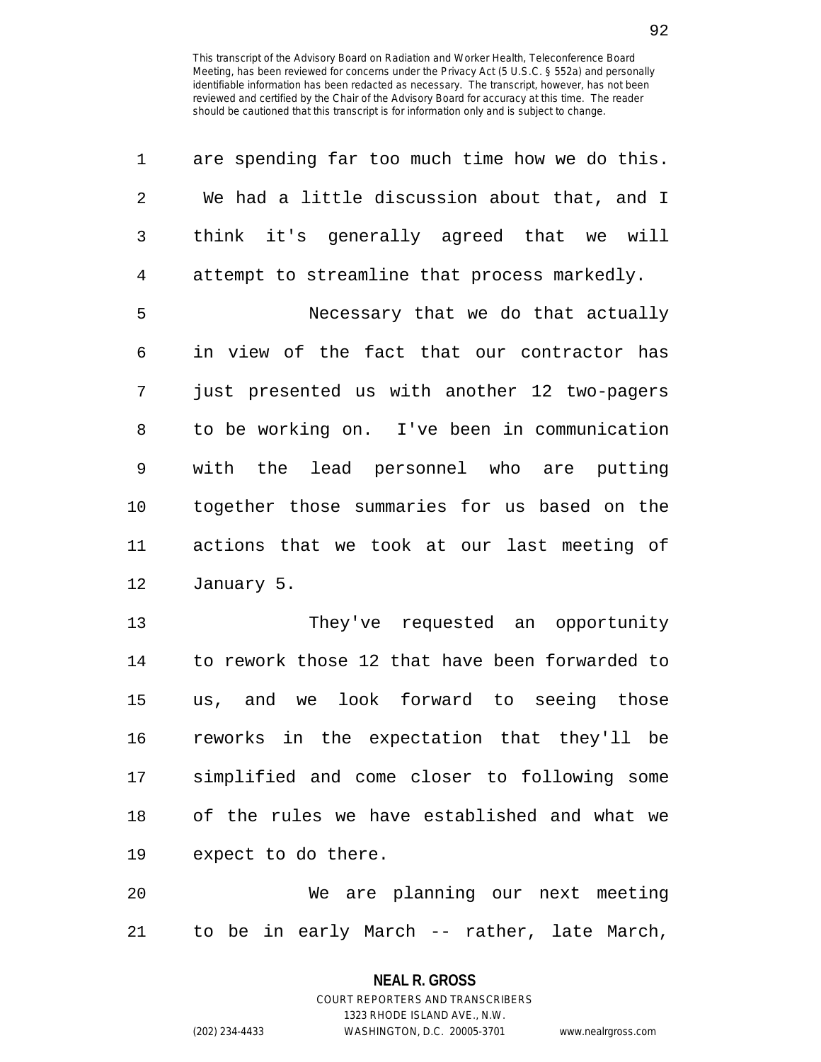are spending far too much time how we do this. We had a little discussion about that, and I think it's generally agreed that we will attempt to streamline that process markedly.

Necessary that we do that actually in view of the fact that our contractor has just presented us with another 12 two-pagers to be working on. I've been in communication with the lead personnel who are putting together those summaries for us based on the actions that we took at our last meeting of January 5.

They've requested an opportunity to rework those 12 that have been forwarded to us, and we look forward to seeing those reworks in the expectation that they'll be simplified and come closer to following some of the rules we have established and what we expect to do there.

We are planning our next meeting to be in early March -- rather, late March,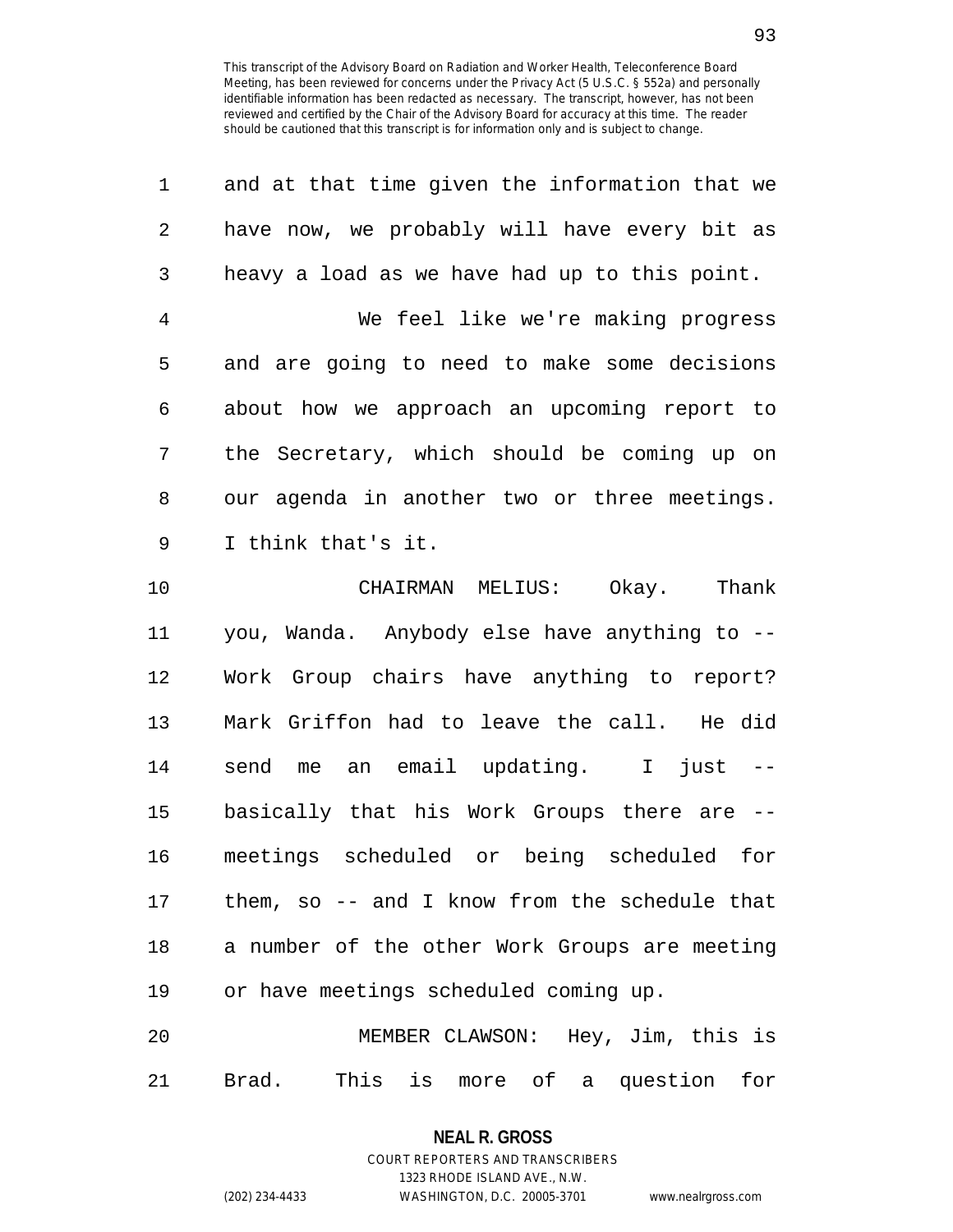and at that time given the information that we have now, we probably will have every bit as heavy a load as we have had up to this point.

We feel like we're making progress and are going to need to make some decisions about how we approach an upcoming report to the Secretary, which should be coming up on our agenda in another two or three meetings. I think that's it.

CHAIRMAN MELIUS: Okay. Thank you, Wanda. Anybody else have anything to -- Work Group chairs have anything to report? Mark Griffon had to leave the call. He did send me an email updating. I just -- basically that his Work Groups there are -- meetings scheduled or being scheduled for them, so -- and I know from the schedule that a number of the other Work Groups are meeting or have meetings scheduled coming up.

MEMBER CLAWSON: Hey, Jim, this is Brad. This is more of a question for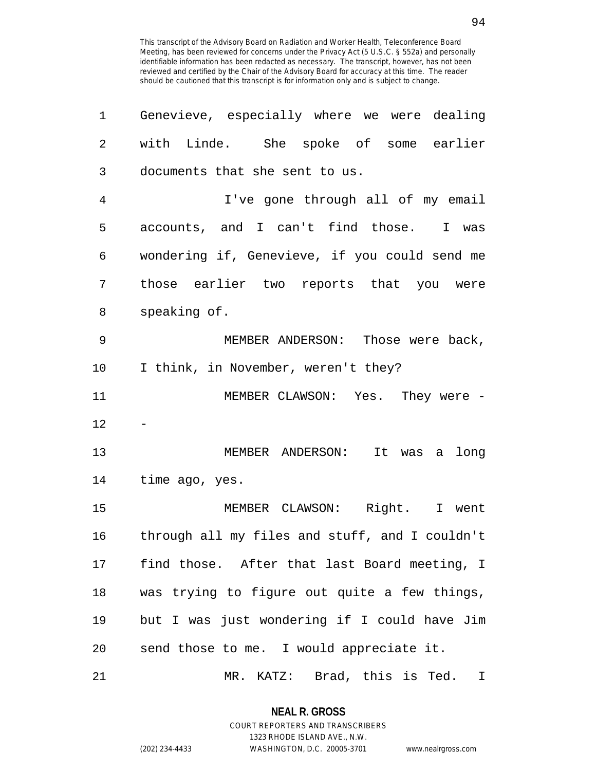Genevieve, especially where we were dealing with Linde. She spoke of some earlier documents that she sent to us.

I've gone through all of my email accounts, and I can't find those. I was wondering if, Genevieve, if you could send me those earlier two reports that you were speaking of.

MEMBER ANDERSON: Those were back, I think, in November, weren't they?

MEMBER CLAWSON: Yes. They were --

MEMBER ANDERSON: It was a long time ago, yes.

MEMBER CLAWSON: Right. I went through all my files and stuff, and I couldn't find those. After that last Board meeting, I was trying to figure out quite a few things, but I was just wondering if I could have Jim send those to me. I would appreciate it.

MR. KATZ: Brad, this is Ted. I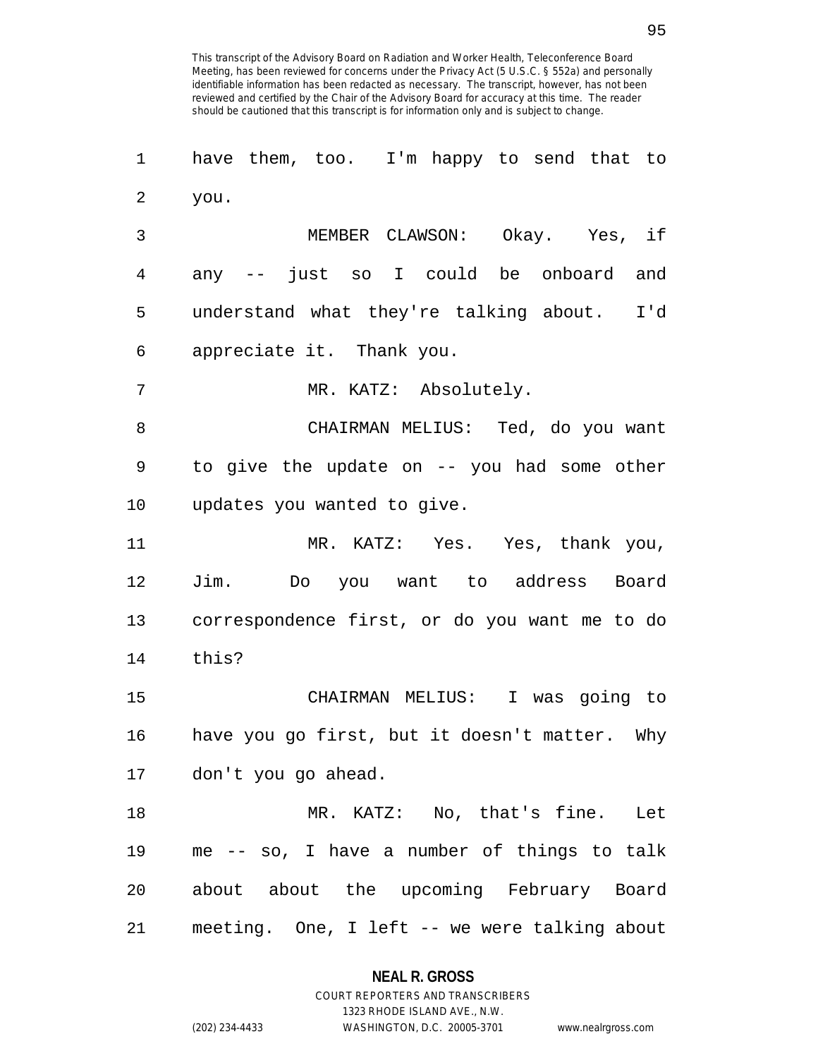have them, too. I'm happy to send that to you.

MEMBER CLAWSON: Okay. Yes, if any -- just so I could be onboard and understand what they're talking about. I'd appreciate it. Thank you.

MR. KATZ: Absolutely.

CHAIRMAN MELIUS: Ted, do you want to give the update on -- you had some other updates you wanted to give.

MR. KATZ: Yes. Yes, thank you, Jim. Do you want to address Board correspondence first, or do you want me to do this?

CHAIRMAN MELIUS: I was going to have you go first, but it doesn't matter. Why don't you go ahead.

MR. KATZ: No, that's fine. Let me -- so, I have a number of things to talk about about the upcoming February Board meeting. One, I left -- we were talking about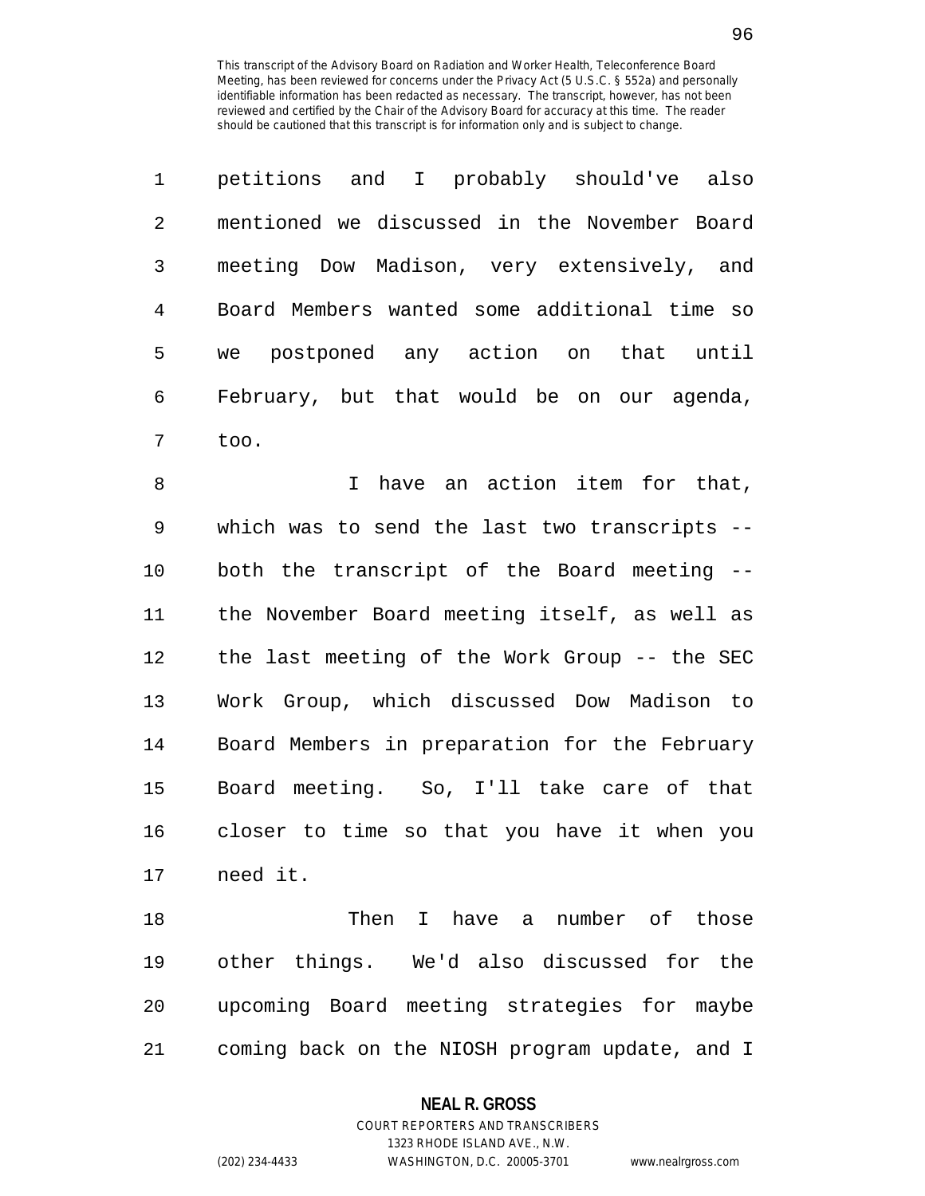petitions and I probably should've also mentioned we discussed in the November Board meeting Dow Madison, very extensively, and Board Members wanted some additional time so we postponed any action on that until February, but that would be on our agenda, too.

I have an action item for that, which was to send the last two transcripts -- both the transcript of the Board meeting -- the November Board meeting itself, as well as the last meeting of the Work Group -- the SEC Work Group, which discussed Dow Madison to Board Members in preparation for the February Board meeting. So, I'll take care of that closer to time so that you have it when you need it.

Then I have a number of those other things. We'd also discussed for the upcoming Board meeting strategies for maybe coming back on the NIOSH program update, and I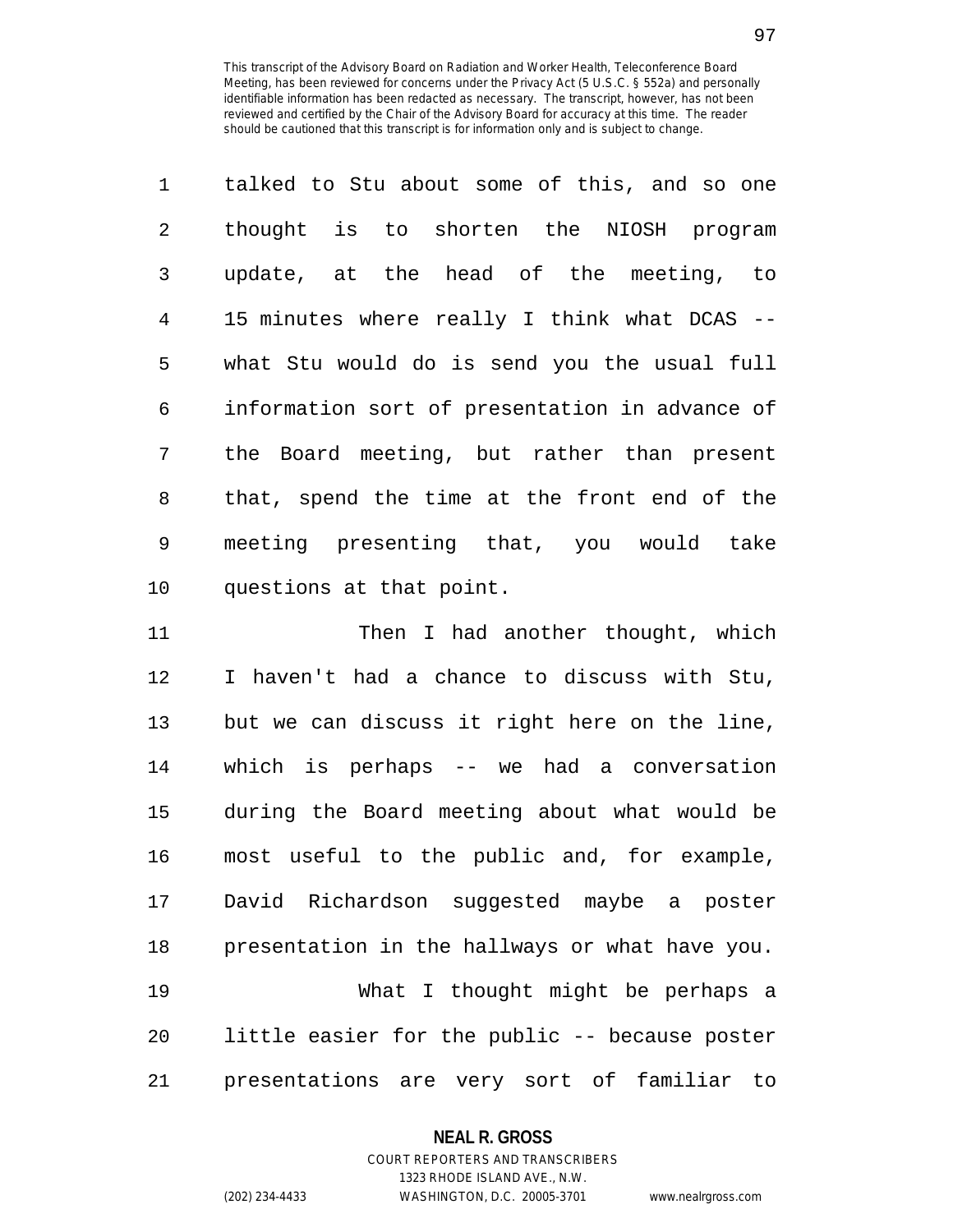talked to Stu about some of this, and so one thought is to shorten the NIOSH program update, at the head of the meeting, to 15 minutes where really I think what DCAS -- what Stu would do is send you the usual full information sort of presentation in advance of the Board meeting, but rather than present that, spend the time at the front end of the meeting presenting that, you would take questions at that point.

Then I had another thought, which I haven't had a chance to discuss with Stu, but we can discuss it right here on the line, which is perhaps -- we had a conversation during the Board meeting about what would be most useful to the public and, for example, David Richardson suggested maybe a poster presentation in the hallways or what have you.

What I thought might be perhaps a little easier for the public -- because poster presentations are very sort of familiar to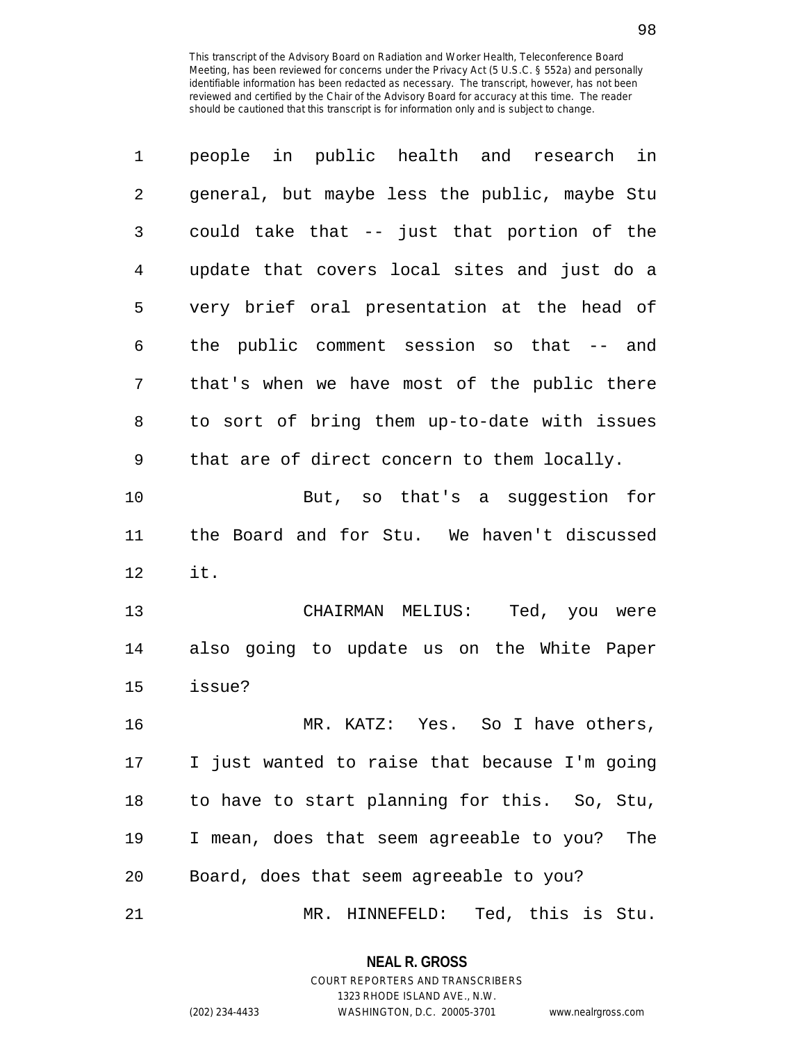people in public health and research in general, but maybe less the public, maybe Stu could take that -- just that portion of the update that covers local sites and just do a very brief oral presentation at the head of the public comment session so that -- and that's when we have most of the public there to sort of bring them up-to-date with issues that are of direct concern to them locally.

But, so that's a suggestion for the Board and for Stu. We haven't discussed it.

CHAIRMAN MELIUS: Ted, you were also going to update us on the White Paper issue?

MR. KATZ: Yes. So I have others, I just wanted to raise that because I'm going to have to start planning for this. So, Stu, I mean, does that seem agreeable to you? The Board, does that seem agreeable to you?

MR. HINNEFELD: Ted, this is Stu.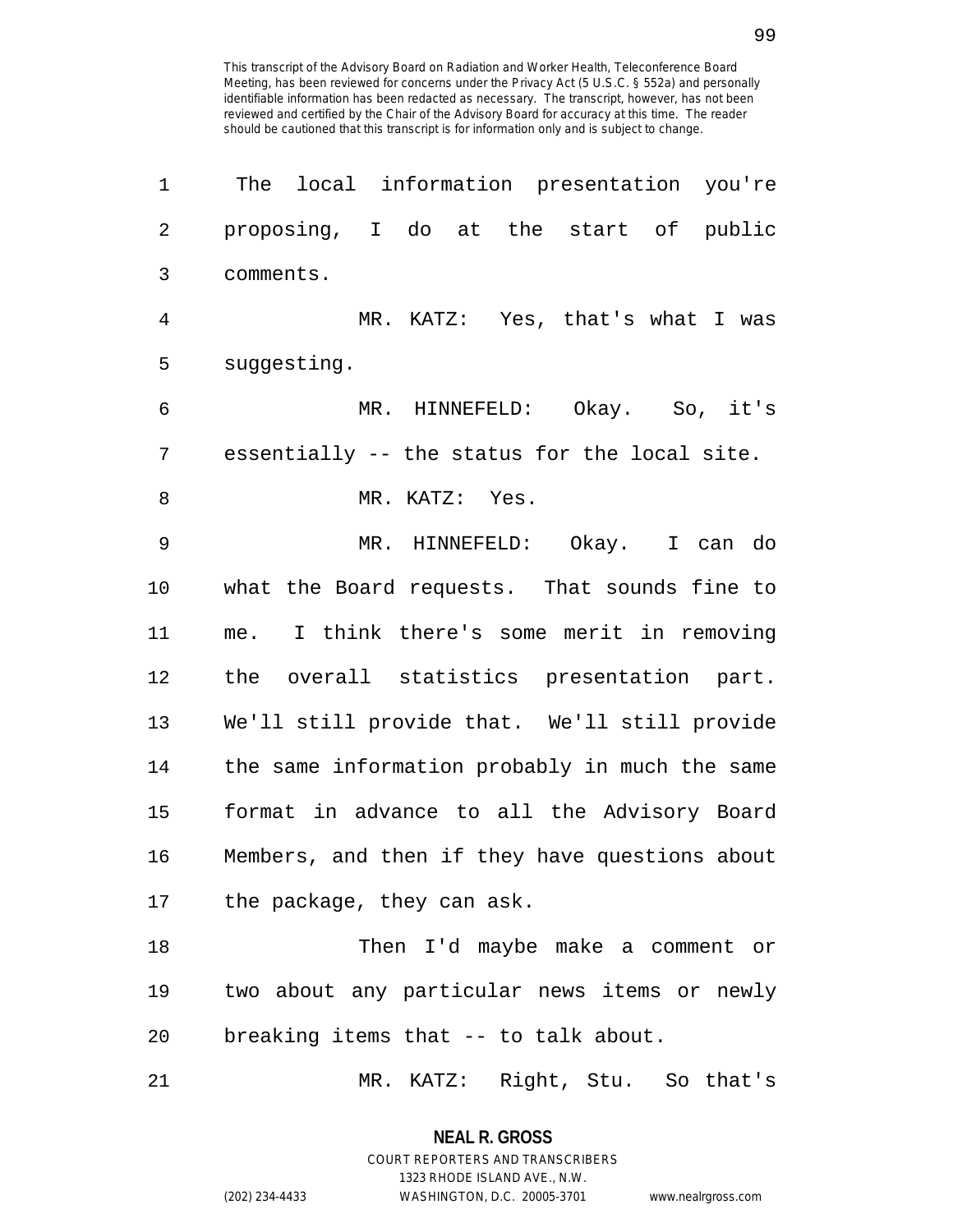The local information presentation you're proposing, I do at the start of public comments.

MR. KATZ: Yes, that's what I was suggesting.

MR. HINNEFELD: Okay. So, it's essentially -- the status for the local site.

MR. KATZ: Yes.

MR. HINNEFELD: Okay. I can do what the Board requests. That sounds fine to me. I think there's some merit in removing the overall statistics presentation part. We'll still provide that. We'll still provide the same information probably in much the same format in advance to all the Advisory Board Members, and then if they have questions about the package, they can ask.

Then I'd maybe make a comment or two about any particular news items or newly breaking items that -- to talk about.

MR. KATZ: Right, Stu. So that's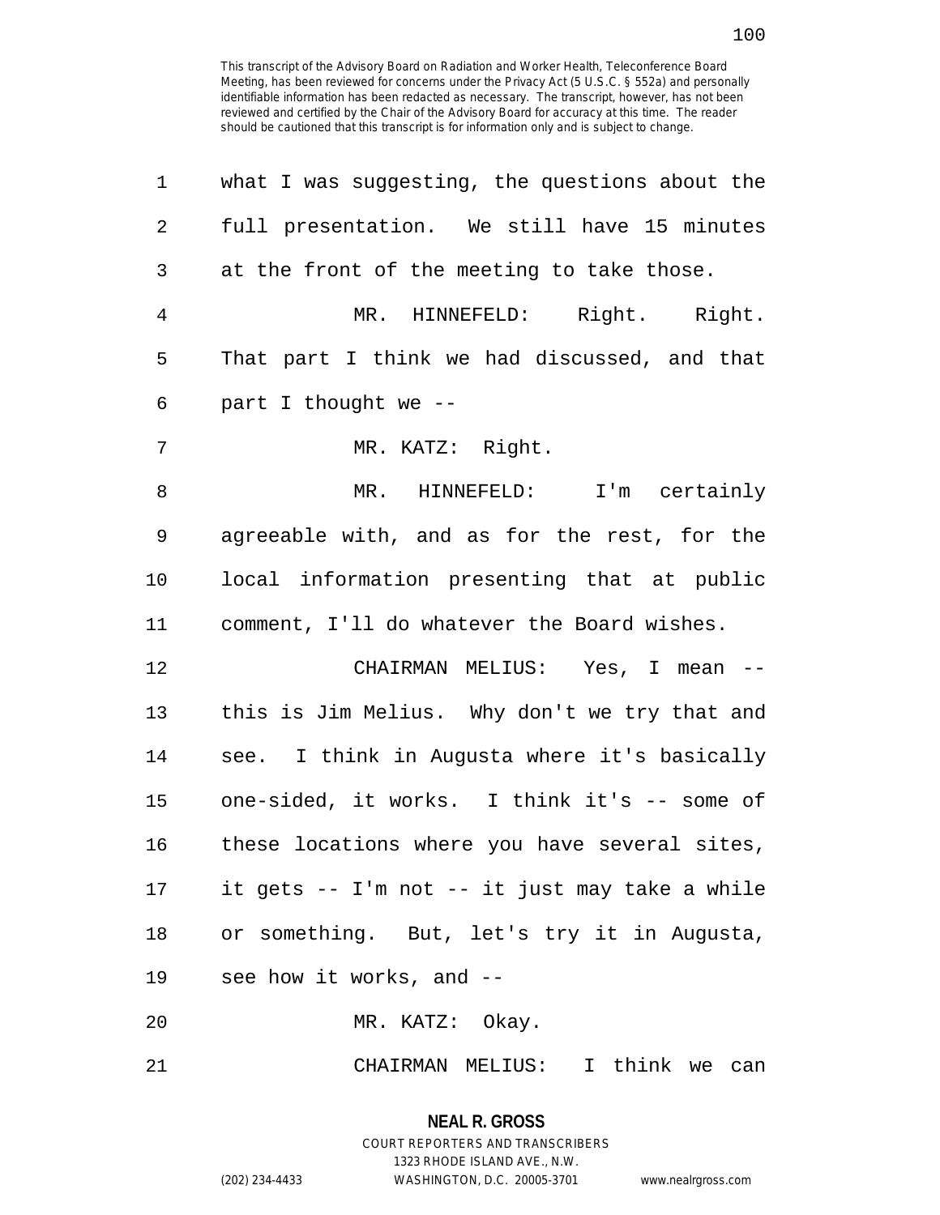what I was suggesting, the questions about the full presentation. We still have 15 minutes at the front of the meeting to take those.

MR. HINNEFELD: Right. Right. That part I think we had discussed, and that part I thought we --

MR. KATZ: Right.

MR. HINNEFELD: I'm certainly agreeable with, and as for the rest, for the local information presenting that at public comment, I'll do whatever the Board wishes.

CHAIRMAN MELIUS: Yes, I mean -- this is Jim Melius. Why don't we try that and see. I think in Augusta where it's basically one-sided, it works. I think it's -- some of these locations where you have several sites, it gets -- I'm not -- it just may take a while or something. But, let's try it in Augusta, see how it works, and --

MR. KATZ: Okay.

CHAIRMAN MELIUS: I think we can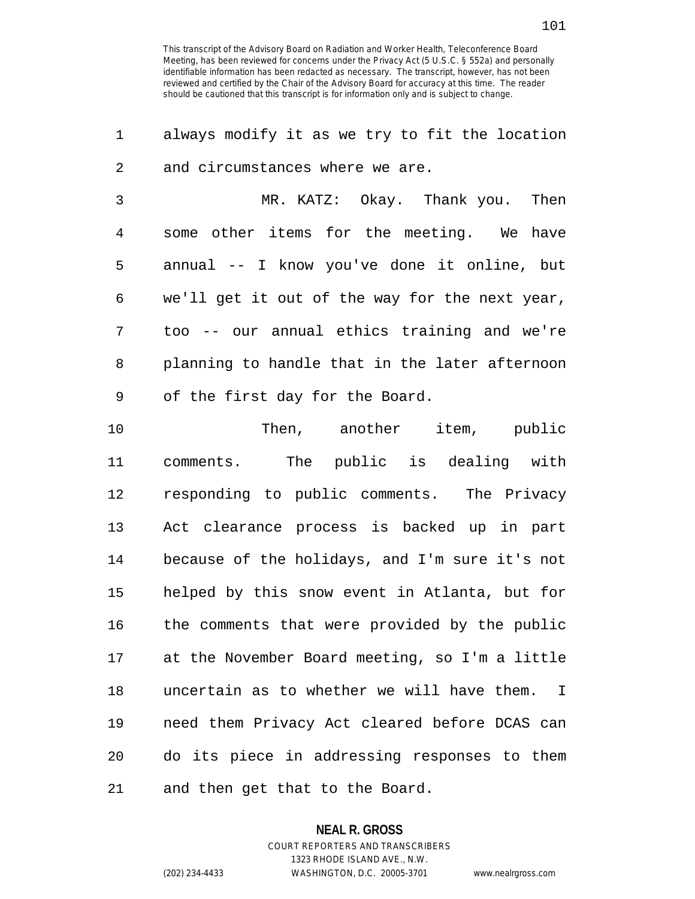This transcript of the Advisory Board on Radiation and Worker Health, Teleconference Board Meeting, has been reviewed for concerns under the Privacy Act (5 U.S.C. § 552a) and personally identifiable information has been redacted as necessary. The transcript, however, has not been reviewed and certified by the Chair of the Advisory Board for accuracy at this time. The reader should be cautioned that this transcript is for information only and is subject to change.

always modify it as we try to fit the location and circumstances where we are.

MR. KATZ: Okay. Thank you. Then some other items for the meeting. We have annual -- I know you've done it online, but we'll get it out of the way for the next year, too -- our annual ethics training and we're planning to handle that in the later afternoon of the first day for the Board.

Then, another item, public comments. The public is dealing with responding to public comments. The Privacy Act clearance process is backed up in part because of the holidays, and I'm sure it's not helped by this snow event in Atlanta, but for the comments that were provided by the public at the November Board meeting, so I'm a little uncertain as to whether we will have them. I need them Privacy Act cleared before DCAS can do its piece in addressing responses to them and then get that to the Board.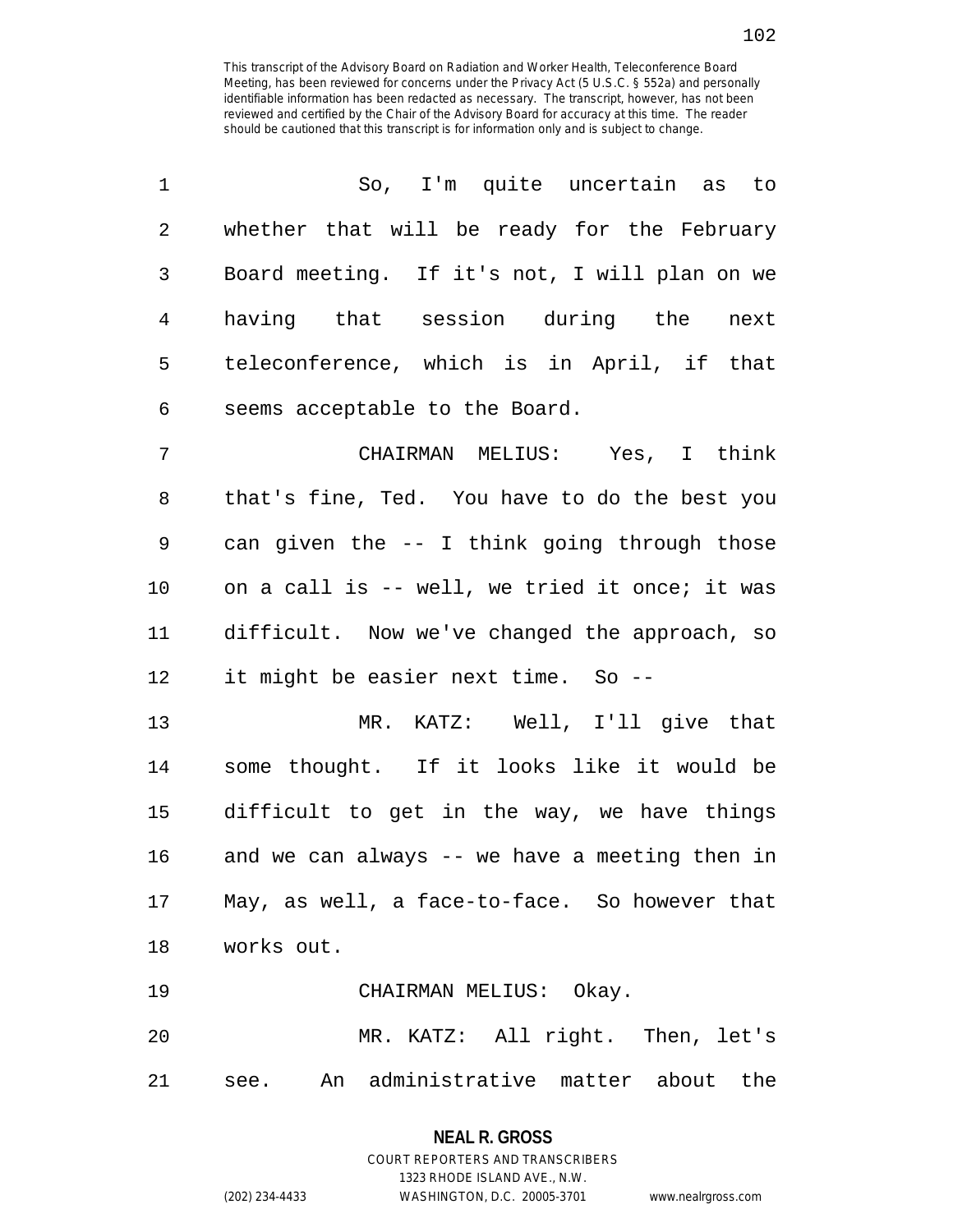So, I'm quite uncertain as to whether that will be ready for the February Board meeting. If it's not, I will plan on we having that session during the next teleconference, which is in April, if that seems acceptable to the Board.

CHAIRMAN MELIUS: Yes, I think that's fine, Ted. You have to do the best you can given the -- I think going through those on a call is -- well, we tried it once; it was difficult. Now we've changed the approach, so it might be easier next time. So --

MR. KATZ: Well, I'll give that some thought. If it looks like it would be difficult to get in the way, we have things and we can always -- we have a meeting then in May, as well, a face-to-face. So however that works out.

CHAIRMAN MELIUS: Okay.

MR. KATZ: All right. Then, let's see. An administrative matter about the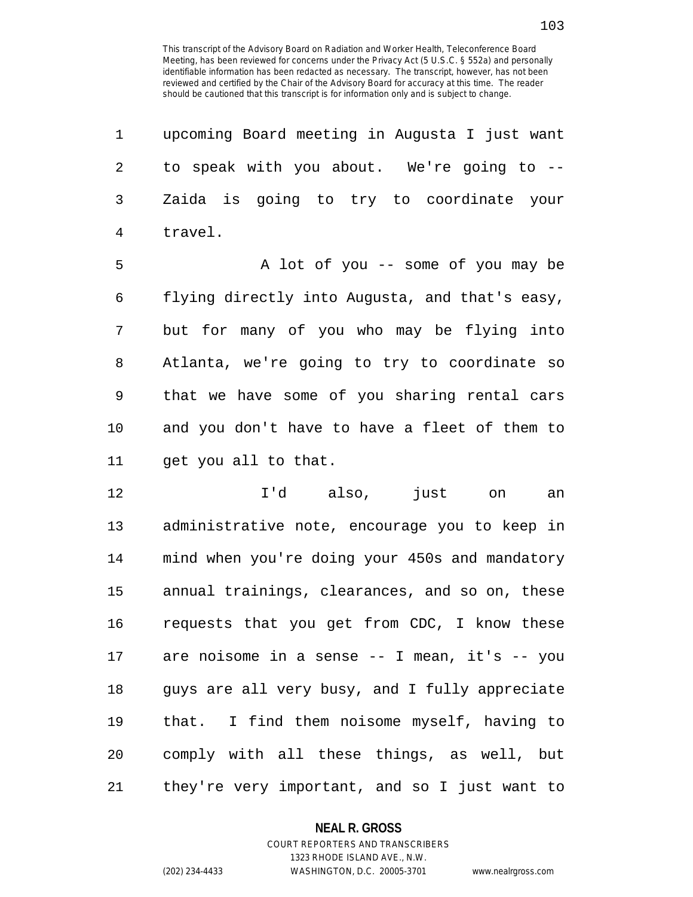upcoming Board meeting in Augusta I just want to speak with you about. We're going to -- Zaida is going to try to coordinate your travel.

A lot of you -- some of you may be flying directly into Augusta, and that's easy, but for many of you who may be flying into Atlanta, we're going to try to coordinate so that we have some of you sharing rental cars and you don't have to have a fleet of them to get you all to that.

I'd also, just on an administrative note, encourage you to keep in mind when you're doing your 450s and mandatory annual trainings, clearances, and so on, these requests that you get from CDC, I know these are noisome in a sense -- I mean, it's -- you guys are all very busy, and I fully appreciate that. I find them noisome myself, having to comply with all these things, as well, but they're very important, and so I just want to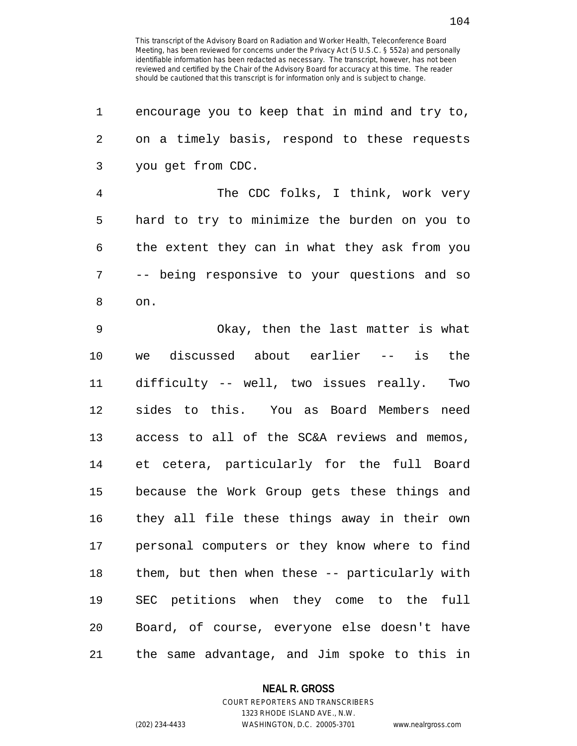encourage you to keep that in mind and try to, on a timely basis, respond to these requests you get from CDC.

The CDC folks, I think, work very hard to try to minimize the burden on you to the extent they can in what they ask from you -- being responsive to your questions and so on.

Okay, then the last matter is what we discussed about earlier -- is the difficulty -- well, two issues really. Two sides to this. You as Board Members need access to all of the SC&A reviews and memos, et cetera, particularly for the full Board because the Work Group gets these things and they all file these things away in their own personal computers or they know where to find them, but then when these -- particularly with SEC petitions when they come to the full Board, of course, everyone else doesn't have the same advantage, and Jim spoke to this in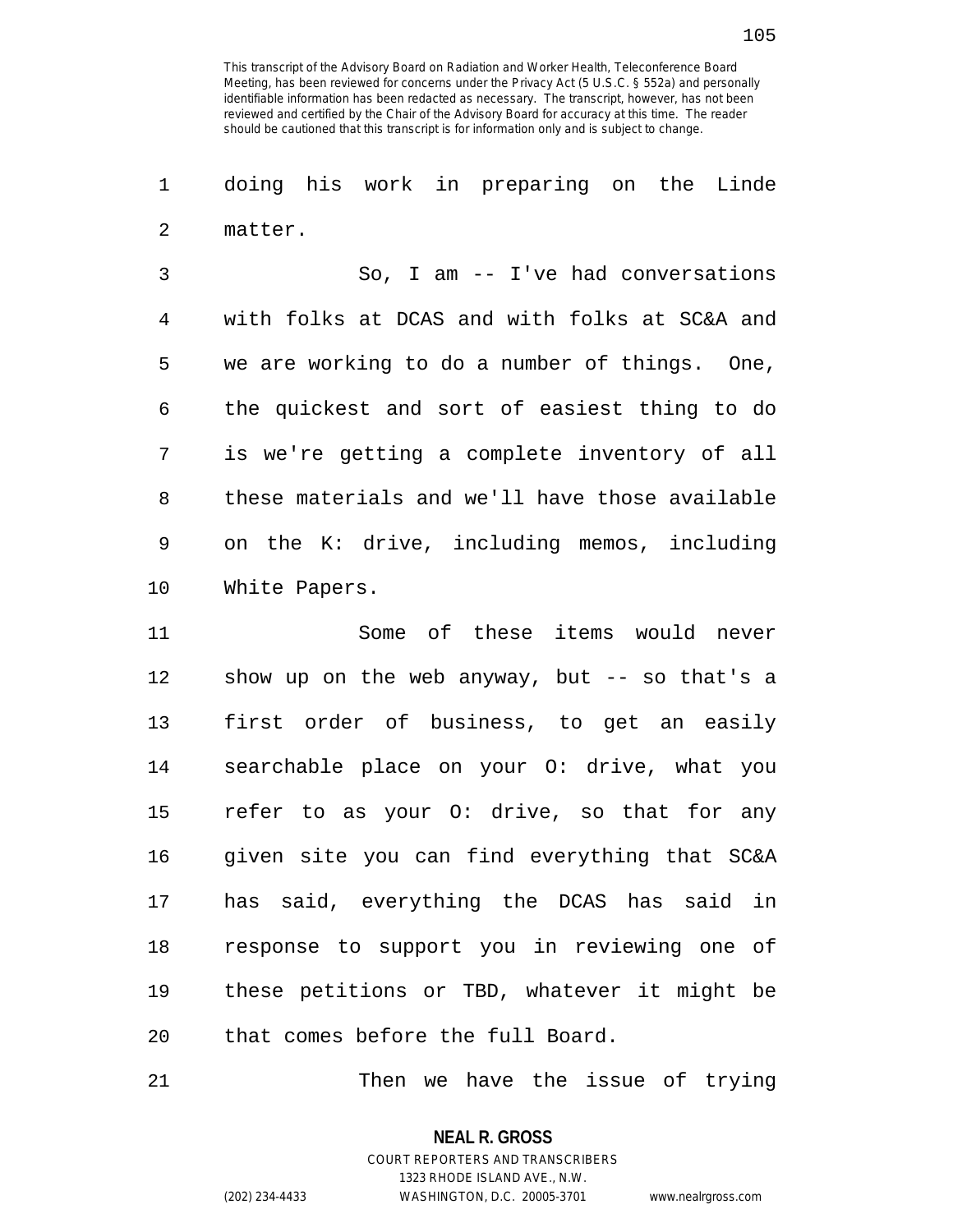doing his work in preparing on the Linde matter.

So, I am -- I've had conversations with folks at DCAS and with folks at SC&A and we are working to do a number of things. One, the quickest and sort of easiest thing to do is we're getting a complete inventory of all these materials and we'll have those available on the K: drive, including memos, including White Papers.

Some of these items would never show up on the web anyway, but -- so that's a first order of business, to get an easily searchable place on your O: drive, what you refer to as your O: drive, so that for any given site you can find everything that SC&A has said, everything the DCAS has said in response to support you in reviewing one of these petitions or TBD, whatever it might be that comes before the full Board.

Then we have the issue of trying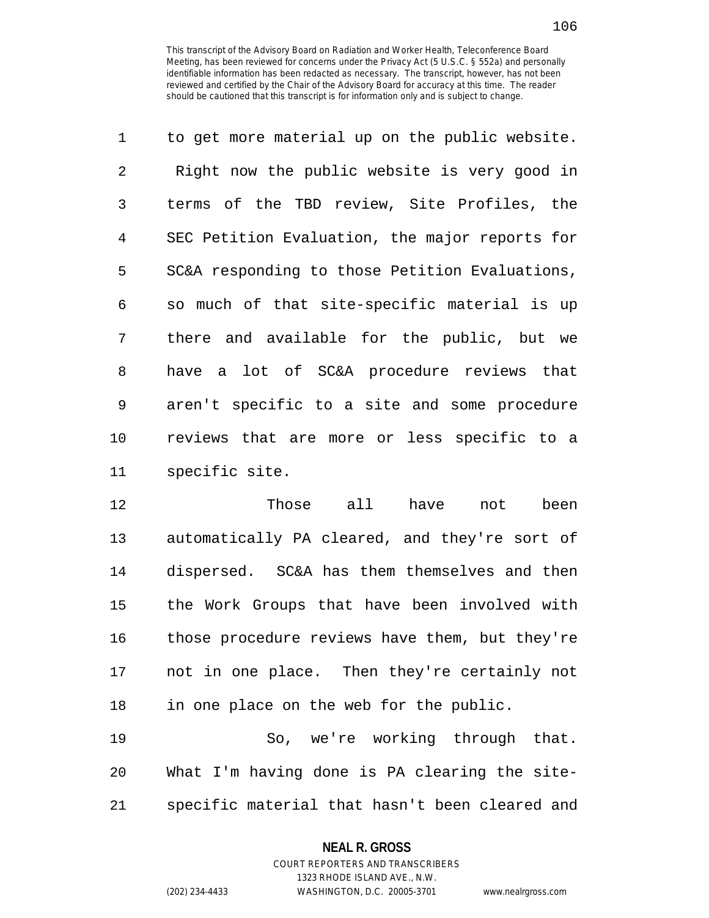This transcript of the Advisory Board on Radiation and Worker Health, Teleconference Board Meeting, has been reviewed for concerns under the Privacy Act (5 U.S.C. § 552a) and personally identifiable information has been redacted as necessary. The transcript, however, has not been reviewed and certified by the Chair of the Advisory Board for accuracy at this time. The reader should be cautioned that this transcript is for information only and is subject to change.

to get more material up on the public website. Right now the public website is very good in terms of the TBD review, Site Profiles, the SEC Petition Evaluation, the major reports for SC&A responding to those Petition Evaluations, so much of that site-specific material is up there and available for the public, but we have a lot of SC&A procedure reviews that aren't specific to a site and some procedure reviews that are more or less specific to a specific site.

Those all have not been automatically PA cleared, and they're sort of dispersed. SC&A has them themselves and then the Work Groups that have been involved with those procedure reviews have them, but they're not in one place. Then they're certainly not in one place on the web for the public.

So, we're working through that. What I'm having done is PA clearing the site-specific material that hasn't been cleared and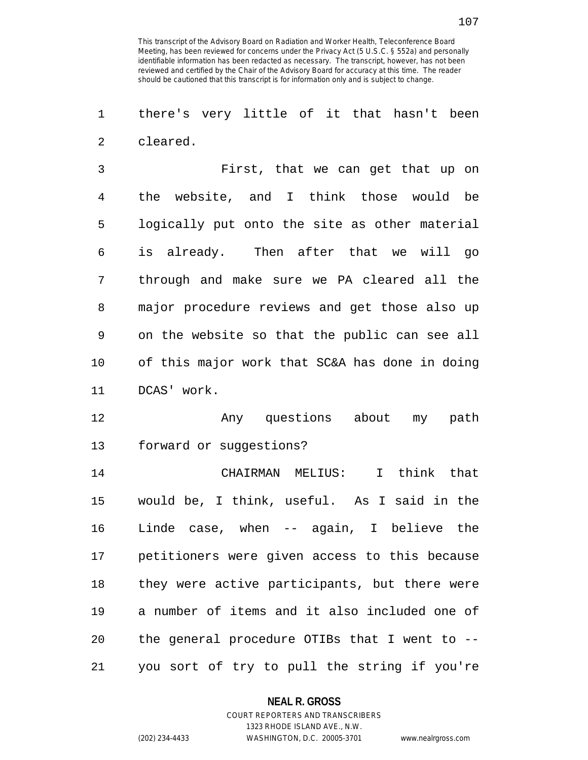there's very little of it that hasn't been cleared.

First, that we can get that up on the website, and I think those would be logically put onto the site as other material is already. Then after that we will go through and make sure we PA cleared all the major procedure reviews and get those also up on the website so that the public can see all of this major work that SC&A has done in doing DCAS' work.

Any questions about my path forward or suggestions?

CHAIRMAN MELIUS: I think that would be, I think, useful. As I said in the Linde case, when -- again, I believe the petitioners were given access to this because they were active participants, but there were a number of items and it also included one of the general procedure OTIBs that I went to -- you sort of try to pull the string if you're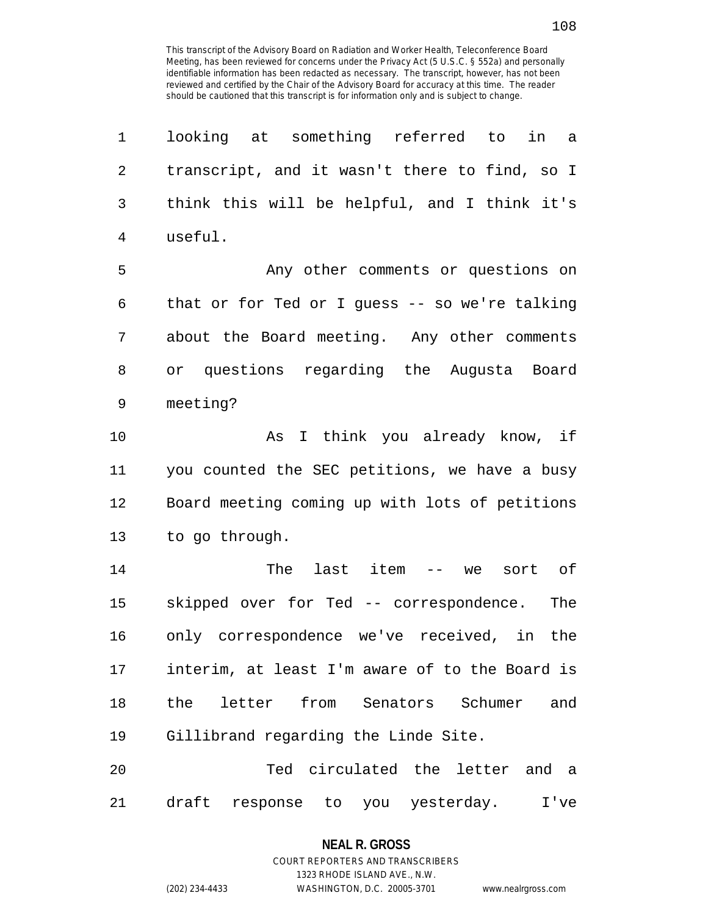looking at something referred to in a transcript, and it wasn't there to find, so I think this will be helpful, and I think it's useful.

Any other comments or questions on that or for Ted or I guess -- so we're talking about the Board meeting. Any other comments or questions regarding the Augusta Board meeting?

As I think you already know, if you counted the SEC petitions, we have a busy Board meeting coming up with lots of petitions to go through.

The last item -- we sort of skipped over for Ted -- correspondence. The only correspondence we've received, in the interim, at least I'm aware of to the Board is the letter from Senators Schumer and Gillibrand regarding the Linde Site.

Ted circulated the letter and a draft response to you yesterday. I've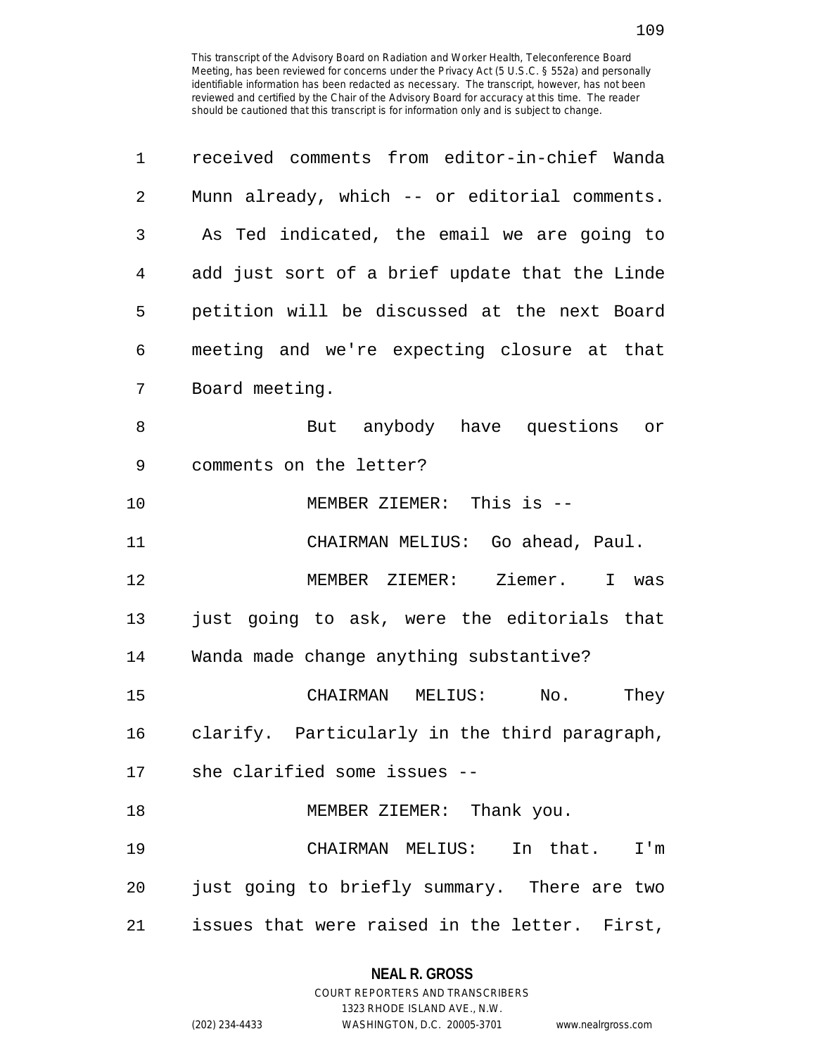received comments from editor-in-chief Wanda Munn already, which -- or editorial comments. As Ted indicated, the email we are going to add just sort of a brief update that the Linde petition will be discussed at the next Board meeting and we're expecting closure at that Board meeting.

But anybody have questions or comments on the letter?

MEMBER ZIEMER: This is --

CHAIRMAN MELIUS: Go ahead, Paul.

MEMBER ZIEMER: Ziemer. I was just going to ask, were the editorials that Wanda made change anything substantive?

CHAIRMAN MELIUS: No. They clarify. Particularly in the third paragraph, she clarified some issues --

MEMBER ZIEMER: Thank you.

CHAIRMAN MELIUS: In that. I'm just going to briefly summary. There are two issues that were raised in the letter. First,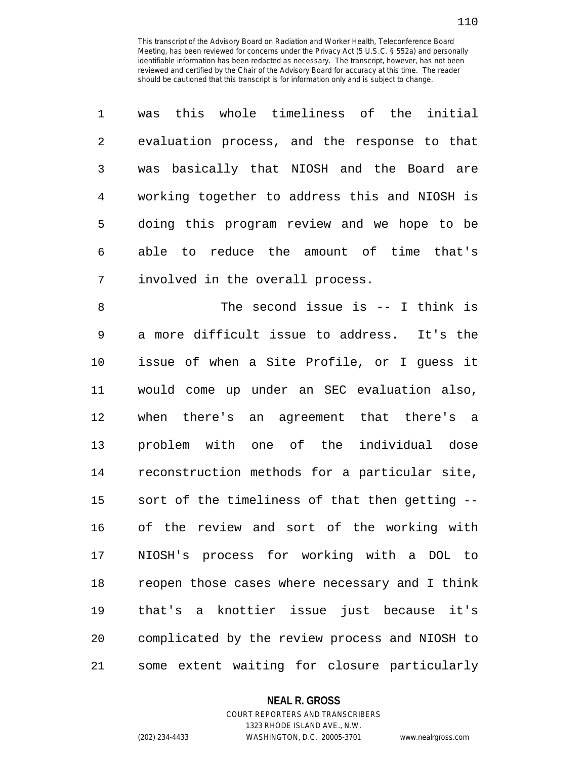This transcript of the Advisory Board on Radiation and Worker Health, Teleconference Board Meeting, has been reviewed for concerns under the Privacy Act (5 U.S.C. § 552a) and personally identifiable information has been redacted as necessary. The transcript, however, has not been reviewed and certified by the Chair of the Advisory Board for accuracy at this time. The reader should be cautioned that this transcript is for information only and is subject to change.

was this whole timeliness of the initial evaluation process, and the response to that was basically that NIOSH and the Board are working together to address this and NIOSH is doing this program review and we hope to be able to reduce the amount of time that's involved in the overall process.

The second issue is -- I think is a more difficult issue to address. It's the issue of when a Site Profile, or I guess it would come up under an SEC evaluation also, when there's an agreement that there's a problem with one of the individual dose reconstruction methods for a particular site, sort of the timeliness of that then getting -- of the review and sort of the working with NIOSH's process for working with a DOL to reopen those cases where necessary and I think that's a knottier issue just because it's complicated by the review process and NIOSH to some extent waiting for closure particularly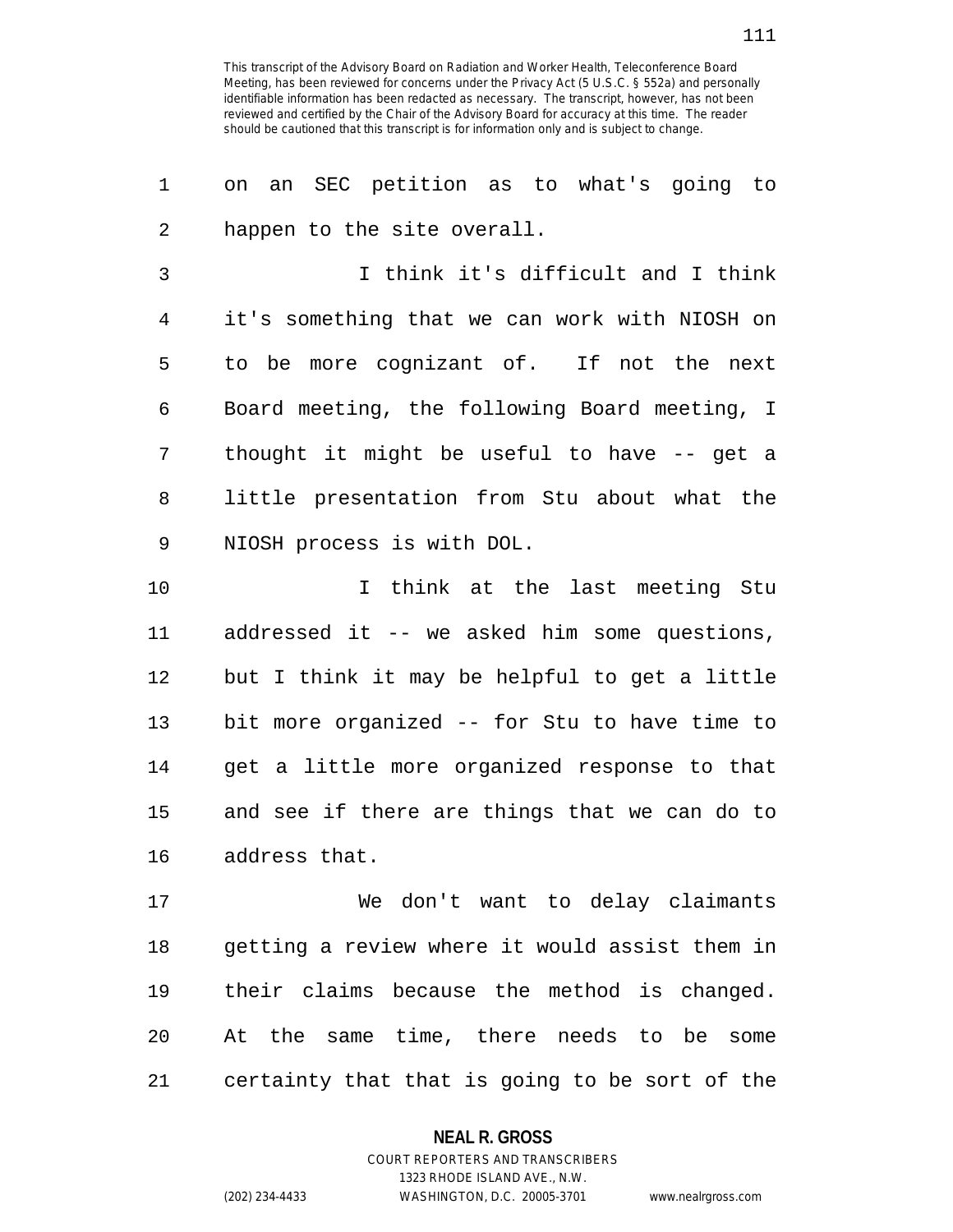on an SEC petition as to what's going to happen to the site overall.

I think it's difficult and I think it's something that we can work with NIOSH on to be more cognizant of. If not the next Board meeting, the following Board meeting, I thought it might be useful to have -- get a little presentation from Stu about what the NIOSH process is with DOL.

I think at the last meeting Stu addressed it -- we asked him some questions, but I think it may be helpful to get a little bit more organized -- for Stu to have time to get a little more organized response to that and see if there are things that we can do to address that.

We don't want to delay claimants getting a review where it would assist them in their claims because the method is changed. At the same time, there needs to be some certainty that that is going to be sort of the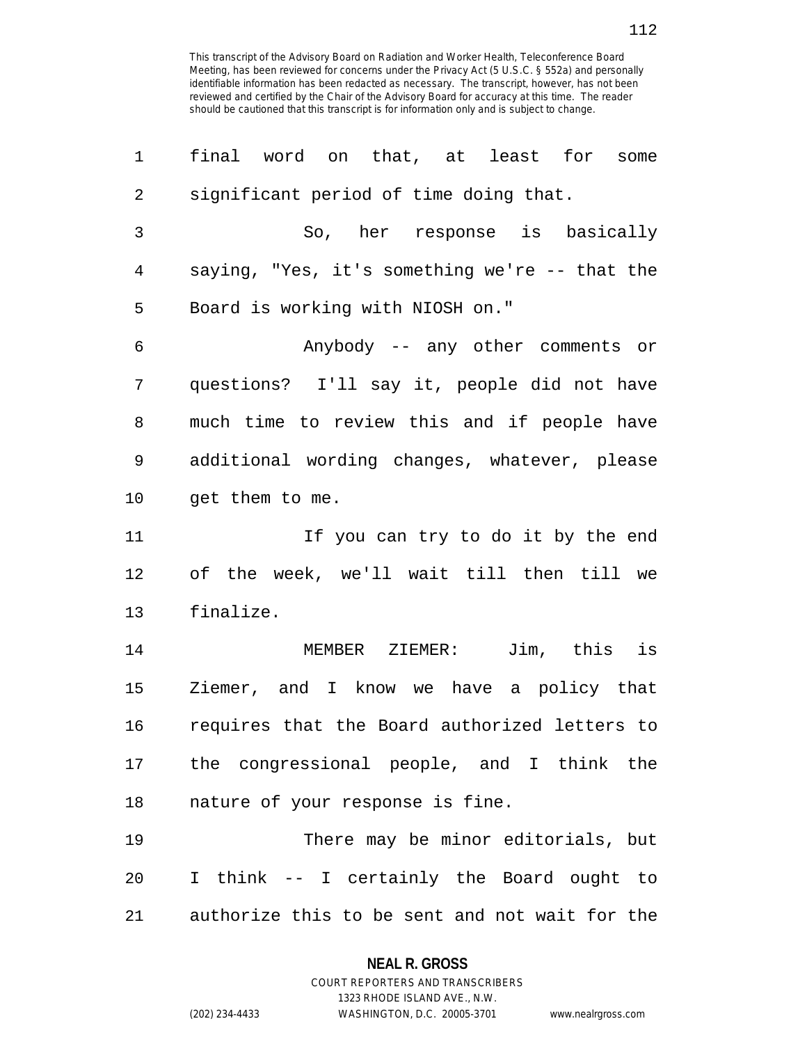final word on that, at least for some significant period of time doing that.

So, her response is basically saying, "Yes, it's something we're -- that the Board is working with NIOSH on."

Anybody -- any other comments or questions? I'll say it, people did not have much time to review this and if people have additional wording changes, whatever, please get them to me.

If you can try to do it by the end of the week, we'll wait till then till we finalize.

MEMBER ZIEMER: Jim, this is Ziemer, and I know we have a policy that requires that the Board authorized letters to the congressional people, and I think the nature of your response is fine.

There may be minor editorials, but I think -- I certainly the Board ought to authorize this to be sent and not wait for the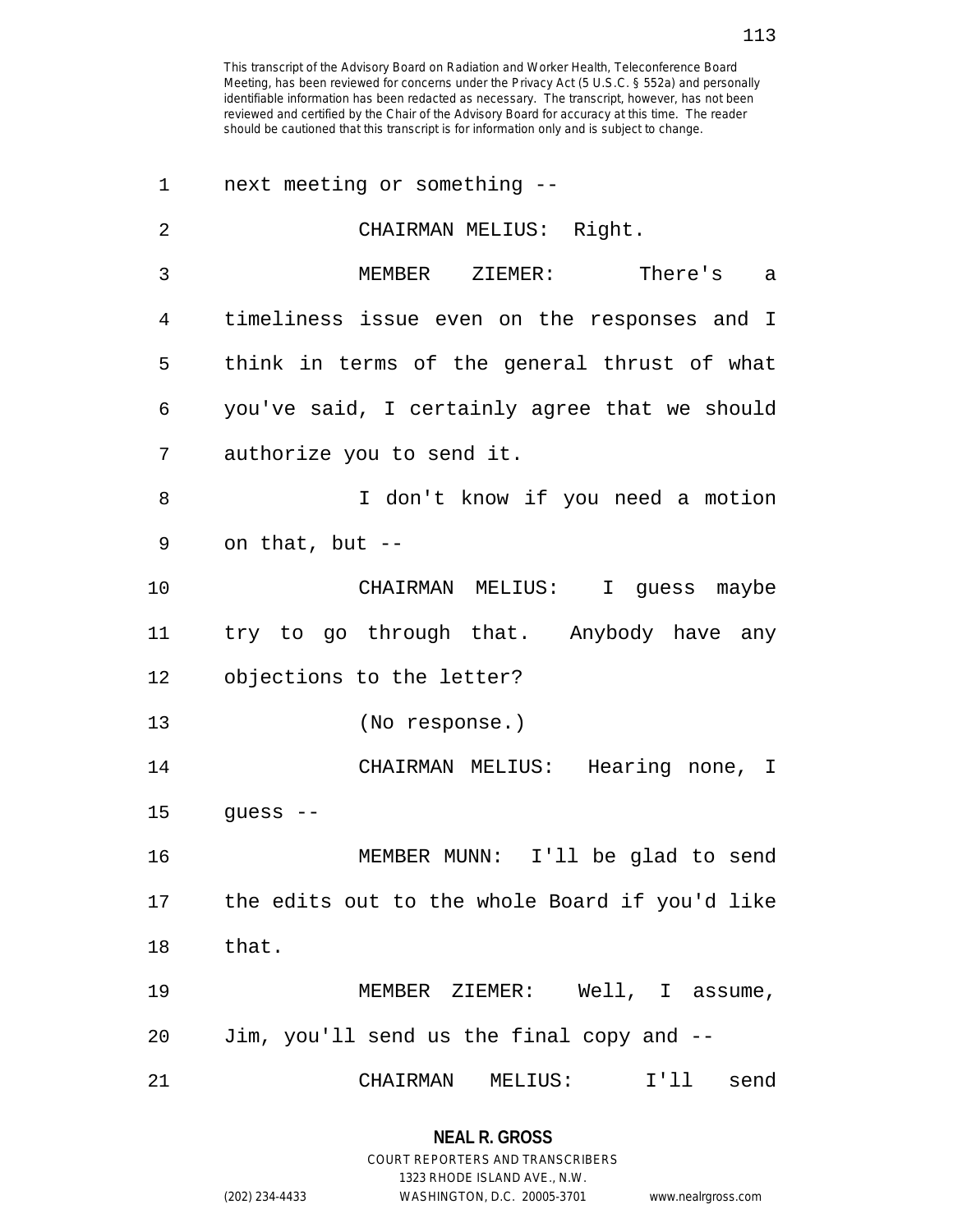This transcript of the Advisory Board on Radiation and Worker Health, Teleconference Board Meeting, has been reviewed for concerns under the Privacy Act (5 U.S.C. § 552a) and personally identifiable information has been redacted as necessary. The transcript, however, has not been reviewed and certified by the Chair of the Advisory Board for accuracy at this time. The reader should be cautioned that this transcript is for information only and is subject to change.

1 next meeting or something --

2 CHAIRMAN MELIUS: Right.

3 MEMBER ZIEMER: There's a

4 timeliness issue even on the responses and I

5 think in terms of the general thrust of what

6 you've said, I certainly agree that we should

7 authorize you to send it.

8 I don't know if you need a motion

9 on that, but --

10 CHAIRMAN MELIUS: I guess maybe

11 try to go through that. Anybody have any

12 objections to the letter?

13 (No response.)

14 CHAIRMAN MELIUS: Hearing none, I

15 guess --

16 MEMBER MUNN: I'll be glad to send

17 the edits out to the whole Board if you'd like

18 that.

19 MEMBER ZIEMER: Well, I assume,

20 Jim, you'll send us the final copy and --

21 CHAIRMAN MELIUS: I'll send

**NEAL R. GROSS**
COURT REPORTERS AND TRANSCRIBERS
1323 RHODE ISLAND AVE., N.W.
(202) 234-4433 WASHINGTON, D.C. 20005-3701 www.nealrgross.com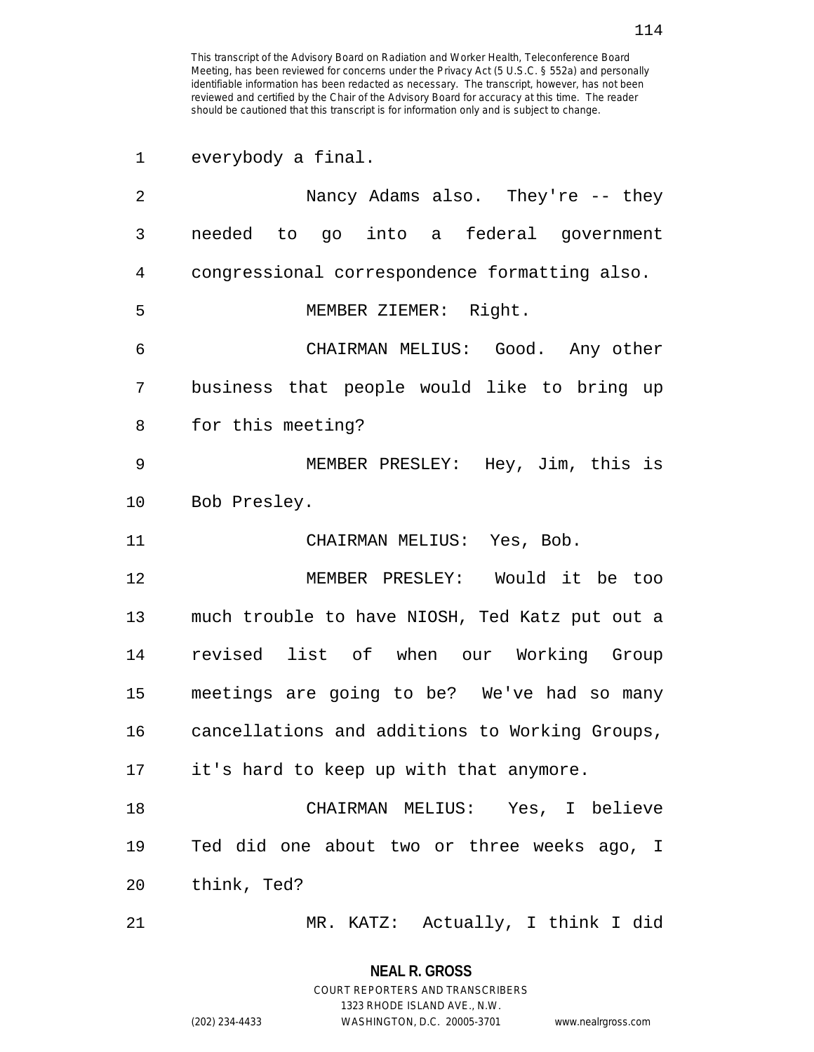everybody a final.

Nancy Adams also. They're -- they needed to go into a federal government congressional correspondence formatting also.

MEMBER ZIEMER: Right.

CHAIRMAN MELIUS: Good. Any other business that people would like to bring up for this meeting?

MEMBER PRESLEY: Hey, Jim, this is Bob Presley.

CHAIRMAN MELIUS: Yes, Bob.

MEMBER PRESLEY: Would it be too much trouble to have NIOSH, Ted Katz put out a revised list of when our Working Group meetings are going to be? We've had so many cancellations and additions to Working Groups, it's hard to keep up with that anymore.

CHAIRMAN MELIUS: Yes, I believe Ted did one about two or three weeks ago, I think, Ted?

MR. KATZ: Actually, I think I did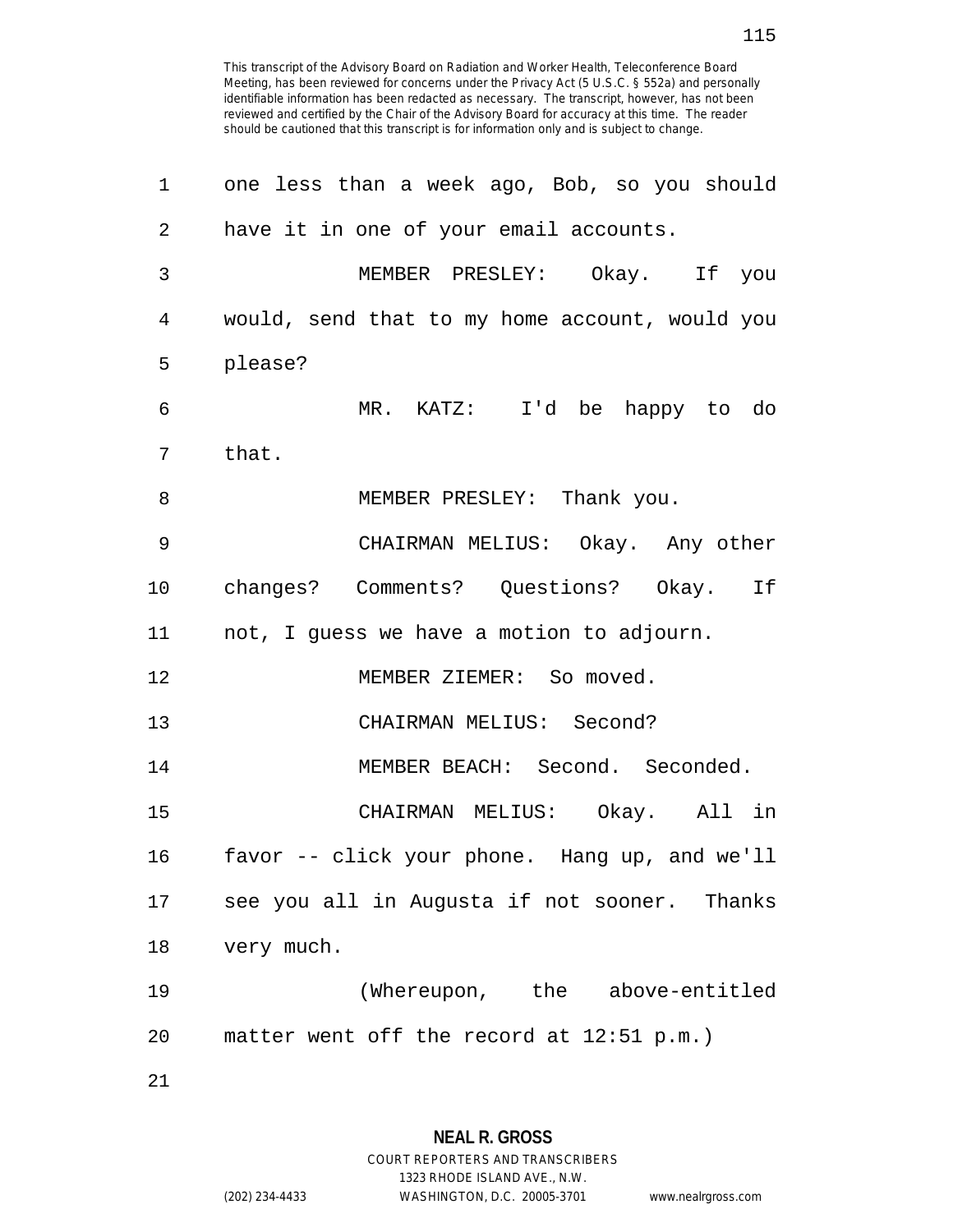This transcript of the Advisory Board on Radiation and Worker Health, Teleconference Board Meeting, has been reviewed for concerns under the Privacy Act (5 U.S.C. § 552a) and personally identifiable information has been redacted as necessary. The transcript, however, has not been reviewed and certified by the Chair of the Advisory Board for accuracy at this time. The reader should be cautioned that this transcript is for information only and is subject to change.

one less than a week ago, Bob, so you should have it in one of your email accounts.

MEMBER PRESLEY: Okay. If you would, send that to my home account, would you please?

MR. KATZ: I'd be happy to do that.

MEMBER PRESLEY: Thank you.

CHAIRMAN MELIUS: Okay. Any other changes? Comments? Questions? Okay. If not, I guess we have a motion to adjourn.

MEMBER ZIEMER: So moved.

CHAIRMAN MELIUS: Second?

MEMBER BEACH: Second. Seconded.

CHAIRMAN MELIUS: Okay. All in favor -- click your phone. Hang up, and we'll see you all in Augusta if not sooner. Thanks very much.

(Whereupon, the above-entitled matter went off the record at 12:51 p.m.)

**NEAL R. GROSS**
COURT REPORTERS AND TRANSCRIBERS
1323 RHODE ISLAND AVE., N.W.
(202) 234-4433 WASHINGTON, D.C. 20005-3701 www.nealrgross.com